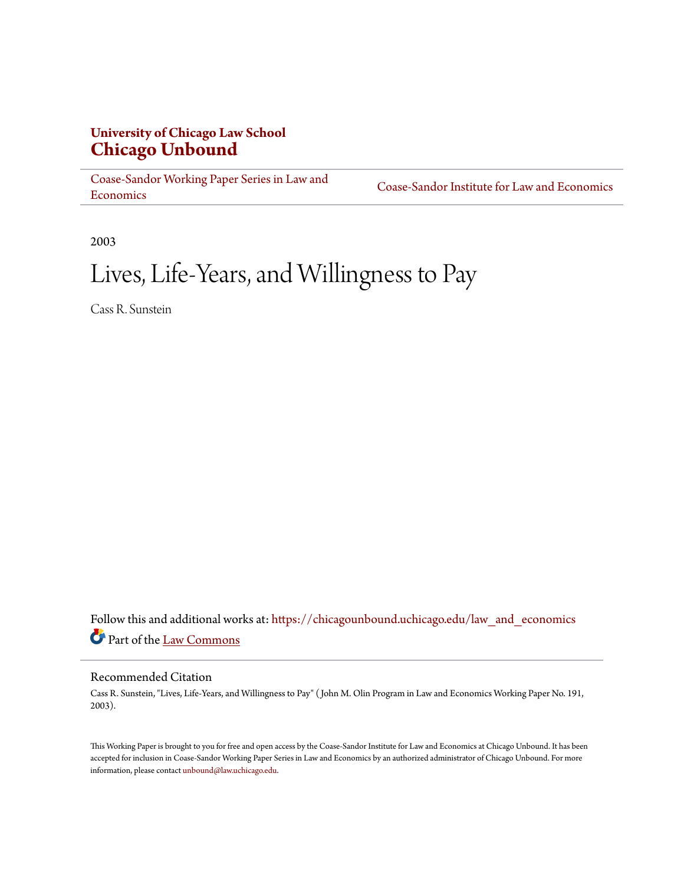**University of Chicago Law School**
**Chicago Unbound**

Coase-Sandor Working Paper Series in Law and Economics | Coase-Sandor Institute for Law and Economics

2003

# Lives, Life-Years, and Willingness to Pay

Cass R. Sunstein

Follow this and additional works at: https://chicagounbound.uchicago.edu/law_and_economics

Part of the Law Commons

## Recommended Citation

Cass R. Sunstein, "Lives, Life-Years, and Willingness to Pay" ( John M. Olin Program in Law and Economics Working Paper No. 191, 2003).

This Working Paper is brought to you for free and open access by the Coase-Sandor Institute for Law and Economics at Chicago Unbound. It has been accepted for inclusion in Coase-Sandor Working Paper Series in Law and Economics by an authorized administrator of Chicago Unbound. For more information, please contact unbound@law.uchicago.edu.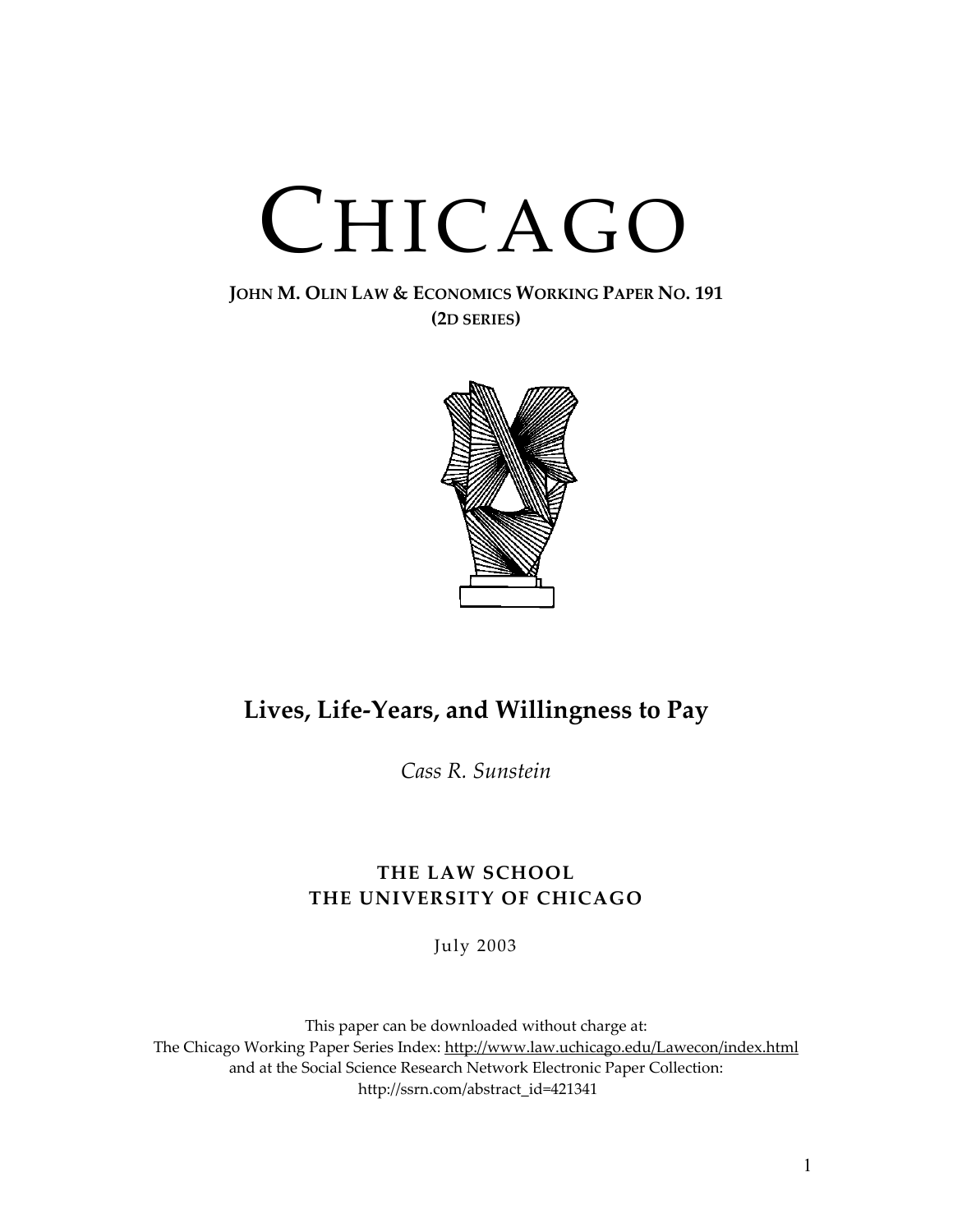# CHICAGO

**JOHN M. OLIN LAW & ECONOMICS WORKING PAPER NO. 191**
**(2D SERIES)**

## Lives, Life-Years, and Willingness to Pay

*Cass R. Sunstein*

**THE LAW SCHOOL**
**THE UNIVERSITY OF CHICAGO**

July 2003

This paper can be downloaded without charge at:
The Chicago Working Paper Series Index: http://www.law.uchicago.edu/Lawecon/index.html
and at the Social Science Research Network Electronic Paper Collection:
http://ssrn.com/abstract_id=421341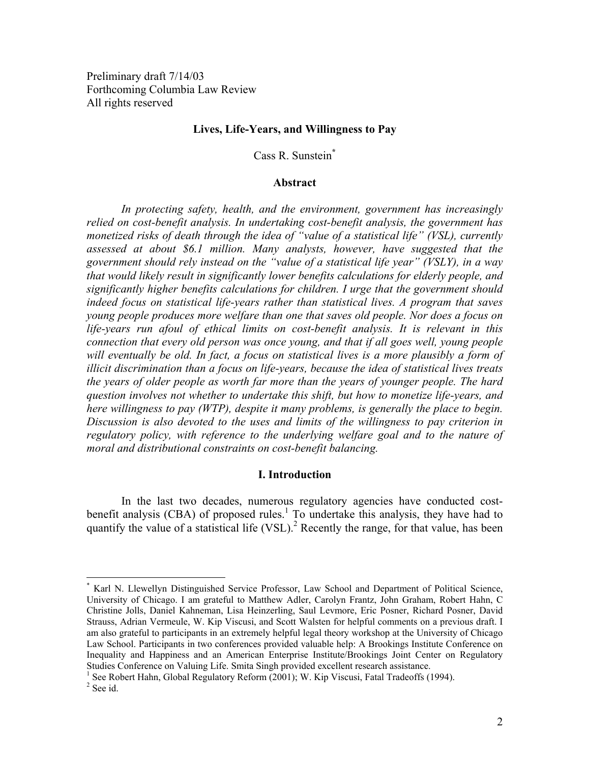Preliminary draft 7/14/03
Forthcoming Columbia Law Review
All rights reserved

## Lives, Life-Years, and Willingness to Pay

Cass R. Sunstein*

### Abstract

*In protecting safety, health, and the environment, government has increasingly relied on cost-benefit analysis. In undertaking cost-benefit analysis, the government has monetized risks of death through the idea of "value of a statistical life" (VSL), currently assessed at about $6.1 million. Many analysts, however, have suggested that the government should rely instead on the "value of a statistical life year" (VSLY), in a way that would likely result in significantly lower benefits calculations for elderly people, and significantly higher benefits calculations for children. I urge that the government should indeed focus on statistical life-years rather than statistical lives. A program that saves young people produces more welfare than one that saves old people. Nor does a focus on life-years run afoul of ethical limits on cost-benefit analysis. It is relevant in this connection that every old person was once young, and that if all goes well, young people will eventually be old. In fact, a focus on statistical lives is a more plausibly a form of illicit discrimination than a focus on life-years, because the idea of statistical lives treats the years of older people as worth far more than the years of younger people. The hard question involves not whether to undertake this shift, but how to monetize life-years, and here willingness to pay (WTP), despite it many problems, is generally the place to begin. Discussion is also devoted to the uses and limits of the willingness to pay criterion in regulatory policy, with reference to the underlying welfare goal and to the nature of moral and distributional constraints on cost-benefit balancing.*

### I. Introduction

In the last two decades, numerous regulatory agencies have conducted cost-benefit analysis (CBA) of proposed rules.[1] To undertake this analysis, they have had to quantify the value of a statistical life (VSL).[2] Recently the range, for that value, has been

---

* Karl N. Llewellyn Distinguished Service Professor, Law School and Department of Political Science, University of Chicago. I am grateful to Matthew Adler, Carolyn Frantz, John Graham, Robert Hahn, C Christine Jolls, Daniel Kahneman, Lisa Heinzerling, Saul Levmore, Eric Posner, Richard Posner, David Strauss, Adrian Vermeule, W. Kip Viscusi, and Scott Walsten for helpful comments on a previous draft. I am also grateful to participants in an extremely helpful legal theory workshop at the University of Chicago Law School. Participants in two conferences provided valuable help: A Brookings Institute Conference on Inequality and Happiness and an American Enterprise Institute/Brookings Joint Center on Regulatory Studies Conference on Valuing Life. Smita Singh provided excellent research assistance.

[1] See Robert Hahn, Global Regulatory Reform (2001); W. Kip Viscusi, Fatal Tradeoffs (1994).

[2] See id.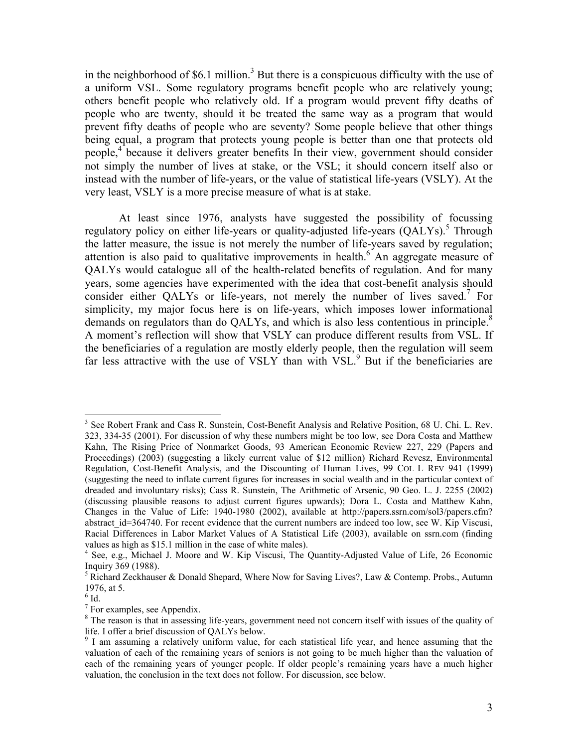in the neighborhood of $6.1 million.[3] But there is a conspicuous difficulty with the use of a uniform VSL. Some regulatory programs benefit people who are relatively young; others benefit people who relatively old. If a program would prevent fifty deaths of people who are twenty, should it be treated the same way as a program that would prevent fifty deaths of people who are seventy? Some people believe that other things being equal, a program that protects young people is better than one that protects old people,[4] because it delivers greater benefits In their view, government should consider not simply the number of lives at stake, or the VSL; it should concern itself also or instead with the number of life-years, or the value of statistical life-years (VSLY). At the very least, VSLY is a more precise measure of what is at stake.

At least since 1976, analysts have suggested the possibility of focussing regulatory policy on either life-years or quality-adjusted life-years (QALYs).[5] Through the latter measure, the issue is not merely the number of life-years saved by regulation; attention is also paid to qualitative improvements in health.[6] An aggregate measure of QALYs would catalogue all of the health-related benefits of regulation. And for many years, some agencies have experimented with the idea that cost-benefit analysis should consider either QALYs or life-years, not merely the number of lives saved.[7] For simplicity, my major focus here is on life-years, which imposes lower informational demands on regulators than do QALYs, and which is also less contentious in principle.[8] A moment's reflection will show that VSLY can produce different results from VSL. If the beneficiaries of a regulation are mostly elderly people, then the regulation will seem far less attractive with the use of VSLY than with VSL.[9] But if the beneficiaries are

---

[3] See Robert Frank and Cass R. Sunstein, Cost-Benefit Analysis and Relative Position, 68 U. Chi. L. Rev. 323, 334-35 (2001). For discussion of why these numbers might be too low, see Dora Costa and Matthew Kahn, The Rising Price of Nonmarket Goods, 93 American Economic Review 227, 229 (Papers and Proceedings) (2003) (suggesting a likely current value of $12 million) Richard Revesz, Environmental Regulation, Cost-Benefit Analysis, and the Discounting of Human Lives, 99 COL L REV 941 (1999) (suggesting the need to inflate current figures for increases in social wealth and in the particular context of dreaded and involuntary risks); Cass R. Sunstein, The Arithmetic of Arsenic, 90 Geo. L. J. 2255 (2002) (discussing plausible reasons to adjust current figures upwards); Dora L. Costa and Matthew Kahn, Changes in the Value of Life: 1940-1980 (2002), available at http://papers.ssrn.com/sol3/papers.cfm?abstract_id=364740. For recent evidence that the current numbers are indeed too low, see W. Kip Viscusi, Racial Differences in Labor Market Values of A Statistical Life (2003), available on ssrn.com (finding values as high as $15.1 million in the case of white males).

[4] See, e.g., Michael J. Moore and W. Kip Viscusi, The Quantity-Adjusted Value of Life, 26 Economic Inquiry 369 (1988).

[5] Richard Zeckhauser & Donald Shepard, Where Now for Saving Lives?, Law & Contemp. Probs., Autumn 1976, at 5.

[6] Id.

[7] For examples, see Appendix.

[8] The reason is that in assessing life-years, government need not concern itself with issues of the quality of life. I offer a brief discussion of QALYs below.

[9] I am assuming a relatively uniform value, for each statistical life year, and hence assuming that the valuation of each of the remaining years of seniors is not going to be much higher than the valuation of each of the remaining years of younger people. If older people's remaining years have a much higher valuation, the conclusion in the text does not follow. For discussion, see below.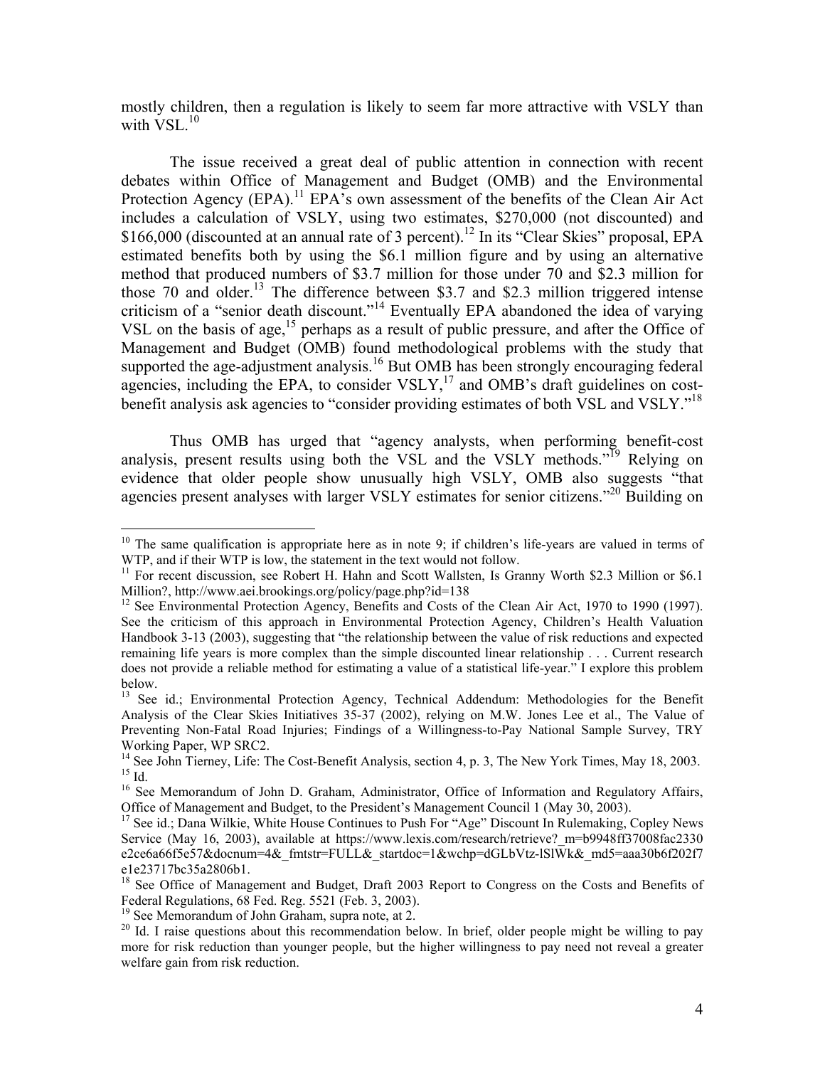mostly children, then a regulation is likely to seem far more attractive with VSLY than with VSL.[10]

The issue received a great deal of public attention in connection with recent debates within Office of Management and Budget (OMB) and the Environmental Protection Agency (EPA).[11] EPA's own assessment of the benefits of the Clean Air Act includes a calculation of VSLY, using two estimates, $270,000 (not discounted) and $166,000 (discounted at an annual rate of 3 percent).[12] In its "Clear Skies" proposal, EPA estimated benefits both by using the $6.1 million figure and by using an alternative method that produced numbers of $3.7 million for those under 70 and $2.3 million for those 70 and older.[13] The difference between $3.7 and $2.3 million triggered intense criticism of a "senior death discount."[14] Eventually EPA abandoned the idea of varying VSL on the basis of age,[15] perhaps as a result of public pressure, and after the Office of Management and Budget (OMB) found methodological problems with the study that supported the age-adjustment analysis.[16] But OMB has been strongly encouraging federal agencies, including the EPA, to consider VSLY,[17] and OMB's draft guidelines on cost-benefit analysis ask agencies to "consider providing estimates of both VSL and VSLY."[18]

Thus OMB has urged that "agency analysts, when performing benefit-cost analysis, present results using both the VSL and the VSLY methods."[19] Relying on evidence that older people show unusually high VSLY, OMB also suggests "that agencies present analyses with larger VSLY estimates for senior citizens."[20] Building on

---

[10] The same qualification is appropriate here as in note 9; if children's life-years are valued in terms of WTP, and if their WTP is low, the statement in the text would not follow.

[11] For recent discussion, see Robert H. Hahn and Scott Wallsten, Is Granny Worth $2.3 Million or $6.1 Million?, http://www.aei.brookings.org/policy/page.php?id=138

[12] See Environmental Protection Agency, Benefits and Costs of the Clean Air Act, 1970 to 1990 (1997). See the criticism of this approach in Environmental Protection Agency, Children's Health Valuation Handbook 3-13 (2003), suggesting that "the relationship between the value of risk reductions and expected remaining life years is more complex than the simple discounted linear relationship . . . Current research does not provide a reliable method for estimating a value of a statistical life-year." I explore this problem below.

[13] See id.; Environmental Protection Agency, Technical Addendum: Methodologies for the Benefit Analysis of the Clear Skies Initiatives 35-37 (2002), relying on M.W. Jones Lee et al., The Value of Preventing Non-Fatal Road Injuries; Findings of a Willingness-to-Pay National Sample Survey, TRY Working Paper, WP SRC2.

[14] See John Tierney, Life: The Cost-Benefit Analysis, section 4, p. 3, The New York Times, May 18, 2003.

[15] Id.

[16] See Memorandum of John D. Graham, Administrator, Office of Information and Regulatory Affairs, Office of Management and Budget, to the President's Management Council 1 (May 30, 2003).

[17] See id.; Dana Wilkie, White House Continues to Push For "Age" Discount In Rulemaking, Copley News Service (May 16, 2003), available at https://www.lexis.com/research/retrieve?_m=b9948ff37008fac2330e2ce6a66f5e57&docnum=4&_fmtstr=FULL&_startdoc=1&wchp=dGLbVtz-lSlWk&_md5=aaa30b6f202f7e1e23717bc35a2806b1.

[18] See Office of Management and Budget, Draft 2003 Report to Congress on the Costs and Benefits of Federal Regulations, 68 Fed. Reg. 5521 (Feb. 3, 2003).

[19] See Memorandum of John Graham, supra note, at 2.

[20] Id. I raise questions about this recommendation below. In brief, older people might be willing to pay more for risk reduction than younger people, but the higher willingness to pay need not reveal a greater welfare gain from risk reduction.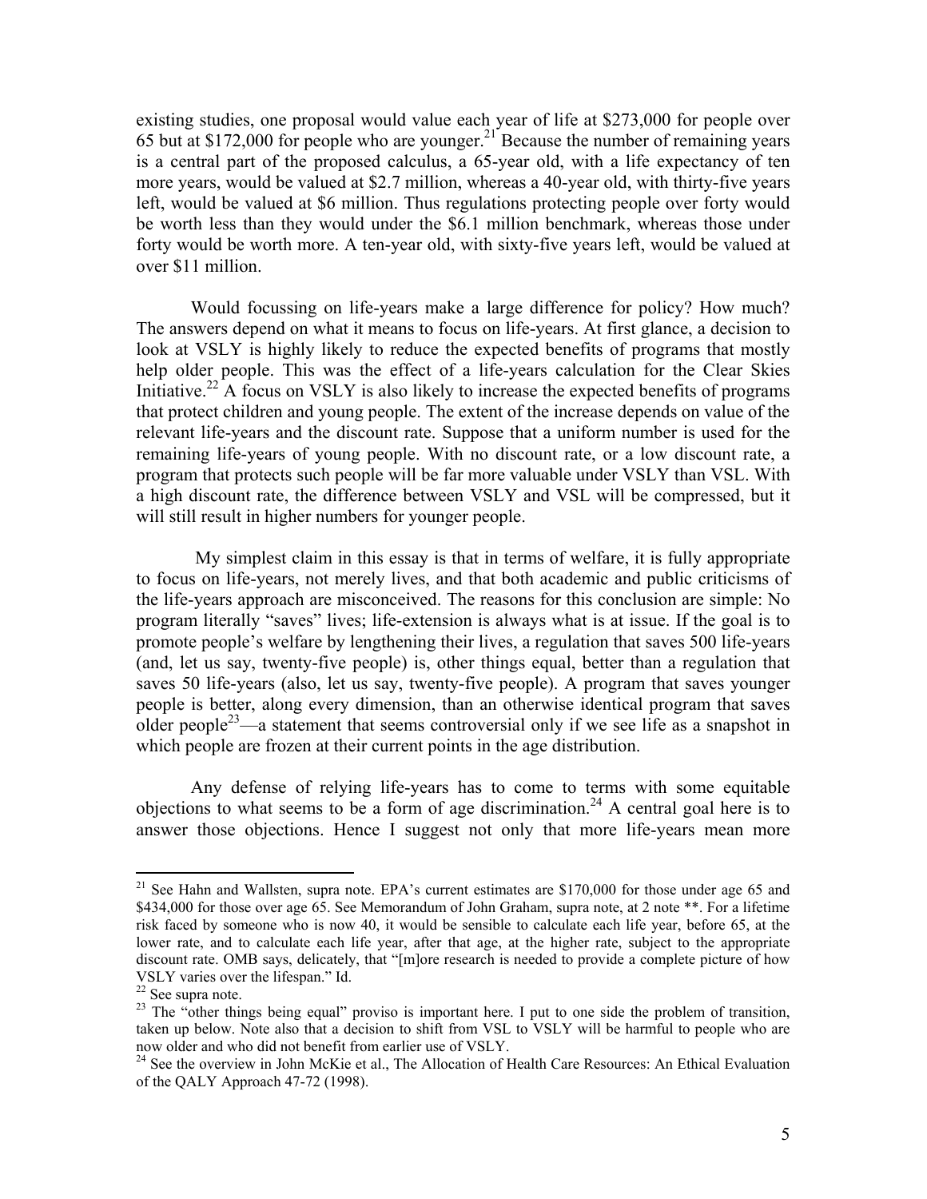existing studies, one proposal would value each year of life at $273,000 for people over 65 but at $172,000 for people who are younger.[21] Because the number of remaining years is a central part of the proposed calculus, a 65-year old, with a life expectancy of ten more years, would be valued at $2.7 million, whereas a 40-year old, with thirty-five years left, would be valued at $6 million. Thus regulations protecting people over forty would be worth less than they would under the $6.1 million benchmark, whereas those under forty would be worth more. A ten-year old, with sixty-five years left, would be valued at over $11 million.

Would focussing on life-years make a large difference for policy? How much? The answers depend on what it means to focus on life-years. At first glance, a decision to look at VSLY is highly likely to reduce the expected benefits of programs that mostly help older people. This was the effect of a life-years calculation for the Clear Skies Initiative.[22] A focus on VSLY is also likely to increase the expected benefits of programs that protect children and young people. The extent of the increase depends on value of the relevant life-years and the discount rate. Suppose that a uniform number is used for the remaining life-years of young people. With no discount rate, or a low discount rate, a program that protects such people will be far more valuable under VSLY than VSL. With a high discount rate, the difference between VSLY and VSL will be compressed, but it will still result in higher numbers for younger people.

My simplest claim in this essay is that in terms of welfare, it is fully appropriate to focus on life-years, not merely lives, and that both academic and public criticisms of the life-years approach are misconceived. The reasons for this conclusion are simple: No program literally "saves" lives; life-extension is always what is at issue. If the goal is to promote people's welfare by lengthening their lives, a regulation that saves 500 life-years (and, let us say, twenty-five people) is, other things equal, better than a regulation that saves 50 life-years (also, let us say, twenty-five people). A program that saves younger people is better, along every dimension, than an otherwise identical program that saves older people[23]—a statement that seems controversial only if we see life as a snapshot in which people are frozen at their current points in the age distribution.

Any defense of relying life-years has to come to terms with some equitable objections to what seems to be a form of age discrimination.[24] A central goal here is to answer those objections. Hence I suggest not only that more life-years mean more

---

[21] See Hahn and Wallsten, supra note. EPA's current estimates are $170,000 for those under age 65 and $434,000 for those over age 65. See Memorandum of John Graham, supra note, at 2 note **. For a lifetime risk faced by someone who is now 40, it would be sensible to calculate each life year, before 65, at the lower rate, and to calculate each life year, after that age, at the higher rate, subject to the appropriate discount rate. OMB says, delicately, that "[m]ore research is needed to provide a complete picture of how VSLY varies over the lifespan." Id.

[22] See supra note.

[23] The "other things being equal" proviso is important here. I put to one side the problem of transition, taken up below. Note also that a decision to shift from VSL to VSLY will be harmful to people who are now older and who did not benefit from earlier use of VSLY.

[24] See the overview in John McKie et al., The Allocation of Health Care Resources: An Ethical Evaluation of the QALY Approach 47-72 (1998).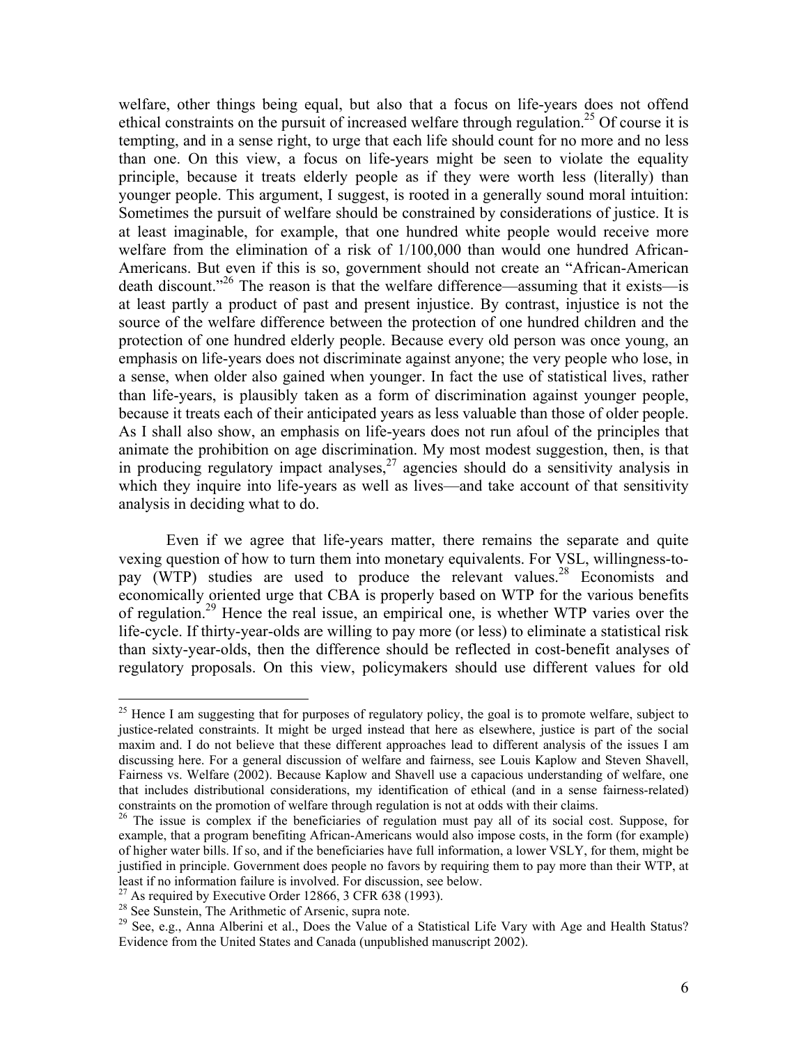welfare, other things being equal, but also that a focus on life-years does not offend ethical constraints on the pursuit of increased welfare through regulation.[25] Of course it is tempting, and in a sense right, to urge that each life should count for no more and no less than one. On this view, a focus on life-years might be seen to violate the equality principle, because it treats elderly people as if they were worth less (literally) than younger people. This argument, I suggest, is rooted in a generally sound moral intuition: Sometimes the pursuit of welfare should be constrained by considerations of justice. It is at least imaginable, for example, that one hundred white people would receive more welfare from the elimination of a risk of 1/100,000 than would one hundred African-Americans. But even if this is so, government should not create an "African-American death discount."[26] The reason is that the welfare difference—assuming that it exists—is at least partly a product of past and present injustice. By contrast, injustice is not the source of the welfare difference between the protection of one hundred children and the protection of one hundred elderly people. Because every old person was once young, an emphasis on life-years does not discriminate against anyone; the very people who lose, in a sense, when older also gained when younger. In fact the use of statistical lives, rather than life-years, is plausibly taken as a form of discrimination against younger people, because it treats each of their anticipated years as less valuable than those of older people. As I shall also show, an emphasis on life-years does not run afoul of the principles that animate the prohibition on age discrimination. My most modest suggestion, then, is that in producing regulatory impact analyses,[27] agencies should do a sensitivity analysis in which they inquire into life-years as well as lives—and take account of that sensitivity analysis in deciding what to do.

Even if we agree that life-years matter, there remains the separate and quite vexing question of how to turn them into monetary equivalents. For VSL, willingness-to-pay (WTP) studies are used to produce the relevant values.[28] Economists and economically oriented urge that CBA is properly based on WTP for the various benefits of regulation.[29] Hence the real issue, an empirical one, is whether WTP varies over the life-cycle. If thirty-year-olds are willing to pay more (or less) to eliminate a statistical risk than sixty-year-olds, then the difference should be reflected in cost-benefit analyses of regulatory proposals. On this view, policymakers should use different values for old

---

[25] Hence I am suggesting that for purposes of regulatory policy, the goal is to promote welfare, subject to justice-related constraints. It might be urged instead that here as elsewhere, justice is part of the social maxim and. I do not believe that these different approaches lead to different analysis of the issues I am discussing here. For a general discussion of welfare and fairness, see Louis Kaplow and Steven Shavell, Fairness vs. Welfare (2002). Because Kaplow and Shavell use a capacious understanding of welfare, one that includes distributional considerations, my identification of ethical (and in a sense fairness-related) constraints on the promotion of welfare through regulation is not at odds with their claims.

[26] The issue is complex if the beneficiaries of regulation must pay all of its social cost. Suppose, for example, that a program benefiting African-Americans would also impose costs, in the form (for example) of higher water bills. If so, and if the beneficiaries have full information, a lower VSLY, for them, might be justified in principle. Government does people no favors by requiring them to pay more than their WTP, at least if no information failure is involved. For discussion, see below.

[27] As required by Executive Order 12866, 3 CFR 638 (1993).

[28] See Sunstein, The Arithmetic of Arsenic, supra note.

[29] See, e.g., Anna Alberini et al., Does the Value of a Statistical Life Vary with Age and Health Status? Evidence from the United States and Canada (unpublished manuscript 2002).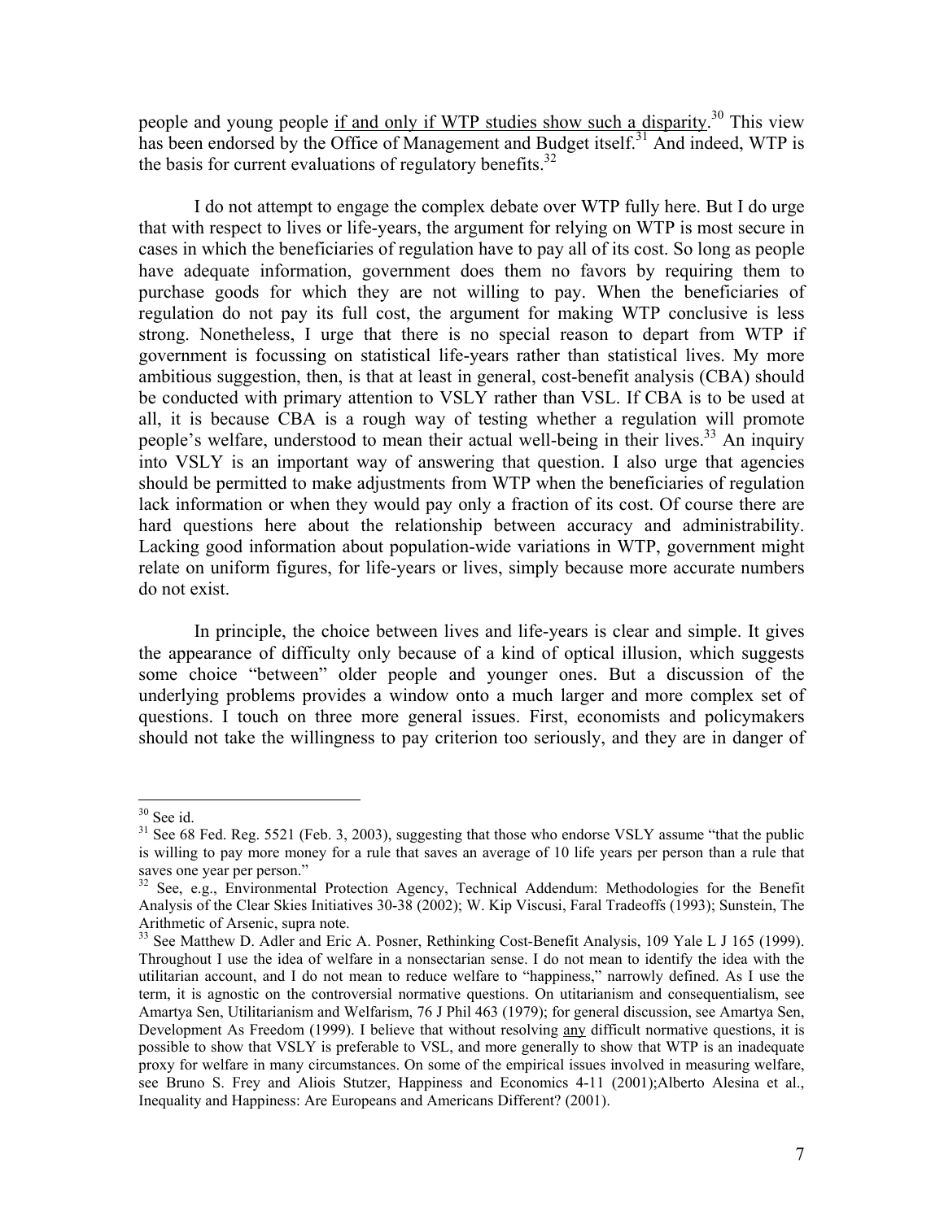people and young people <u>if and only if WTP studies show such a disparity</u>.[30] This view has been endorsed by the Office of Management and Budget itself.[31] And indeed, WTP is the basis for current evaluations of regulatory benefits.[32]

I do not attempt to engage the complex debate over WTP fully here. But I do urge that with respect to lives or life-years, the argument for relying on WTP is most secure in cases in which the beneficiaries of regulation have to pay all of its cost. So long as people have adequate information, government does them no favors by requiring them to purchase goods for which they are not willing to pay. When the beneficiaries of regulation do not pay its full cost, the argument for making WTP conclusive is less strong. Nonetheless, I urge that there is no special reason to depart from WTP if government is focussing on statistical life-years rather than statistical lives. My more ambitious suggestion, then, is that at least in general, cost-benefit analysis (CBA) should be conducted with primary attention to VSLY rather than VSL. If CBA is to be used at all, it is because CBA is a rough way of testing whether a regulation will promote people's welfare, understood to mean their actual well-being in their lives.[33] An inquiry into VSLY is an important way of answering that question. I also urge that agencies should be permitted to make adjustments from WTP when the beneficiaries of regulation lack information or when they would pay only a fraction of its cost. Of course there are hard questions here about the relationship between accuracy and administrability. Lacking good information about population-wide variations in WTP, government might relate on uniform figures, for life-years or lives, simply because more accurate numbers do not exist.

In principle, the choice between lives and life-years is clear and simple. It gives the appearance of difficulty only because of a kind of optical illusion, which suggests some choice "between" older people and younger ones. But a discussion of the underlying problems provides a window onto a much larger and more complex set of questions. I touch on three more general issues. First, economists and policymakers should not take the willingness to pay criterion too seriously, and they are in danger of

---

[30] See id.

[31] See 68 Fed. Reg. 5521 (Feb. 3, 2003), suggesting that those who endorse VSLY assume "that the public is willing to pay more money for a rule that saves an average of 10 life years per person than a rule that saves one year per person."

[32] See, e.g., Environmental Protection Agency, Technical Addendum: Methodologies for the Benefit Analysis of the Clear Skies Initiatives 30-38 (2002); W. Kip Viscusi, Faral Tradeoffs (1993); Sunstein, The Arithmetic of Arsenic, supra note.

[33] See Matthew D. Adler and Eric A. Posner, Rethinking Cost-Benefit Analysis, 109 Yale L J 165 (1999). Throughout I use the idea of welfare in a nonsectarian sense. I do not mean to identify the idea with the utilitarian account, and I do not mean to reduce welfare to "happiness," narrowly defined. As I use the term, it is agnostic on the controversial normative questions. On utitarianism and consequentialism, see Amartya Sen, Utilitarianism and Welfarism, 76 J Phil 463 (1979); for general discussion, see Amartya Sen, Development As Freedom (1999). I believe that without resolving <u>any</u> difficult normative questions, it is possible to show that VSLY is preferable to VSL, and more generally to show that WTP is an inadequate proxy for welfare in many circumstances. On some of the empirical issues involved in measuring welfare, see Bruno S. Frey and Aliois Stutzer, Happiness and Economics 4-11 (2001);Alberto Alesina et al., Inequality and Happiness: Are Europeans and Americans Different? (2001).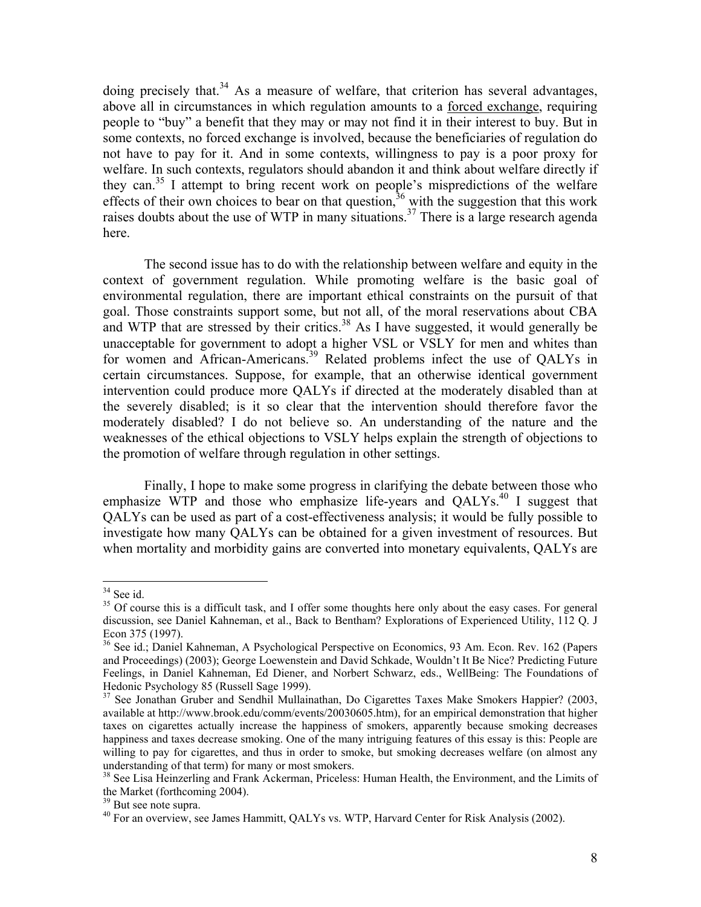doing precisely that.[34] As a measure of welfare, that criterion has several advantages, above all in circumstances in which regulation amounts to a forced exchange, requiring people to "buy" a benefit that they may or may not find it in their interest to buy. But in some contexts, no forced exchange is involved, because the beneficiaries of regulation do not have to pay for it. And in some contexts, willingness to pay is a poor proxy for welfare. In such contexts, regulators should abandon it and think about welfare directly if they can.[35] I attempt to bring recent work on people's mispredictions of the welfare effects of their own choices to bear on that question,[36] with the suggestion that this work raises doubts about the use of WTP in many situations.[37] There is a large research agenda here.

The second issue has to do with the relationship between welfare and equity in the context of government regulation. While promoting welfare is the basic goal of environmental regulation, there are important ethical constraints on the pursuit of that goal. Those constraints support some, but not all, of the moral reservations about CBA and WTP that are stressed by their critics.[38] As I have suggested, it would generally be unacceptable for government to adopt a higher VSL or VSLY for men and whites than for women and African-Americans.[39] Related problems infect the use of QALYs in certain circumstances. Suppose, for example, that an otherwise identical government intervention could produce more QALYs if directed at the moderately disabled than at the severely disabled; is it so clear that the intervention should therefore favor the moderately disabled? I do not believe so. An understanding of the nature and the weaknesses of the ethical objections to VSLY helps explain the strength of objections to the promotion of welfare through regulation in other settings.

Finally, I hope to make some progress in clarifying the debate between those who emphasize WTP and those who emphasize life-years and QALYs.[40] I suggest that QALYs can be used as part of a cost-effectiveness analysis; it would be fully possible to investigate how many QALYs can be obtained for a given investment of resources. But when mortality and morbidity gains are converted into monetary equivalents, QALYs are

---

[34] See id.

[35] Of course this is a difficult task, and I offer some thoughts here only about the easy cases. For general discussion, see Daniel Kahneman, et al., Back to Bentham? Explorations of Experienced Utility, 112 Q. J Econ 375 (1997).

[36] See id.; Daniel Kahneman, A Psychological Perspective on Economics, 93 Am. Econ. Rev. 162 (Papers and Proceedings) (2003); George Loewenstein and David Schkade, Wouldn't It Be Nice? Predicting Future Feelings, in Daniel Kahneman, Ed Diener, and Norbert Schwarz, eds., WellBeing: The Foundations of Hedonic Psychology 85 (Russell Sage 1999).

[37] See Jonathan Gruber and Sendhil Mullainathan, Do Cigarettes Taxes Make Smokers Happier? (2003, available at http://www.brook.edu/comm/events/20030605.htm), for an empirical demonstration that higher taxes on cigarettes actually increase the happiness of smokers, apparently because smoking decreases happiness and taxes decrease smoking. One of the many intriguing features of this essay is this: People are willing to pay for cigarettes, and thus in order to smoke, but smoking decreases welfare (on almost any understanding of that term) for many or most smokers.

[38] See Lisa Heinzerling and Frank Ackerman, Priceless: Human Health, the Environment, and the Limits of the Market (forthcoming 2004).

[39] But see note supra.

[40] For an overview, see James Hammitt, QALYs vs. WTP, Harvard Center for Risk Analysis (2002).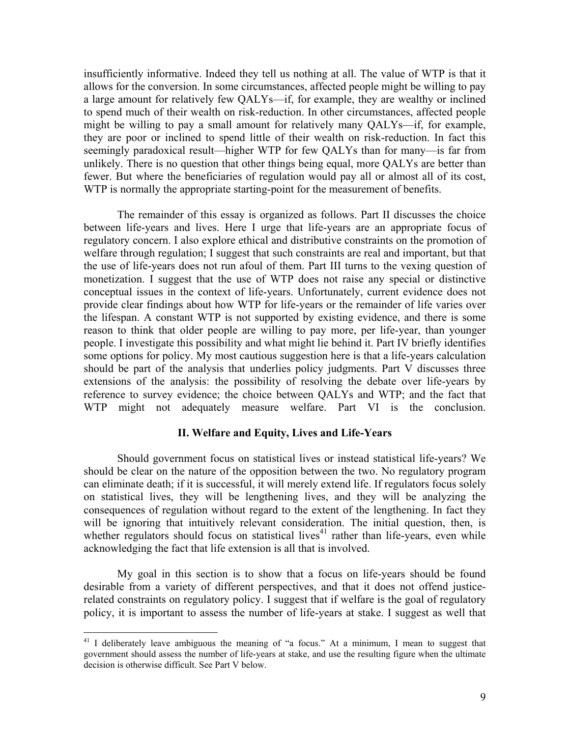insufficiently informative. Indeed they tell us nothing at all. The value of WTP is that it allows for the conversion. In some circumstances, affected people might be willing to pay a large amount for relatively few QALYs—if, for example, they are wealthy or inclined to spend much of their wealth on risk-reduction. In other circumstances, affected people might be willing to pay a small amount for relatively many QALYs—if, for example, they are poor or inclined to spend little of their wealth on risk-reduction. In fact this seemingly paradoxical result—higher WTP for few QALYs than for many—is far from unlikely. There is no question that other things being equal, more QALYs are better than fewer. But where the beneficiaries of regulation would pay all or almost all of its cost, WTP is normally the appropriate starting-point for the measurement of benefits.

The remainder of this essay is organized as follows. Part II discusses the choice between life-years and lives. Here I urge that life-years are an appropriate focus of regulatory concern. I also explore ethical and distributive constraints on the promotion of welfare through regulation; I suggest that such constraints are real and important, but that the use of life-years does not run afoul of them. Part III turns to the vexing question of monetization. I suggest that the use of WTP does not raise any special or distinctive conceptual issues in the context of life-years. Unfortunately, current evidence does not provide clear findings about how WTP for life-years or the remainder of life varies over the lifespan. A constant WTP is not supported by existing evidence, and there is some reason to think that older people are willing to pay more, per life-year, than younger people. I investigate this possibility and what might lie behind it. Part IV briefly identifies some options for policy. My most cautious suggestion here is that a life-years calculation should be part of the analysis that underlies policy judgments. Part V discusses three extensions of the analysis: the possibility of resolving the debate over life-years by reference to survey evidence; the choice between QALYs and WTP; and the fact that WTP might not adequately measure welfare. Part VI is the conclusion.

## II. Welfare and Equity, Lives and Life-Years

Should government focus on statistical lives or instead statistical life-years? We should be clear on the nature of the opposition between the two. No regulatory program can eliminate death; if it is successful, it will merely extend life. If regulators focus solely on statistical lives, they will be lengthening lives, and they will be analyzing the consequences of regulation without regard to the extent of the lengthening. In fact they will be ignoring that intuitively relevant consideration. The initial question, then, is whether regulators should focus on statistical lives[41] rather than life-years, even while acknowledging the fact that life extension is all that is involved.

My goal in this section is to show that a focus on life-years should be found desirable from a variety of different perspectives, and that it does not offend justice-related constraints on regulatory policy. I suggest that if welfare is the goal of regulatory policy, it is important to assess the number of life-years at stake. I suggest as well that

[41] I deliberately leave ambiguous the meaning of "a focus." At a minimum, I mean to suggest that government should assess the number of life-years at stake, and use the resulting figure when the ultimate decision is otherwise difficult. See Part V below.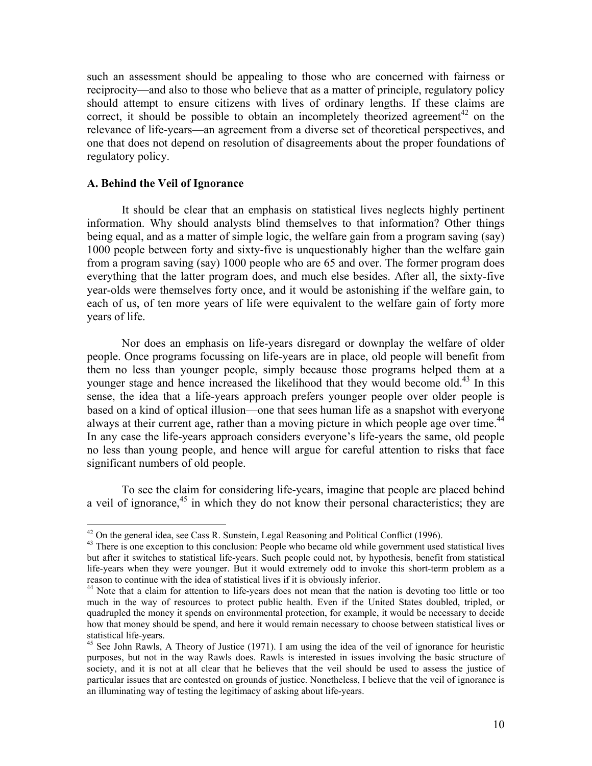such an assessment should be appealing to those who are concerned with fairness or reciprocity—and also to those who believe that as a matter of principle, regulatory policy should attempt to ensure citizens with lives of ordinary lengths. If these claims are correct, it should be possible to obtain an incompletely theorized agreement[42] on the relevance of life-years—an agreement from a diverse set of theoretical perspectives, and one that does not depend on resolution of disagreements about the proper foundations of regulatory policy.

### A. Behind the Veil of Ignorance

It should be clear that an emphasis on statistical lives neglects highly pertinent information. Why should analysts blind themselves to that information? Other things being equal, and as a matter of simple logic, the welfare gain from a program saving (say) 1000 people between forty and sixty-five is unquestionably higher than the welfare gain from a program saving (say) 1000 people who are 65 and over. The former program does everything that the latter program does, and much else besides. After all, the sixty-five year-olds were themselves forty once, and it would be astonishing if the welfare gain, to each of us, of ten more years of life were equivalent to the welfare gain of forty more years of life.

Nor does an emphasis on life-years disregard or downplay the welfare of older people. Once programs focussing on life-years are in place, old people will benefit from them no less than younger people, simply because those programs helped them at a younger stage and hence increased the likelihood that they would become old.[43] In this sense, the idea that a life-years approach prefers younger people over older people is based on a kind of optical illusion—one that sees human life as a snapshot with everyone always at their current age, rather than a moving picture in which people age over time.[44] In any case the life-years approach considers everyone's life-years the same, old people no less than young people, and hence will argue for careful attention to risks that face significant numbers of old people.

To see the claim for considering life-years, imagine that people are placed behind a veil of ignorance,[45] in which they do not know their personal characteristics; they are

---

[42] On the general idea, see Cass R. Sunstein, Legal Reasoning and Political Conflict (1996).

[43] There is one exception to this conclusion: People who became old while government used statistical lives but after it switches to statistical life-years. Such people could not, by hypothesis, benefit from statistical life-years when they were younger. But it would extremely odd to invoke this short-term problem as a reason to continue with the idea of statistical lives if it is obviously inferior.

[44] Note that a claim for attention to life-years does not mean that the nation is devoting too little or too much in the way of resources to protect public health. Even if the United States doubled, tripled, or quadrupled the money it spends on environmental protection, for example, it would be necessary to decide how that money should be spend, and here it would remain necessary to choose between statistical lives or statistical life-years.

[45] See John Rawls, A Theory of Justice (1971). I am using the idea of the veil of ignorance for heuristic purposes, but not in the way Rawls does. Rawls is interested in issues involving the basic structure of society, and it is not at all clear that he believes that the veil should be used to assess the justice of particular issues that are contested on grounds of justice. Nonetheless, I believe that the veil of ignorance is an illuminating way of testing the legitimacy of asking about life-years.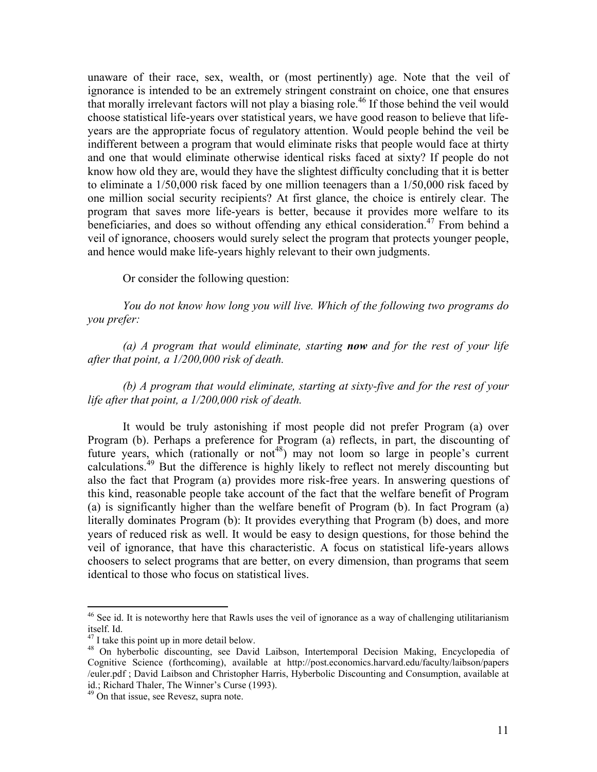unaware of their race, sex, wealth, or (most pertinently) age. Note that the veil of ignorance is intended to be an extremely stringent constraint on choice, one that ensures that morally irrelevant factors will not play a biasing role.[46] If those behind the veil would choose statistical life-years over statistical years, we have good reason to believe that life-years are the appropriate focus of regulatory attention. Would people behind the veil be indifferent between a program that would eliminate risks that people would face at thirty and one that would eliminate otherwise identical risks faced at sixty? If people do not know how old they are, would they have the slightest difficulty concluding that it is better to eliminate a 1/50,000 risk faced by one million teenagers than a 1/50,000 risk faced by one million social security recipients? At first glance, the choice is entirely clear. The program that saves more life-years is better, because it provides more welfare to its beneficiaries, and does so without offending any ethical consideration.[47] From behind a veil of ignorance, choosers would surely select the program that protects younger people, and hence would make life-years highly relevant to their own judgments.

Or consider the following question:

*You do not know how long you will live. Which of the following two programs do you prefer:*

*(a) A program that would eliminate, starting **now** and for the rest of your life after that point, a 1/200,000 risk of death.*

*(b) A program that would eliminate, starting at sixty-five and for the rest of your life after that point, a 1/200,000 risk of death.*

It would be truly astonishing if most people did not prefer Program (a) over Program (b). Perhaps a preference for Program (a) reflects, in part, the discounting of future years, which (rationally or not[48]) may not loom so large in people's current calculations.[49] But the difference is highly likely to reflect not merely discounting but also the fact that Program (a) provides more risk-free years. In answering questions of this kind, reasonable people take account of the fact that the welfare benefit of Program (a) is significantly higher than the welfare benefit of Program (b). In fact Program (a) literally dominates Program (b): It provides everything that Program (b) does, and more years of reduced risk as well. It would be easy to design questions, for those behind the veil of ignorance, that have this characteristic. A focus on statistical life-years allows choosers to select programs that are better, on every dimension, than programs that seem identical to those who focus on statistical lives.

---

[46] See id. It is noteworthy here that Rawls uses the veil of ignorance as a way of challenging utilitarianism itself. Id.

[47] I take this point up in more detail below.

[48] On hyberbolic discounting, see David Laibson, Intertemporal Decision Making, Encyclopedia of Cognitive Science (forthcoming), available at http://post.economics.harvard.edu/faculty/laibson/papers /euler.pdf ; David Laibson and Christopher Harris, Hyberbolic Discounting and Consumption, available at id.; Richard Thaler, The Winner's Curse (1993).

[49] On that issue, see Revesz, supra note.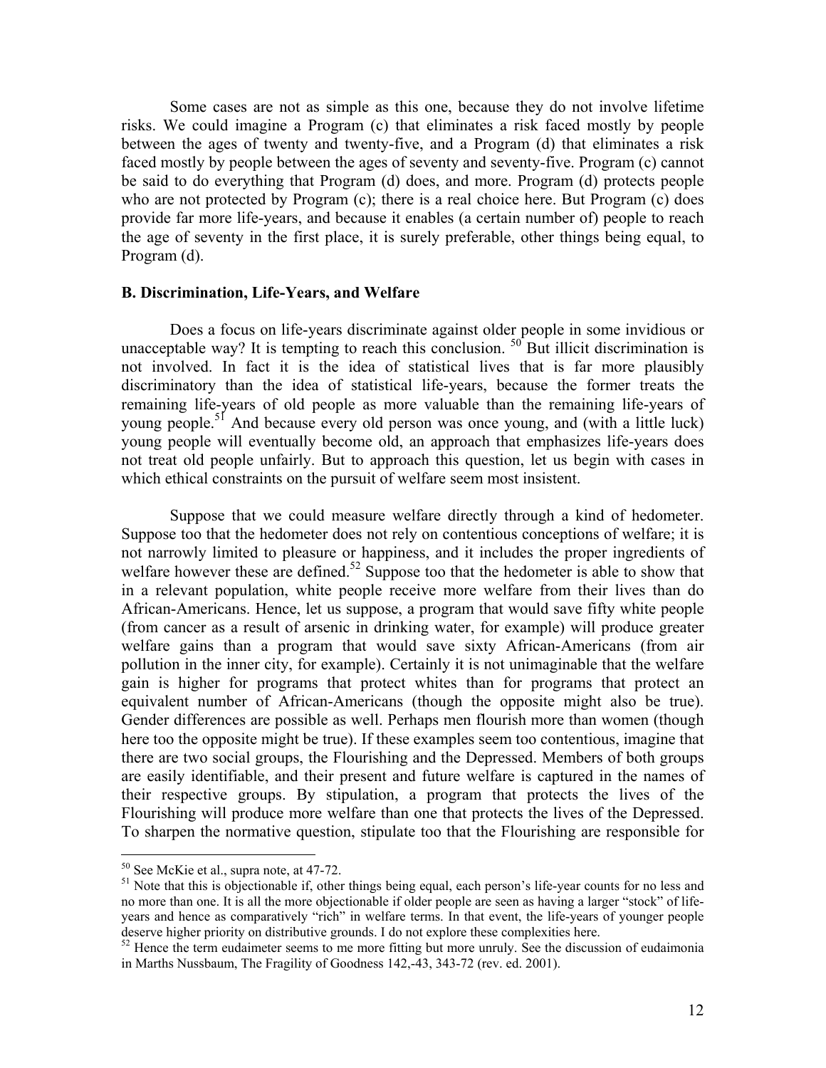Some cases are not as simple as this one, because they do not involve lifetime risks. We could imagine a Program (c) that eliminates a risk faced mostly by people between the ages of twenty and twenty-five, and a Program (d) that eliminates a risk faced mostly by people between the ages of seventy and seventy-five. Program (c) cannot be said to do everything that Program (d) does, and more. Program (d) protects people who are not protected by Program (c); there is a real choice here. But Program (c) does provide far more life-years, and because it enables (a certain number of) people to reach the age of seventy in the first place, it is surely preferable, other things being equal, to Program (d).

### B. Discrimination, Life-Years, and Welfare

Does a focus on life-years discriminate against older people in some invidious or unacceptable way? It is tempting to reach this conclusion. [50] But illicit discrimination is not involved. In fact it is the idea of statistical lives that is far more plausibly discriminatory than the idea of statistical life-years, because the former treats the remaining life-years of old people as more valuable than the remaining life-years of young people.[51] And because every old person was once young, and (with a little luck) young people will eventually become old, an approach that emphasizes life-years does not treat old people unfairly. But to approach this question, let us begin with cases in which ethical constraints on the pursuit of welfare seem most insistent.

Suppose that we could measure welfare directly through a kind of hedometer. Suppose too that the hedometer does not rely on contentious conceptions of welfare; it is not narrowly limited to pleasure or happiness, and it includes the proper ingredients of welfare however these are defined.[52] Suppose too that the hedometer is able to show that in a relevant population, white people receive more welfare from their lives than do African-Americans. Hence, let us suppose, a program that would save fifty white people (from cancer as a result of arsenic in drinking water, for example) will produce greater welfare gains than a program that would save sixty African-Americans (from air pollution in the inner city, for example). Certainly it is not unimaginable that the welfare gain is higher for programs that protect whites than for programs that protect an equivalent number of African-Americans (though the opposite might also be true). Gender differences are possible as well. Perhaps men flourish more than women (though here too the opposite might be true). If these examples seem too contentious, imagine that there are two social groups, the Flourishing and the Depressed. Members of both groups are easily identifiable, and their present and future welfare is captured in the names of their respective groups. By stipulation, a program that protects the lives of the Flourishing will produce more welfare than one that protects the lives of the Depressed. To sharpen the normative question, stipulate too that the Flourishing are responsible for

---

[50] See McKie et al., supra note, at 47-72.

[51] Note that this is objectionable if, other things being equal, each person's life-year counts for no less and no more than one. It is all the more objectionable if older people are seen as having a larger "stock" of life-years and hence as comparatively "rich" in welfare terms. In that event, the life-years of younger people deserve higher priority on distributive grounds. I do not explore these complexities here.

[52] Hence the term eudaimeter seems to me more fitting but more unruly. See the discussion of eudaimonia in Marths Nussbaum, The Fragility of Goodness 142,-43, 343-72 (rev. ed. 2001).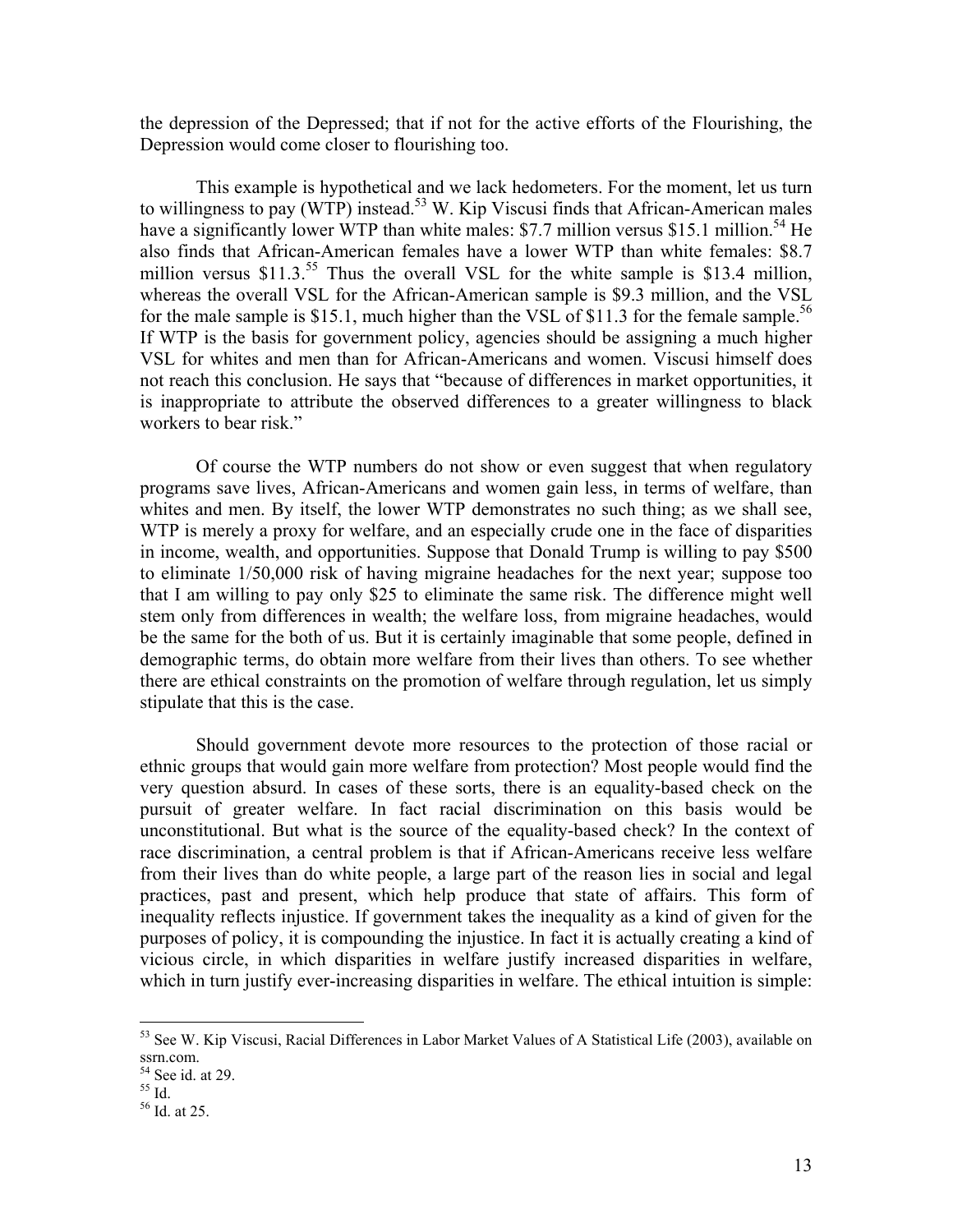the depression of the Depressed; that if not for the active efforts of the Flourishing, the Depression would come closer to flourishing too.

This example is hypothetical and we lack hedometers. For the moment, let us turn to willingness to pay (WTP) instead.[53] W. Kip Viscusi finds that African-American males have a significantly lower WTP than white males: $7.7 million versus $15.1 million.[54] He also finds that African-American females have a lower WTP than white females: $8.7 million versus $11.3.[55] Thus the overall VSL for the white sample is $13.4 million, whereas the overall VSL for the African-American sample is $9.3 million, and the VSL for the male sample is $15.1, much higher than the VSL of $11.3 for the female sample.[56] If WTP is the basis for government policy, agencies should be assigning a much higher VSL for whites and men than for African-Americans and women. Viscusi himself does not reach this conclusion. He says that "because of differences in market opportunities, it is inappropriate to attribute the observed differences to a greater willingness to black workers to bear risk."

Of course the WTP numbers do not show or even suggest that when regulatory programs save lives, African-Americans and women gain less, in terms of welfare, than whites and men. By itself, the lower WTP demonstrates no such thing; as we shall see, WTP is merely a proxy for welfare, and an especially crude one in the face of disparities in income, wealth, and opportunities. Suppose that Donald Trump is willing to pay $500 to eliminate 1/50,000 risk of having migraine headaches for the next year; suppose too that I am willing to pay only $25 to eliminate the same risk. The difference might well stem only from differences in wealth; the welfare loss, from migraine headaches, would be the same for the both of us. But it is certainly imaginable that some people, defined in demographic terms, do obtain more welfare from their lives than others. To see whether there are ethical constraints on the promotion of welfare through regulation, let us simply stipulate that this is the case.

Should government devote more resources to the protection of those racial or ethnic groups that would gain more welfare from protection? Most people would find the very question absurd. In cases of these sorts, there is an equality-based check on the pursuit of greater welfare. In fact racial discrimination on this basis would be unconstitutional. But what is the source of the equality-based check? In the context of race discrimination, a central problem is that if African-Americans receive less welfare from their lives than do white people, a large part of the reason lies in social and legal practices, past and present, which help produce that state of affairs. This form of inequality reflects injustice. If government takes the inequality as a kind of given for the purposes of policy, it is compounding the injustice. In fact it is actually creating a kind of vicious circle, in which disparities in welfare justify increased disparities in welfare, which in turn justify ever-increasing disparities in welfare. The ethical intuition is simple:

---

[53] See W. Kip Viscusi, Racial Differences in Labor Market Values of A Statistical Life (2003), available on ssrn.com.

[54] See id. at 29.

[55] Id.

[56] Id. at 25.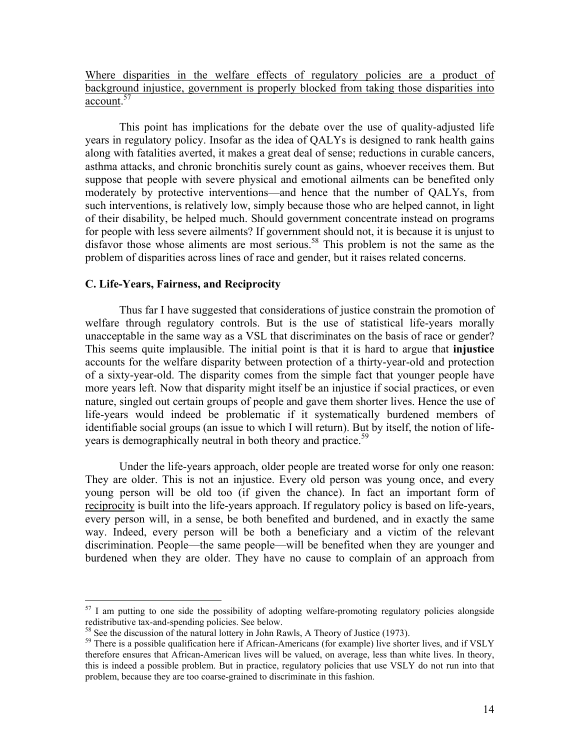<u>Where disparities in the welfare effects of regulatory policies are a product of background injustice, government is properly blocked from taking those disparities into account</u>.[57]

This point has implications for the debate over the use of quality-adjusted life years in regulatory policy. Insofar as the idea of QALYs is designed to rank health gains along with fatalities averted, it makes a great deal of sense; reductions in curable cancers, asthma attacks, and chronic bronchitis surely count as gains, whoever receives them. But suppose that people with severe physical and emotional ailments can be benefited only moderately by protective interventions—and hence that the number of QALYs, from such interventions, is relatively low, simply because those who are helped cannot, in light of their disability, be helped much. Should government concentrate instead on programs for people with less severe ailments? If government should not, it is because it is unjust to disfavor those whose aliments are most serious.[58] This problem is not the same as the problem of disparities across lines of race and gender, but it raises related concerns.

### C. Life-Years, Fairness, and Reciprocity

Thus far I have suggested that considerations of justice constrain the promotion of welfare through regulatory controls. But is the use of statistical life-years morally unacceptable in the same way as a VSL that discriminates on the basis of race or gender? This seems quite implausible. The initial point is that it is hard to argue that **injustice** accounts for the welfare disparity between protection of a thirty-year-old and protection of a sixty-year-old. The disparity comes from the simple fact that younger people have more years left. Now that disparity might itself be an injustice if social practices, or even nature, singled out certain groups of people and gave them shorter lives. Hence the use of life-years would indeed be problematic if it systematically burdened members of identifiable social groups (an issue to which I will return). But by itself, the notion of life-years is demographically neutral in both theory and practice.[59]

Under the life-years approach, older people are treated worse for only one reason: They are older. This is not an injustice. Every old person was young once, and every young person will be old too (if given the chance). In fact an important form of <u>reciprocity</u> is built into the life-years approach. If regulatory policy is based on life-years, every person will, in a sense, be both benefited and burdened, and in exactly the same way. Indeed, every person will be both a beneficiary and a victim of the relevant discrimination. People—the same people—will be benefited when they are younger and burdened when they are older. They have no cause to complain of an approach from

---

[57] I am putting to one side the possibility of adopting welfare-promoting regulatory policies alongside redistributive tax-and-spending policies. See below.

[58] See the discussion of the natural lottery in John Rawls, A Theory of Justice (1973).

[59] There is a possible qualification here if African-Americans (for example) live shorter lives, and if VSLY therefore ensures that African-American lives will be valued, on average, less than white lives. In theory, this is indeed a possible problem. But in practice, regulatory policies that use VSLY do not run into that problem, because they are too coarse-grained to discriminate in this fashion.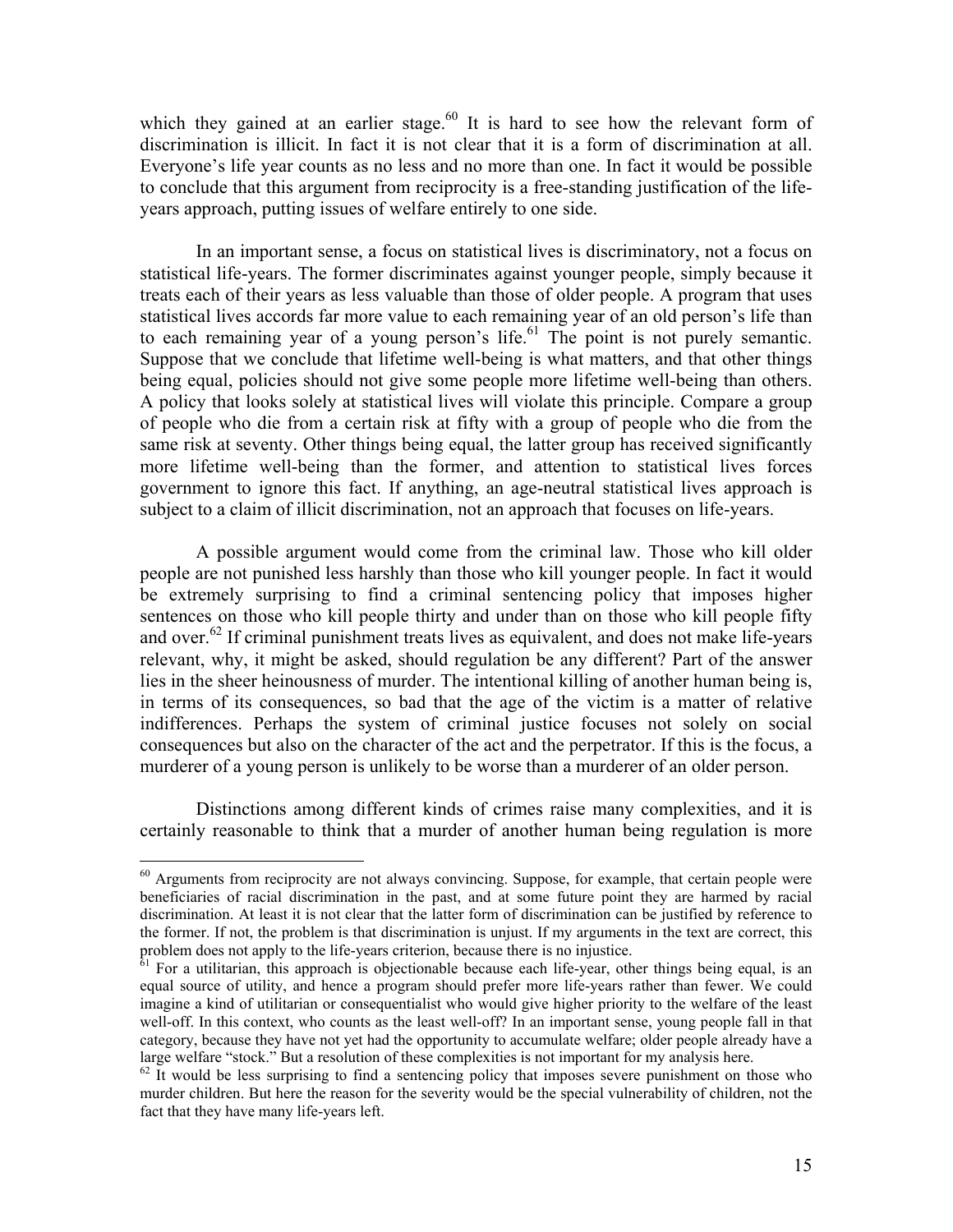which they gained at an earlier stage.[60] It is hard to see how the relevant form of discrimination is illicit. In fact it is not clear that it is a form of discrimination at all. Everyone's life year counts as no less and no more than one. In fact it would be possible to conclude that this argument from reciprocity is a free-standing justification of the life-years approach, putting issues of welfare entirely to one side.

In an important sense, a focus on statistical lives is discriminatory, not a focus on statistical life-years. The former discriminates against younger people, simply because it treats each of their years as less valuable than those of older people. A program that uses statistical lives accords far more value to each remaining year of an old person's life than to each remaining year of a young person's life.[61] The point is not purely semantic. Suppose that we conclude that lifetime well-being is what matters, and that other things being equal, policies should not give some people more lifetime well-being than others. A policy that looks solely at statistical lives will violate this principle. Compare a group of people who die from a certain risk at fifty with a group of people who die from the same risk at seventy. Other things being equal, the latter group has received significantly more lifetime well-being than the former, and attention to statistical lives forces government to ignore this fact. If anything, an age-neutral statistical lives approach is subject to a claim of illicit discrimination, not an approach that focuses on life-years.

A possible argument would come from the criminal law. Those who kill older people are not punished less harshly than those who kill younger people. In fact it would be extremely surprising to find a criminal sentencing policy that imposes higher sentences on those who kill people thirty and under than on those who kill people fifty and over.[62] If criminal punishment treats lives as equivalent, and does not make life-years relevant, why, it might be asked, should regulation be any different? Part of the answer lies in the sheer heinousness of murder. The intentional killing of another human being is, in terms of its consequences, so bad that the age of the victim is a matter of relative indifferences. Perhaps the system of criminal justice focuses not solely on social consequences but also on the character of the act and the perpetrator. If this is the focus, a murderer of a young person is unlikely to be worse than a murderer of an older person.

Distinctions among different kinds of crimes raise many complexities, and it is certainly reasonable to think that a murder of another human being regulation is more

---

[60] Arguments from reciprocity are not always convincing. Suppose, for example, that certain people were beneficiaries of racial discrimination in the past, and at some future point they are harmed by racial discrimination. At least it is not clear that the latter form of discrimination can be justified by reference to the former. If not, the problem is that discrimination is unjust. If my arguments in the text are correct, this problem does not apply to the life-years criterion, because there is no injustice.

[61] For a utilitarian, this approach is objectionable because each life-year, other things being equal, is an equal source of utility, and hence a program should prefer more life-years rather than fewer. We could imagine a kind of utilitarian or consequentialist who would give higher priority to the welfare of the least well-off. In this context, who counts as the least well-off? In an important sense, young people fall in that category, because they have not yet had the opportunity to accumulate welfare; older people already have a large welfare "stock." But a resolution of these complexities is not important for my analysis here.

[62] It would be less surprising to find a sentencing policy that imposes severe punishment on those who murder children. But here the reason for the severity would be the special vulnerability of children, not the fact that they have many life-years left.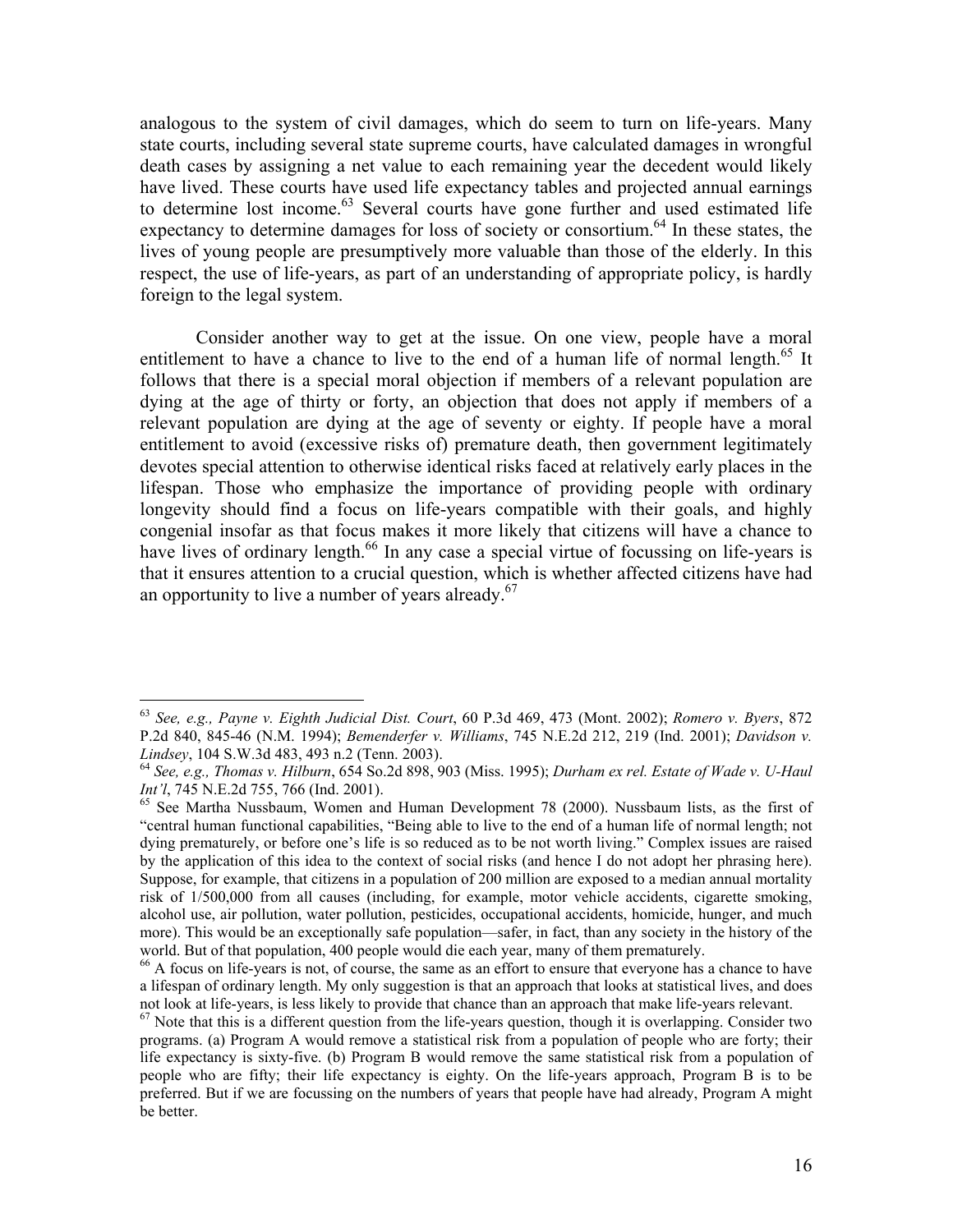analogous to the system of civil damages, which do seem to turn on life-years. Many state courts, including several state supreme courts, have calculated damages in wrongful death cases by assigning a net value to each remaining year the decedent would likely have lived. These courts have used life expectancy tables and projected annual earnings to determine lost income.[63] Several courts have gone further and used estimated life expectancy to determine damages for loss of society or consortium.[64] In these states, the lives of young people are presumptively more valuable than those of the elderly. In this respect, the use of life-years, as part of an understanding of appropriate policy, is hardly foreign to the legal system.

Consider another way to get at the issue. On one view, people have a moral entitlement to have a chance to live to the end of a human life of normal length.[65] It follows that there is a special moral objection if members of a relevant population are dying at the age of thirty or forty, an objection that does not apply if members of a relevant population are dying at the age of seventy or eighty. If people have a moral entitlement to avoid (excessive risks of) premature death, then government legitimately devotes special attention to otherwise identical risks faced at relatively early places in the lifespan. Those who emphasize the importance of providing people with ordinary longevity should find a focus on life-years compatible with their goals, and highly congenial insofar as that focus makes it more likely that citizens will have a chance to have lives of ordinary length.[66] In any case a special virtue of focussing on life-years is that it ensures attention to a crucial question, which is whether affected citizens have had an opportunity to live a number of years already.[67]

---

[63] *See, e.g., Payne v. Eighth Judicial Dist. Court*, 60 P.3d 469, 473 (Mont. 2002); *Romero v. Byers*, 872 P.2d 840, 845-46 (N.M. 1994); *Bemenderfer v. Williams*, 745 N.E.2d 212, 219 (Ind. 2001); *Davidson v. Lindsey*, 104 S.W.3d 483, 493 n.2 (Tenn. 2003).

[64] *See, e.g., Thomas v. Hilburn*, 654 So.2d 898, 903 (Miss. 1995); *Durham ex rel. Estate of Wade v. U-Haul Int'l*, 745 N.E.2d 755, 766 (Ind. 2001).

[65] See Martha Nussbaum, Women and Human Development 78 (2000). Nussbaum lists, as the first of "central human functional capabilities, "Being able to live to the end of a human life of normal length; not dying prematurely, or before one's life is so reduced as to be not worth living." Complex issues are raised by the application of this idea to the context of social risks (and hence I do not adopt her phrasing here). Suppose, for example, that citizens in a population of 200 million are exposed to a median annual mortality risk of 1/500,000 from all causes (including, for example, motor vehicle accidents, cigarette smoking, alcohol use, air pollution, water pollution, pesticides, occupational accidents, homicide, hunger, and much more). This would be an exceptionally safe population—safer, in fact, than any society in the history of the world. But of that population, 400 people would die each year, many of them prematurely.

[66] A focus on life-years is not, of course, the same as an effort to ensure that everyone has a chance to have a lifespan of ordinary length. My only suggestion is that an approach that looks at statistical lives, and does not look at life-years, is less likely to provide that chance than an approach that make life-years relevant.

[67] Note that this is a different question from the life-years question, though it is overlapping. Consider two programs. (a) Program A would remove a statistical risk from a population of people who are forty; their life expectancy is sixty-five. (b) Program B would remove the same statistical risk from a population of people who are fifty; their life expectancy is eighty. On the life-years approach, Program B is to be preferred. But if we are focussing on the numbers of years that people have had already, Program A might be better.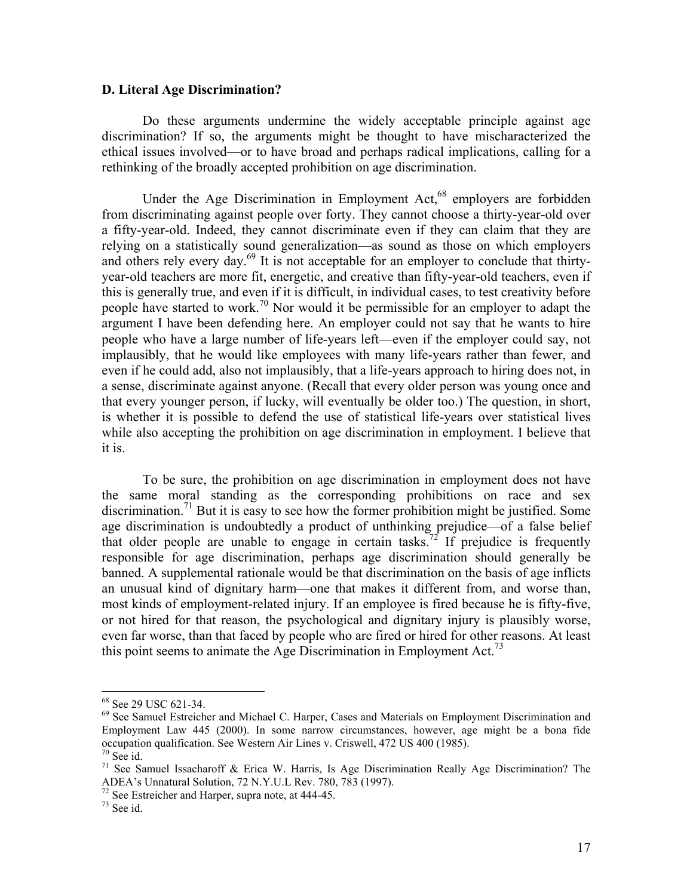### D. Literal Age Discrimination?

Do these arguments undermine the widely acceptable principle against age discrimination? If so, the arguments might be thought to have mischaracterized the ethical issues involved—or to have broad and perhaps radical implications, calling for a rethinking of the broadly accepted prohibition on age discrimination.

Under the Age Discrimination in Employment Act,[68] employers are forbidden from discriminating against people over forty. They cannot choose a thirty-year-old over a fifty-year-old. Indeed, they cannot discriminate even if they can claim that they are relying on a statistically sound generalization—as sound as those on which employers and others rely every day.[69] It is not acceptable for an employer to conclude that thirty-year-old teachers are more fit, energetic, and creative than fifty-year-old teachers, even if this is generally true, and even if it is difficult, in individual cases, to test creativity before people have started to work.[70] Nor would it be permissible for an employer to adapt the argument I have been defending here. An employer could not say that he wants to hire people who have a large number of life-years left—even if the employer could say, not implausibly, that he would like employees with many life-years rather than fewer, and even if he could add, also not implausibly, that a life-years approach to hiring does not, in a sense, discriminate against anyone. (Recall that every older person was young once and that every younger person, if lucky, will eventually be older too.) The question, in short, is whether it is possible to defend the use of statistical life-years over statistical lives while also accepting the prohibition on age discrimination in employment. I believe that it is.

To be sure, the prohibition on age discrimination in employment does not have the same moral standing as the corresponding prohibitions on race and sex discrimination.[71] But it is easy to see how the former prohibition might be justified. Some age discrimination is undoubtedly a product of unthinking prejudice—of a false belief that older people are unable to engage in certain tasks.[72] If prejudice is frequently responsible for age discrimination, perhaps age discrimination should generally be banned. A supplemental rationale would be that discrimination on the basis of age inflicts an unusual kind of dignitary harm—one that makes it different from, and worse than, most kinds of employment-related injury. If an employee is fired because he is fifty-five, or not hired for that reason, the psychological and dignitary injury is plausibly worse, even far worse, than that faced by people who are fired or hired for other reasons. At least this point seems to animate the Age Discrimination in Employment Act.[73]

---

[68] See 29 USC 621-34.

[69] See Samuel Estreicher and Michael C. Harper, Cases and Materials on Employment Discrimination and Employment Law 445 (2000). In some narrow circumstances, however, age might be a bona fide occupation qualification. See Western Air Lines v. Criswell, 472 US 400 (1985).

[70] See id.

[71] See Samuel Issacharoff & Erica W. Harris, Is Age Discrimination Really Age Discrimination? The ADEA's Unnatural Solution, 72 N.Y.U.L Rev. 780, 783 (1997).

[72] See Estreicher and Harper, supra note, at 444-45.

[73] See id.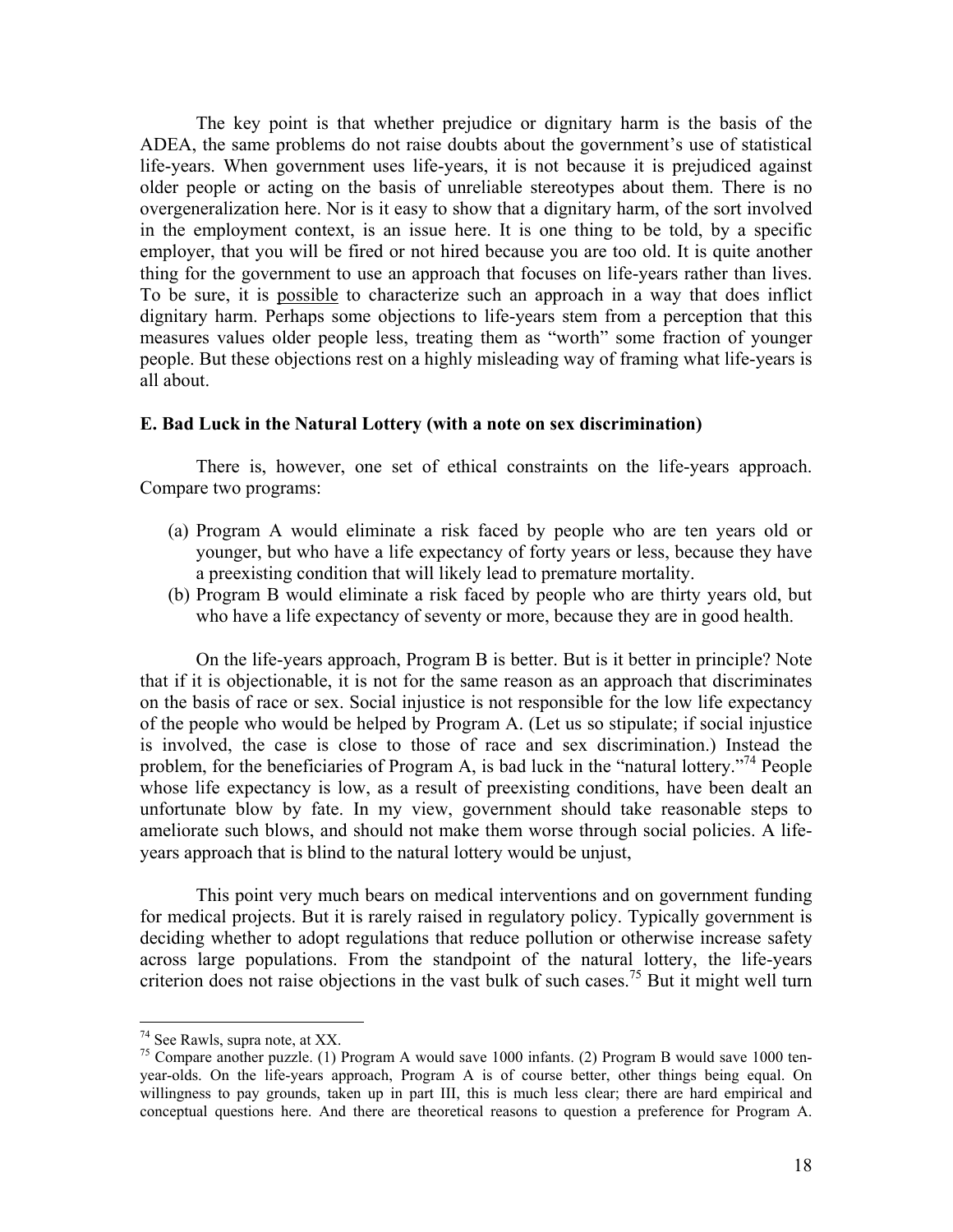The key point is that whether prejudice or dignitary harm is the basis of the ADEA, the same problems do not raise doubts about the government's use of statistical life-years. When government uses life-years, it is not because it is prejudiced against older people or acting on the basis of unreliable stereotypes about them. There is no overgeneralization here. Nor is it easy to show that a dignitary harm, of the sort involved in the employment context, is an issue here. It is one thing to be told, by a specific employer, that you will be fired or not hired because you are too old. It is quite another thing for the government to use an approach that focuses on life-years rather than lives. To be sure, it is <u>possible</u> to characterize such an approach in a way that does inflict dignitary harm. Perhaps some objections to life-years stem from a perception that this measures values older people less, treating them as "worth" some fraction of younger people. But these objections rest on a highly misleading way of framing what life-years is all about.

**E. Bad Luck in the Natural Lottery (with a note on sex discrimination)**

There is, however, one set of ethical constraints on the life-years approach. Compare two programs:

(a) Program A would eliminate a risk faced by people who are ten years old or younger, but who have a life expectancy of forty years or less, because they have a preexisting condition that will likely lead to premature mortality.
(b) Program B would eliminate a risk faced by people who are thirty years old, but who have a life expectancy of seventy or more, because they are in good health.

On the life-years approach, Program B is better. But is it better in principle? Note that if it is objectionable, it is not for the same reason as an approach that discriminates on the basis of race or sex. Social injustice is not responsible for the low life expectancy of the people who would be helped by Program A. (Let us so stipulate; if social injustice is involved, the case is close to those of race and sex discrimination.) Instead the problem, for the beneficiaries of Program A, is bad luck in the "natural lottery."[74] People whose life expectancy is low, as a result of preexisting conditions, have been dealt an unfortunate blow by fate. In my view, government should take reasonable steps to ameliorate such blows, and should not make them worse through social policies. A life-years approach that is blind to the natural lottery would be unjust,

This point very much bears on medical interventions and on government funding for medical projects. But it is rarely raised in regulatory policy. Typically government is deciding whether to adopt regulations that reduce pollution or otherwise increase safety across large populations. From the standpoint of the natural lottery, the life-years criterion does not raise objections in the vast bulk of such cases.[75] But it might well turn

---

[74] See Rawls, supra note, at XX.

[75] Compare another puzzle. (1) Program A would save 1000 infants. (2) Program B would save 1000 ten-year-olds. On the life-years approach, Program A is of course better, other things being equal. On willingness to pay grounds, taken up in part III, this is much less clear; there are hard empirical and conceptual questions here. And there are theoretical reasons to question a preference for Program A.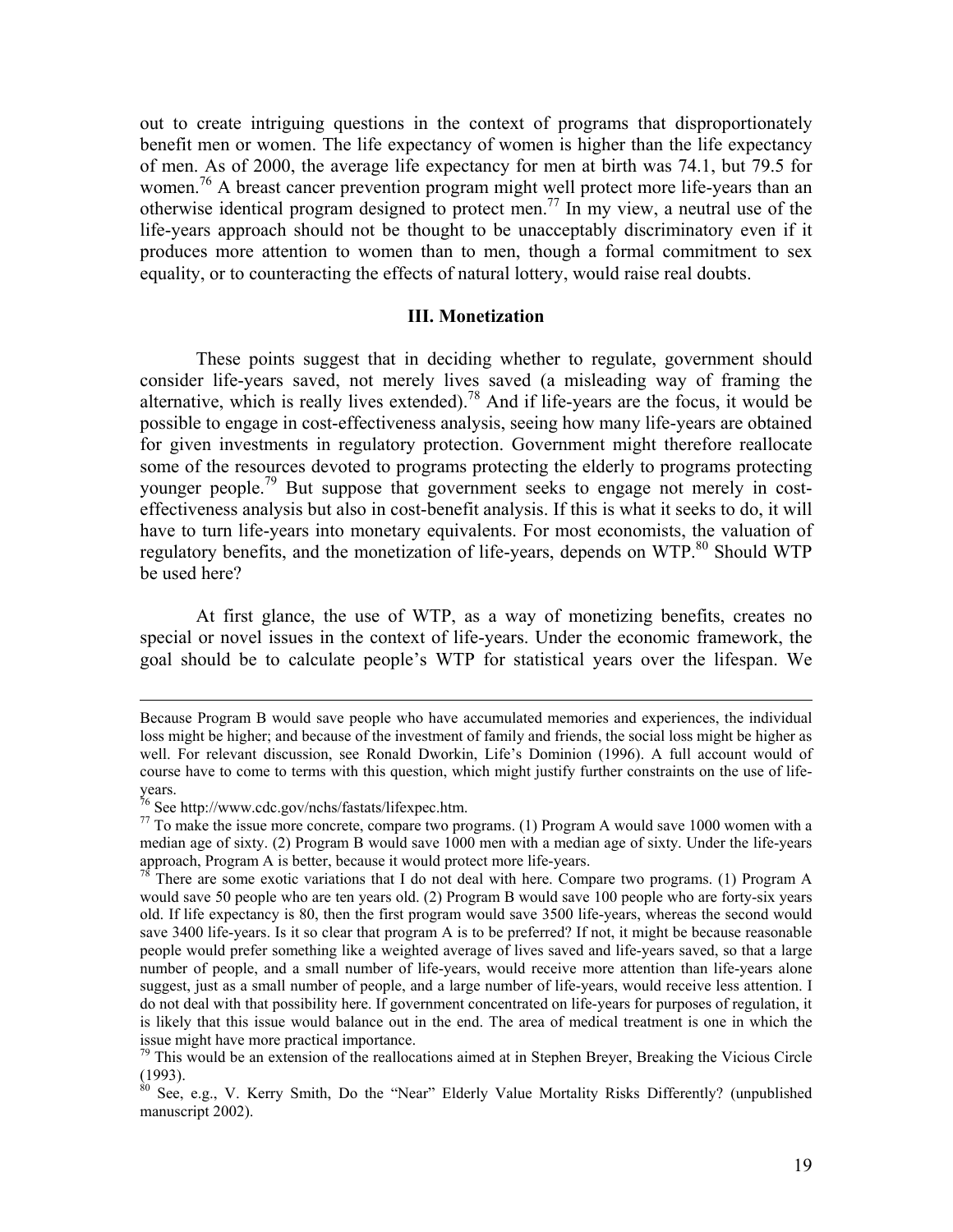out to create intriguing questions in the context of programs that disproportionately benefit men or women. The life expectancy of women is higher than the life expectancy of men. As of 2000, the average life expectancy for men at birth was 74.1, but 79.5 for women.[76] A breast cancer prevention program might well protect more life-years than an otherwise identical program designed to protect men.[77] In my view, a neutral use of the life-years approach should not be thought to be unacceptably discriminatory even if it produces more attention to women than to men, though a formal commitment to sex equality, or to counteracting the effects of natural lottery, would raise real doubts.

### III. Monetization

These points suggest that in deciding whether to regulate, government should consider life-years saved, not merely lives saved (a misleading way of framing the alternative, which is really lives extended).[78] And if life-years are the focus, it would be possible to engage in cost-effectiveness analysis, seeing how many life-years are obtained for given investments in regulatory protection. Government might therefore reallocate some of the resources devoted to programs protecting the elderly to programs protecting younger people.[79] But suppose that government seeks to engage not merely in cost-effectiveness analysis but also in cost-benefit analysis. If this is what it seeks to do, it will have to turn life-years into monetary equivalents. For most economists, the valuation of regulatory benefits, and the monetization of life-years, depends on WTP.[80] Should WTP be used here?

At first glance, the use of WTP, as a way of monetizing benefits, creates no special or novel issues in the context of life-years. Under the economic framework, the goal should be to calculate people's WTP for statistical years over the lifespan. We

---

Because Program B would save people who have accumulated memories and experiences, the individual loss might be higher; and because of the investment of family and friends, the social loss might be higher as well. For relevant discussion, see Ronald Dworkin, Life's Dominion (1996). A full account would of course have to come to terms with this question, which might justify further constraints on the use of life-years.

[76] See http://www.cdc.gov/nchs/fastats/lifexpec.htm.

[77] To make the issue more concrete, compare two programs. (1) Program A would save 1000 women with a median age of sixty. (2) Program B would save 1000 men with a median age of sixty. Under the life-years approach, Program A is better, because it would protect more life-years.

[78] There are some exotic variations that I do not deal with here. Compare two programs. (1) Program A would save 50 people who are ten years old. (2) Program B would save 100 people who are forty-six years old. If life expectancy is 80, then the first program would save 3500 life-years, whereas the second would save 3400 life-years. Is it so clear that program A is to be preferred? If not, it might be because reasonable people would prefer something like a weighted average of lives saved and life-years saved, so that a large number of people, and a small number of life-years, would receive more attention than life-years alone suggest, just as a small number of people, and a large number of life-years, would receive less attention. I do not deal with that possibility here. If government concentrated on life-years for purposes of regulation, it is likely that this issue would balance out in the end. The area of medical treatment is one in which the issue might have more practical importance.

[79] This would be an extension of the reallocations aimed at in Stephen Breyer, Breaking the Vicious Circle (1993).

[80] See, e.g., V. Kerry Smith, Do the "Near" Elderly Value Mortality Risks Differently? (unpublished manuscript 2002).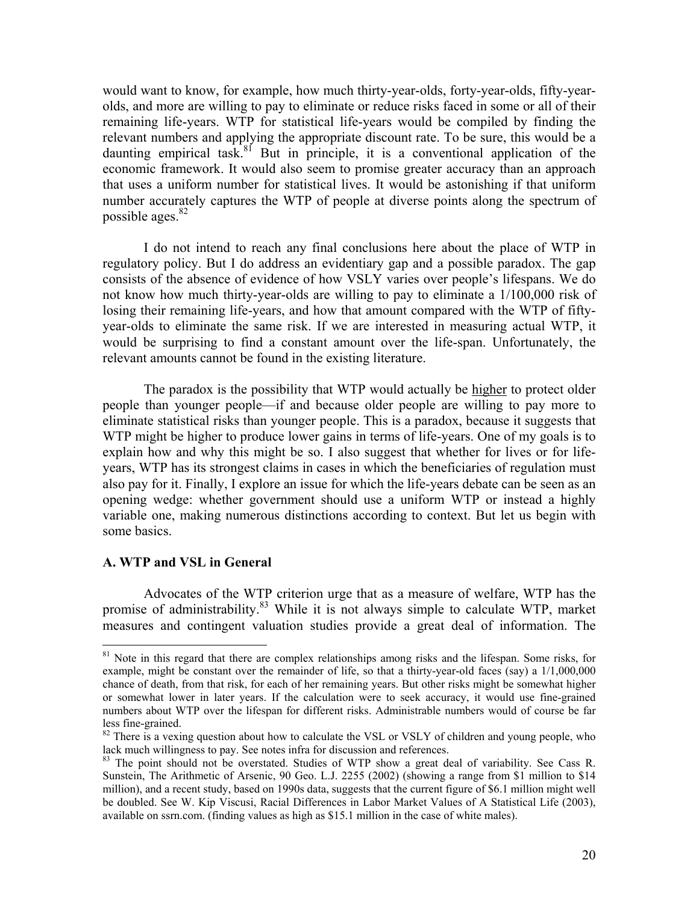would want to know, for example, how much thirty-year-olds, forty-year-olds, fifty-year-olds, and more are willing to pay to eliminate or reduce risks faced in some or all of their remaining life-years. WTP for statistical life-years would be compiled by finding the relevant numbers and applying the appropriate discount rate. To be sure, this would be a daunting empirical task.[81] But in principle, it is a conventional application of the economic framework. It would also seem to promise greater accuracy than an approach that uses a uniform number for statistical lives. It would be astonishing if that uniform number accurately captures the WTP of people at diverse points along the spectrum of possible ages.[82]

I do not intend to reach any final conclusions here about the place of WTP in regulatory policy. But I do address an evidentiary gap and a possible paradox. The gap consists of the absence of evidence of how VSLY varies over people's lifespans. We do not know how much thirty-year-olds are willing to pay to eliminate a 1/100,000 risk of losing their remaining life-years, and how that amount compared with the WTP of fifty-year-olds to eliminate the same risk. If we are interested in measuring actual WTP, it would be surprising to find a constant amount over the life-span. Unfortunately, the relevant amounts cannot be found in the existing literature.

The paradox is the possibility that WTP would actually be <u>higher</u> to protect older people than younger people—if and because older people are willing to pay more to eliminate statistical risks than younger people. This is a paradox, because it suggests that WTP might be higher to produce lower gains in terms of life-years. One of my goals is to explain how and why this might be so. I also suggest that whether for lives or for life-years, WTP has its strongest claims in cases in which the beneficiaries of regulation must also pay for it. Finally, I explore an issue for which the life-years debate can be seen as an opening wedge: whether government should use a uniform WTP or instead a highly variable one, making numerous distinctions according to context. But let us begin with some basics.

### A. WTP and VSL in General

Advocates of the WTP criterion urge that as a measure of welfare, WTP has the promise of administrability.[83] While it is not always simple to calculate WTP, market measures and contingent valuation studies provide a great deal of information. The

---

[81] Note in this regard that there are complex relationships among risks and the lifespan. Some risks, for example, might be constant over the remainder of life, so that a thirty-year-old faces (say) a 1/1,000,000 chance of death, from that risk, for each of her remaining years. But other risks might be somewhat higher or somewhat lower in later years. If the calculation were to seek accuracy, it would use fine-grained numbers about WTP over the lifespan for different risks. Administrable numbers would of course be far less fine-grained.

[82] There is a vexing question about how to calculate the VSL or VSLY of children and young people, who lack much willingness to pay. See notes infra for discussion and references.

[83] The point should not be overstated. Studies of WTP show a great deal of variability. See Cass R. Sunstein, The Arithmetic of Arsenic, 90 Geo. L.J. 2255 (2002) (showing a range from $1 million to $14 million), and a recent study, based on 1990s data, suggests that the current figure of $6.1 million might well be doubled. See W. Kip Viscusi, Racial Differences in Labor Market Values of A Statistical Life (2003), available on ssrn.com. (finding values as high as $15.1 million in the case of white males).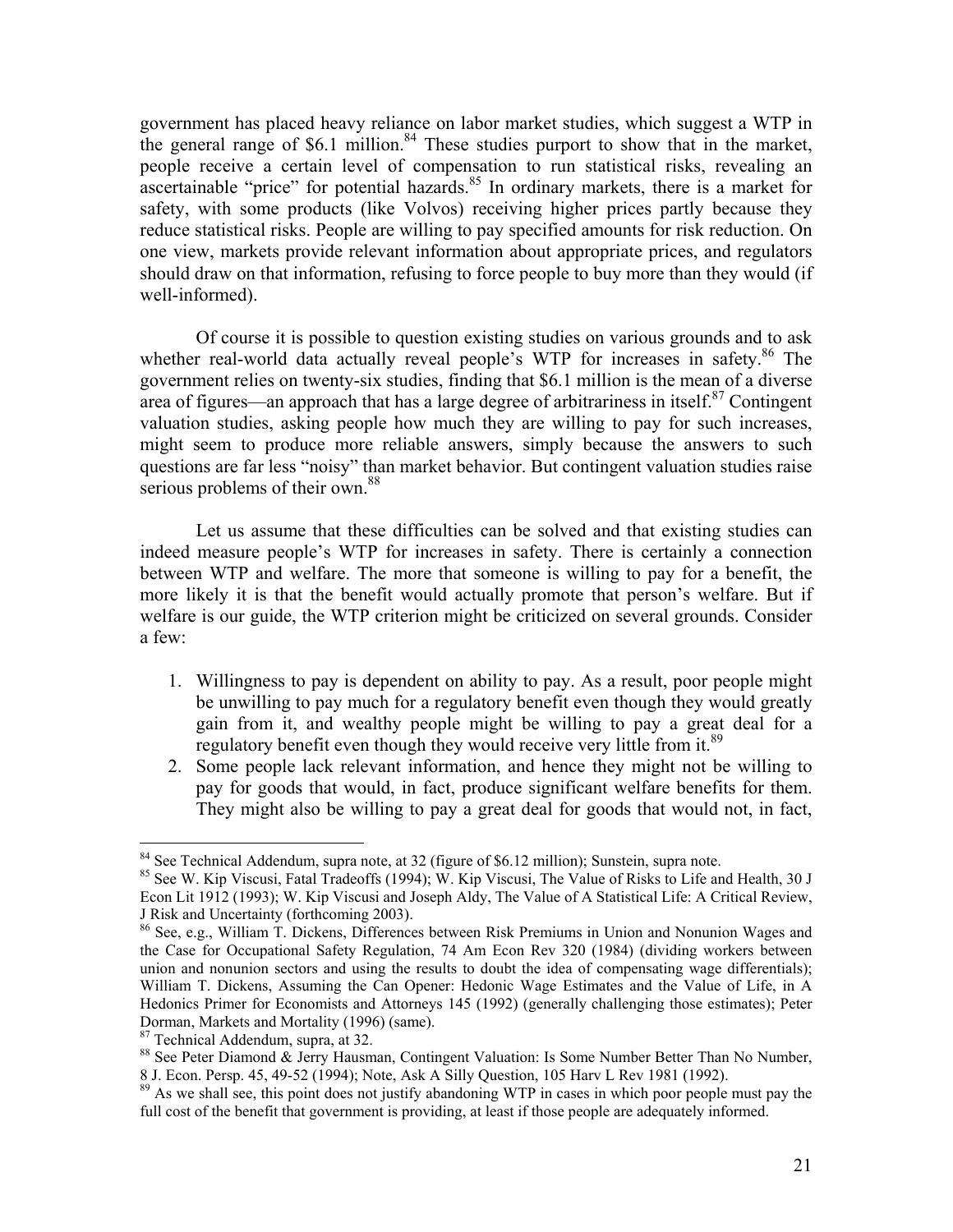government has placed heavy reliance on labor market studies, which suggest a WTP in the general range of $6.1 million.[84] These studies purport to show that in the market, people receive a certain level of compensation to run statistical risks, revealing an ascertainable "price" for potential hazards.[85] In ordinary markets, there is a market for safety, with some products (like Volvos) receiving higher prices partly because they reduce statistical risks. People are willing to pay specified amounts for risk reduction. On one view, markets provide relevant information about appropriate prices, and regulators should draw on that information, refusing to force people to buy more than they would (if well-informed).

Of course it is possible to question existing studies on various grounds and to ask whether real-world data actually reveal people's WTP for increases in safety.[86] The government relies on twenty-six studies, finding that $6.1 million is the mean of a diverse area of figures—an approach that has a large degree of arbitrariness in itself.[87] Contingent valuation studies, asking people how much they are willing to pay for such increases, might seem to produce more reliable answers, simply because the answers to such questions are far less "noisy" than market behavior. But contingent valuation studies raise serious problems of their own.[88]

Let us assume that these difficulties can be solved and that existing studies can indeed measure people's WTP for increases in safety. There is certainly a connection between WTP and welfare. The more that someone is willing to pay for a benefit, the more likely it is that the benefit would actually promote that person's welfare. But if welfare is our guide, the WTP criterion might be criticized on several grounds. Consider a few:

1. Willingness to pay is dependent on ability to pay. As a result, poor people might be unwilling to pay much for a regulatory benefit even though they would greatly gain from it, and wealthy people might be willing to pay a great deal for a regulatory benefit even though they would receive very little from it.[89]
2. Some people lack relevant information, and hence they might not be willing to pay for goods that would, in fact, produce significant welfare benefits for them. They might also be willing to pay a great deal for goods that would not, in fact,

---

[84] See Technical Addendum, supra note, at 32 (figure of $6.12 million); Sunstein, supra note.

[85] See W. Kip Viscusi, Fatal Tradeoffs (1994); W. Kip Viscusi, The Value of Risks to Life and Health, 30 J Econ Lit 1912 (1993); W. Kip Viscusi and Joseph Aldy, The Value of A Statistical Life: A Critical Review, J Risk and Uncertainty (forthcoming 2003).

[86] See, e.g., William T. Dickens, Differences between Risk Premiums in Union and Nonunion Wages and the Case for Occupational Safety Regulation, 74 Am Econ Rev 320 (1984) (dividing workers between union and nonunion sectors and using the results to doubt the idea of compensating wage differentials); William T. Dickens, Assuming the Can Opener: Hedonic Wage Estimates and the Value of Life, in A Hedonics Primer for Economists and Attorneys 145 (1992) (generally challenging those estimates); Peter Dorman, Markets and Mortality (1996) (same).

[87] Technical Addendum, supra, at 32.

[88] See Peter Diamond & Jerry Hausman, Contingent Valuation: Is Some Number Better Than No Number, 8 J. Econ. Persp. 45, 49-52 (1994); Note, Ask A Silly Question, 105 Harv L Rev 1981 (1992).

[89] As we shall see, this point does not justify abandoning WTP in cases in which poor people must pay the full cost of the benefit that government is providing, at least if those people are adequately informed.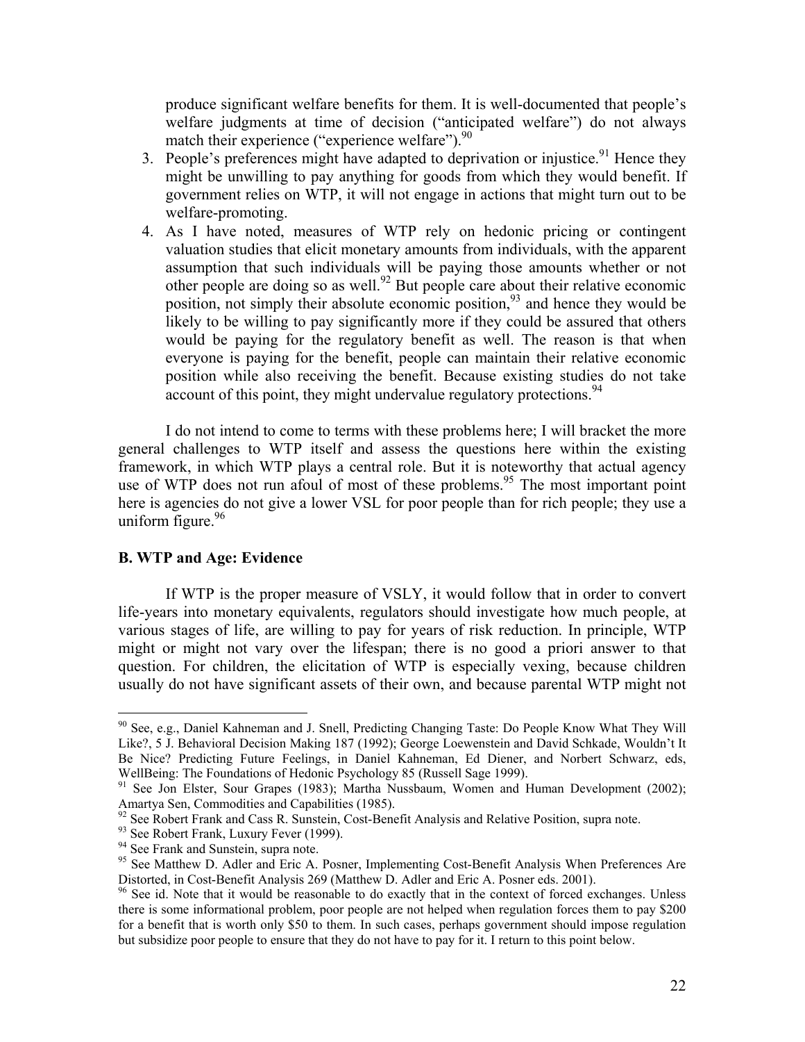produce significant welfare benefits for them. It is well-documented that people's welfare judgments at time of decision ("anticipated welfare") do not always match their experience ("experience welfare").[90]

3. People's preferences might have adapted to deprivation or injustice.[91] Hence they might be unwilling to pay anything for goods from which they would benefit. If government relies on WTP, it will not engage in actions that might turn out to be welfare-promoting.
4. As I have noted, measures of WTP rely on hedonic pricing or contingent valuation studies that elicit monetary amounts from individuals, with the apparent assumption that such individuals will be paying those amounts whether or not other people are doing so as well.[92] But people care about their relative economic position, not simply their absolute economic position,[93] and hence they would be likely to be willing to pay significantly more if they could be assured that others would be paying for the regulatory benefit as well. The reason is that when everyone is paying for the benefit, people can maintain their relative economic position while also receiving the benefit. Because existing studies do not take account of this point, they might undervalue regulatory protections.[94]

I do not intend to come to terms with these problems here; I will bracket the more general challenges to WTP itself and assess the questions here within the existing framework, in which WTP plays a central role. But it is noteworthy that actual agency use of WTP does not run afoul of most of these problems.[95] The most important point here is agencies do not give a lower VSL for poor people than for rich people; they use a uniform figure.[96]

**B. WTP and Age: Evidence**

If WTP is the proper measure of VSLY, it would follow that in order to convert life-years into monetary equivalents, regulators should investigate how much people, at various stages of life, are willing to pay for years of risk reduction. In principle, WTP might or might not vary over the lifespan; there is no good a priori answer to that question. For children, the elicitation of WTP is especially vexing, because children usually do not have significant assets of their own, and because parental WTP might not

---

[90] See, e.g., Daniel Kahneman and J. Snell, Predicting Changing Taste: Do People Know What They Will Like?, 5 J. Behavioral Decision Making 187 (1992); George Loewenstein and David Schkade, Wouldn't It Be Nice? Predicting Future Feelings, in Daniel Kahneman, Ed Diener, and Norbert Schwarz, eds, WellBeing: The Foundations of Hedonic Psychology 85 (Russell Sage 1999).

[91] See Jon Elster, Sour Grapes (1983); Martha Nussbaum, Women and Human Development (2002); Amartya Sen, Commodities and Capabilities (1985).

[92] See Robert Frank and Cass R. Sunstein, Cost-Benefit Analysis and Relative Position, supra note.

[93] See Robert Frank, Luxury Fever (1999).

[94] See Frank and Sunstein, supra note.

[95] See Matthew D. Adler and Eric A. Posner, Implementing Cost-Benefit Analysis When Preferences Are Distorted, in Cost-Benefit Analysis 269 (Matthew D. Adler and Eric A. Posner eds. 2001).

[96] See id. Note that it would be reasonable to do exactly that in the context of forced exchanges. Unless there is some informational problem, poor people are not helped when regulation forces them to pay $200 for a benefit that is worth only $50 to them. In such cases, perhaps government should impose regulation but subsidize poor people to ensure that they do not have to pay for it. I return to this point below.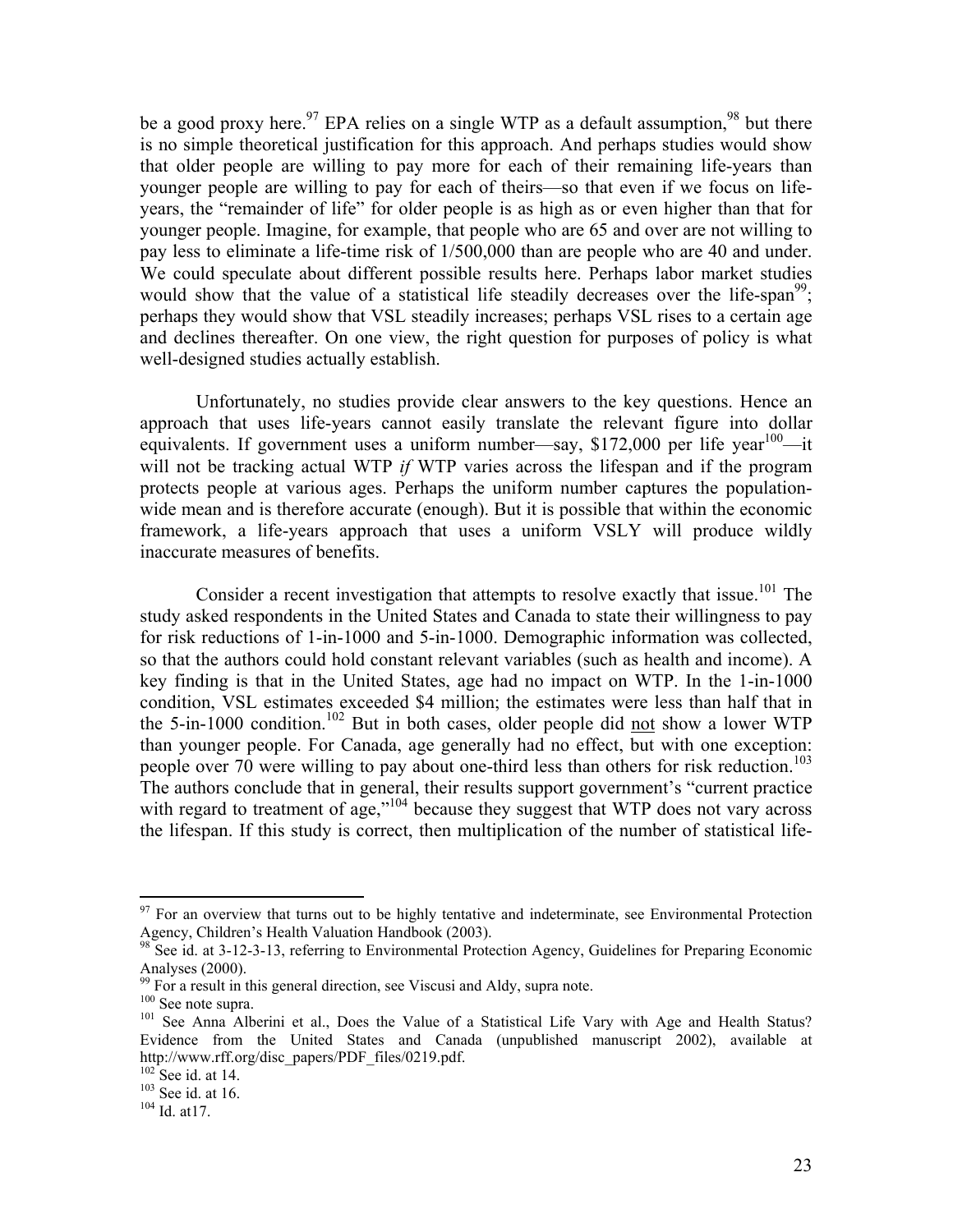be a good proxy here.[97] EPA relies on a single WTP as a default assumption,[98] but there is no simple theoretical justification for this approach. And perhaps studies would show that older people are willing to pay more for each of their remaining life-years than younger people are willing to pay for each of theirs—so that even if we focus on life-years, the "remainder of life" for older people is as high as or even higher than that for younger people. Imagine, for example, that people who are 65 and over are not willing to pay less to eliminate a life-time risk of 1/500,000 than are people who are 40 and under. We could speculate about different possible results here. Perhaps labor market studies would show that the value of a statistical life steadily decreases over the life-span[99]; perhaps they would show that VSL steadily increases; perhaps VSL rises to a certain age and declines thereafter. On one view, the right question for purposes of policy is what well-designed studies actually establish.

Unfortunately, no studies provide clear answers to the key questions. Hence an approach that uses life-years cannot easily translate the relevant figure into dollar equivalents. If government uses a uniform number—say, $172,000 per life year[100]—it will not be tracking actual WTP *if* WTP varies across the lifespan and if the program protects people at various ages. Perhaps the uniform number captures the population-wide mean and is therefore accurate (enough). But it is possible that within the economic framework, a life-years approach that uses a uniform VSLY will produce wildly inaccurate measures of benefits.

Consider a recent investigation that attempts to resolve exactly that issue.[101] The study asked respondents in the United States and Canada to state their willingness to pay for risk reductions of 1-in-1000 and 5-in-1000. Demographic information was collected, so that the authors could hold constant relevant variables (such as health and income). A key finding is that in the United States, age had no impact on WTP. In the 1-in-1000 condition, VSL estimates exceeded $4 million; the estimates were less than half that in the 5-in-1000 condition.[102] But in both cases, older people did not show a lower WTP than younger people. For Canada, age generally had no effect, but with one exception: people over 70 were willing to pay about one-third less than others for risk reduction.[103] The authors conclude that in general, their results support government's "current practice with regard to treatment of age,"[104] because they suggest that WTP does not vary across the lifespan. If this study is correct, then multiplication of the number of statistical life-

---

[97] For an overview that turns out to be highly tentative and indeterminate, see Environmental Protection Agency, Children's Health Valuation Handbook (2003).

[98] See id. at 3-12-3-13, referring to Environmental Protection Agency, Guidelines for Preparing Economic Analyses (2000).

[99] For a result in this general direction, see Viscusi and Aldy, supra note.

[100] See note supra.

[101] See Anna Alberini et al., Does the Value of a Statistical Life Vary with Age and Health Status? Evidence from the United States and Canada (unpublished manuscript 2002), available at http://www.rff.org/disc_papers/PDF_files/0219.pdf.

[102] See id. at 14.

[103] See id. at 16.

[104] Id. at17.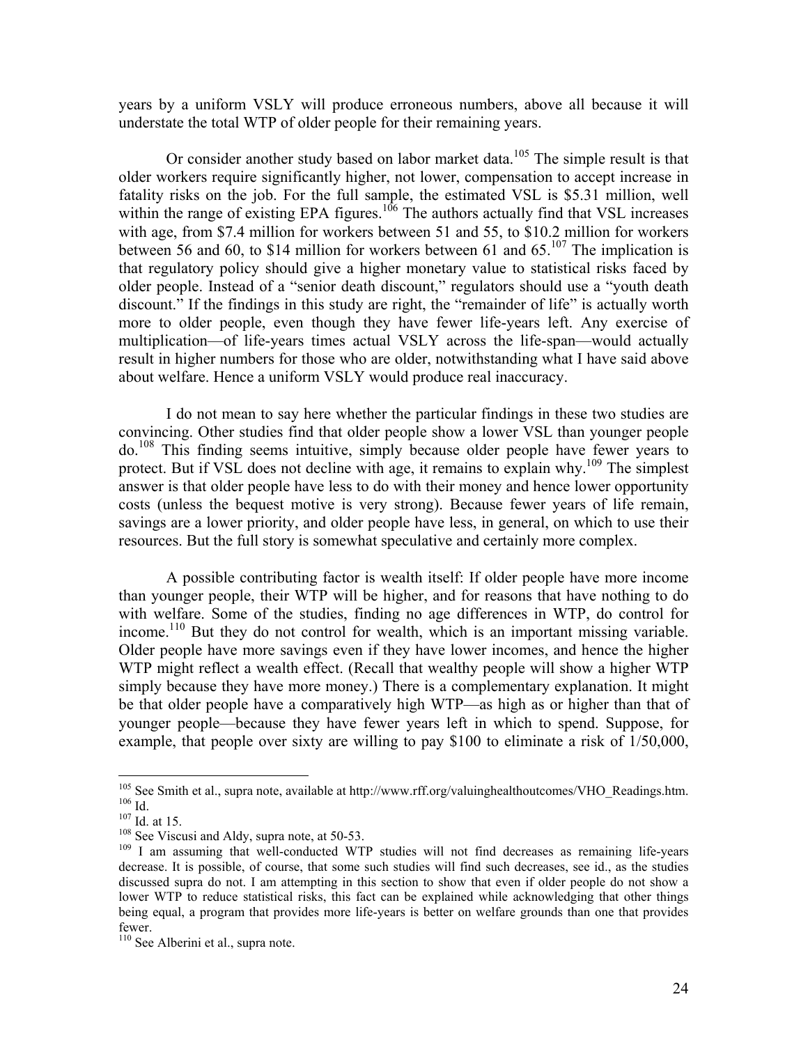years by a uniform VSLY will produce erroneous numbers, above all because it will understate the total WTP of older people for their remaining years.

Or consider another study based on labor market data.[105] The simple result is that older workers require significantly higher, not lower, compensation to accept increase in fatality risks on the job. For the full sample, the estimated VSL is $5.31 million, well within the range of existing EPA figures.[106] The authors actually find that VSL increases with age, from $7.4 million for workers between 51 and 55, to $10.2 million for workers between 56 and 60, to $14 million for workers between 61 and 65.[107] The implication is that regulatory policy should give a higher monetary value to statistical risks faced by older people. Instead of a "senior death discount," regulators should use a "youth death discount." If the findings in this study are right, the "remainder of life" is actually worth more to older people, even though they have fewer life-years left. Any exercise of multiplication—of life-years times actual VSLY across the life-span—would actually result in higher numbers for those who are older, notwithstanding what I have said above about welfare. Hence a uniform VSLY would produce real inaccuracy.

I do not mean to say here whether the particular findings in these two studies are convincing. Other studies find that older people show a lower VSL than younger people do.[108] This finding seems intuitive, simply because older people have fewer years to protect. But if VSL does not decline with age, it remains to explain why.[109] The simplest answer is that older people have less to do with their money and hence lower opportunity costs (unless the bequest motive is very strong). Because fewer years of life remain, savings are a lower priority, and older people have less, in general, on which to use their resources. But the full story is somewhat speculative and certainly more complex.

A possible contributing factor is wealth itself: If older people have more income than younger people, their WTP will be higher, and for reasons that have nothing to do with welfare. Some of the studies, finding no age differences in WTP, do control for income.[110] But they do not control for wealth, which is an important missing variable. Older people have more savings even if they have lower incomes, and hence the higher WTP might reflect a wealth effect. (Recall that wealthy people will show a higher WTP simply because they have more money.) There is a complementary explanation. It might be that older people have a comparatively high WTP—as high as or higher than that of younger people—because they have fewer years left in which to spend. Suppose, for example, that people over sixty are willing to pay $100 to eliminate a risk of 1/50,000,

---

[105] See Smith et al., supra note, available at http://www.rff.org/valuinghealthoutcomes/VHO_Readings.htm.

[106] Id.

[107] Id. at 15.

[108] See Viscusi and Aldy, supra note, at 50-53.

[109] I am assuming that well-conducted WTP studies will not find decreases as remaining life-years decrease. It is possible, of course, that some such studies will find such decreases, see id., as the studies discussed supra do not. I am attempting in this section to show that even if older people do not show a lower WTP to reduce statistical risks, this fact can be explained while acknowledging that other things being equal, a program that provides more life-years is better on welfare grounds than one that provides fewer.

[110] See Alberini et al., supra note.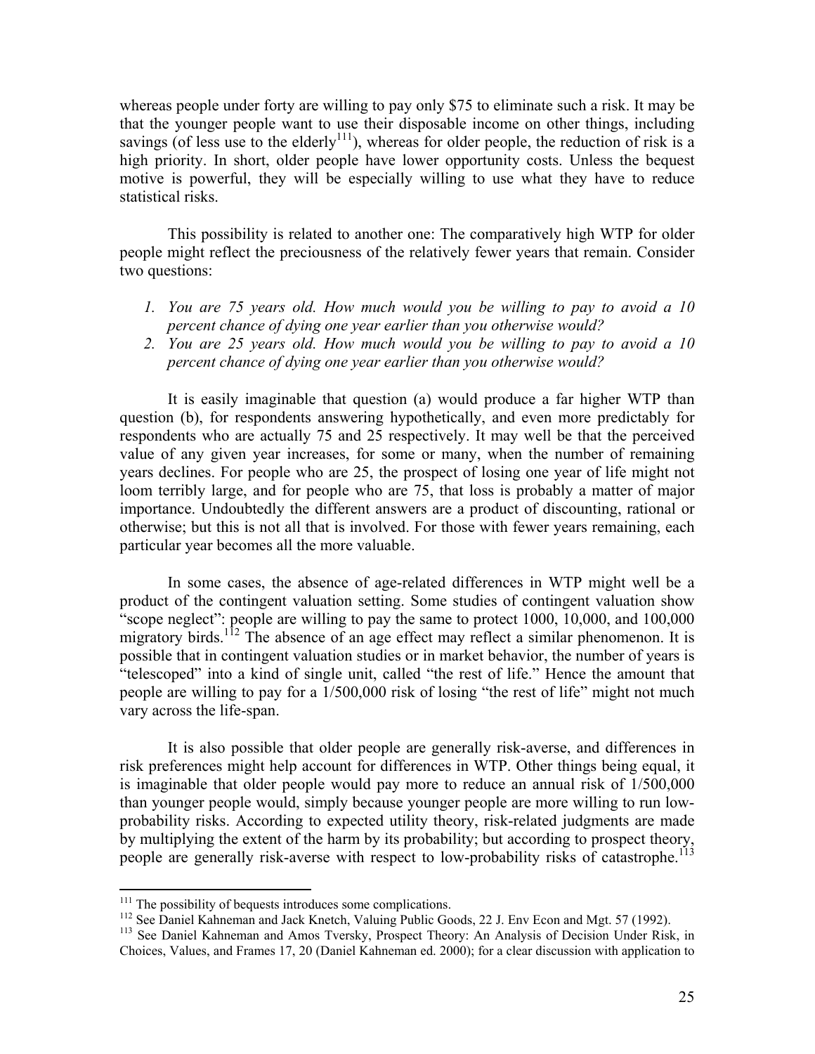whereas people under forty are willing to pay only $75 to eliminate such a risk. It may be that the younger people want to use their disposable income on other things, including savings (of less use to the elderly[111]), whereas for older people, the reduction of risk is a high priority. In short, older people have lower opportunity costs. Unless the bequest motive is powerful, they will be especially willing to use what they have to reduce statistical risks.

This possibility is related to another one: The comparatively high WTP for older people might reflect the preciousness of the relatively fewer years that remain. Consider two questions:

1. *You are 75 years old. How much would you be willing to pay to avoid a 10 percent chance of dying one year earlier than you otherwise would?*
2. *You are 25 years old. How much would you be willing to pay to avoid a 10 percent chance of dying one year earlier than you otherwise would?*

It is easily imaginable that question (a) would produce a far higher WTP than question (b), for respondents answering hypothetically, and even more predictably for respondents who are actually 75 and 25 respectively. It may well be that the perceived value of any given year increases, for some or many, when the number of remaining years declines. For people who are 25, the prospect of losing one year of life might not loom terribly large, and for people who are 75, that loss is probably a matter of major importance. Undoubtedly the different answers are a product of discounting, rational or otherwise; but this is not all that is involved. For those with fewer years remaining, each particular year becomes all the more valuable.

In some cases, the absence of age-related differences in WTP might well be a product of the contingent valuation setting. Some studies of contingent valuation show "scope neglect": people are willing to pay the same to protect 1000, 10,000, and 100,000 migratory birds.[112] The absence of an age effect may reflect a similar phenomenon. It is possible that in contingent valuation studies or in market behavior, the number of years is "telescoped" into a kind of single unit, called "the rest of life." Hence the amount that people are willing to pay for a 1/500,000 risk of losing "the rest of life" might not much vary across the life-span.

It is also possible that older people are generally risk-averse, and differences in risk preferences might help account for differences in WTP. Other things being equal, it is imaginable that older people would pay more to reduce an annual risk of 1/500,000 than younger people would, simply because younger people are more willing to run low-probability risks. According to expected utility theory, risk-related judgments are made by multiplying the extent of the harm by its probability; but according to prospect theory, people are generally risk-averse with respect to low-probability risks of catastrophe.[113]

---

[111] The possibility of bequests introduces some complications.

[112] See Daniel Kahneman and Jack Knetch, Valuing Public Goods, 22 J. Env Econ and Mgt. 57 (1992).

[113] See Daniel Kahneman and Amos Tversky, Prospect Theory: An Analysis of Decision Under Risk, in Choices, Values, and Frames 17, 20 (Daniel Kahneman ed. 2000); for a clear discussion with application to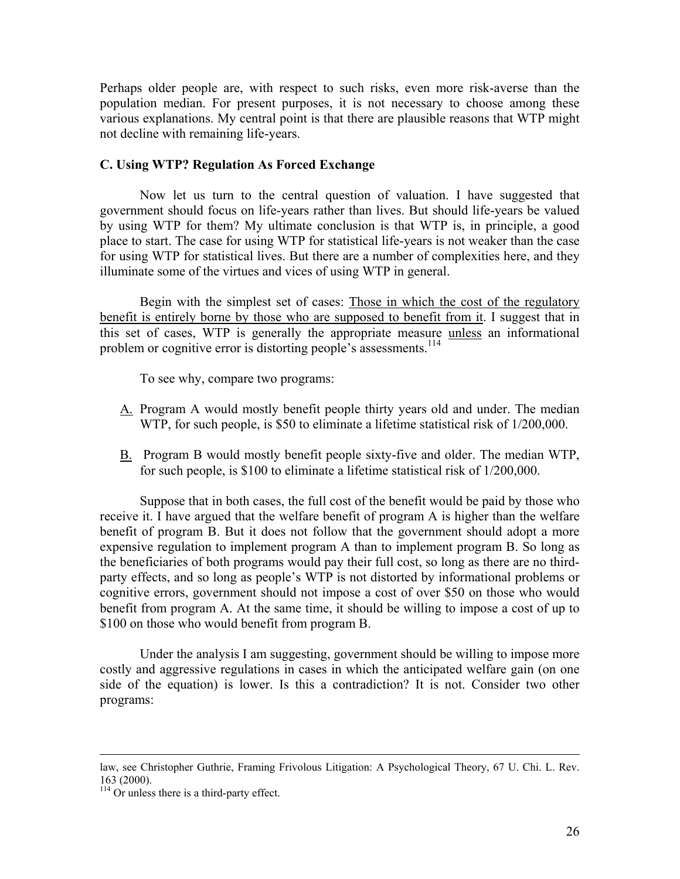Perhaps older people are, with respect to such risks, even more risk-averse than the population median. For present purposes, it is not necessary to choose among these various explanations. My central point is that there are plausible reasons that WTP might not decline with remaining life-years.

### C. Using WTP? Regulation As Forced Exchange

Now let us turn to the central question of valuation. I have suggested that government should focus on life-years rather than lives. But should life-years be valued by using WTP for them? My ultimate conclusion is that WTP is, in principle, a good place to start. The case for using WTP for statistical life-years is not weaker than the case for using WTP for statistical lives. But there are a number of complexities here, and they illuminate some of the virtues and vices of using WTP in general.

Begin with the simplest set of cases: <u>Those in which the cost of the regulatory benefit is entirely borne by those who are supposed to benefit from it</u>. I suggest that in this set of cases, WTP is generally the appropriate measure <u>unless</u> an informational problem or cognitive error is distorting people's assessments.[114]

To see why, compare two programs:

- <u>A.</u> Program A would mostly benefit people thirty years old and under. The median WTP, for such people, is $50 to eliminate a lifetime statistical risk of 1/200,000.
- <u>B.</u> Program B would mostly benefit people sixty-five and older. The median WTP, for such people, is $100 to eliminate a lifetime statistical risk of 1/200,000.

Suppose that in both cases, the full cost of the benefit would be paid by those who receive it. I have argued that the welfare benefit of program A is higher than the welfare benefit of program B. But it does not follow that the government should adopt a more expensive regulation to implement program A than to implement program B. So long as the beneficiaries of both programs would pay their full cost, so long as there are no third-party effects, and so long as people's WTP is not distorted by informational problems or cognitive errors, government should not impose a cost of over $50 on those who would benefit from program A. At the same time, it should be willing to impose a cost of up to $100 on those who would benefit from program B.

Under the analysis I am suggesting, government should be willing to impose more costly and aggressive regulations in cases in which the anticipated welfare gain (on one side of the equation) is lower. Is this a contradiction? It is not. Consider two other programs:

---

law, see Christopher Guthrie, Framing Frivolous Litigation: A Psychological Theory, 67 U. Chi. L. Rev. 163 (2000).

[114] Or unless there is a third-party effect.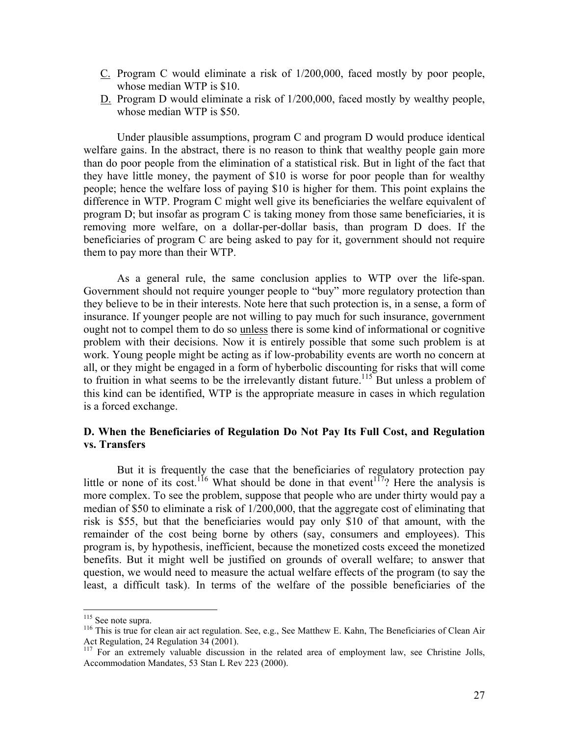<u>C.</u> Program C would eliminate a risk of 1/200,000, faced mostly by poor people, whose median WTP is $10.

<u>D.</u> Program D would eliminate a risk of 1/200,000, faced mostly by wealthy people, whose median WTP is $50.

Under plausible assumptions, program C and program D would produce identical welfare gains. In the abstract, there is no reason to think that wealthy people gain more than do poor people from the elimination of a statistical risk. But in light of the fact that they have little money, the payment of $10 is worse for poor people than for wealthy people; hence the welfare loss of paying $10 is higher for them. This point explains the difference in WTP. Program C might well give its beneficiaries the welfare equivalent of program D; but insofar as program C is taking money from those same beneficiaries, it is removing more welfare, on a dollar-per-dollar basis, than program D does. If the beneficiaries of program C are being asked to pay for it, government should not require them to pay more than their WTP.

As a general rule, the same conclusion applies to WTP over the life-span. Government should not require younger people to "buy" more regulatory protection than they believe to be in their interests. Note here that such protection is, in a sense, a form of insurance. If younger people are not willing to pay much for such insurance, government ought not to compel them to do so <u>unless</u> there is some kind of informational or cognitive problem with their decisions. Now it is entirely possible that some such problem is at work. Young people might be acting as if low-probability events are worth no concern at all, or they might be engaged in a form of hyberbolic discounting for risks that will come to fruition in what seems to be the irrelevantly distant future.[115] But unless a problem of this kind can be identified, WTP is the appropriate measure in cases in which regulation is a forced exchange.

**D. When the Beneficiaries of Regulation Do Not Pay Its Full Cost, and Regulation vs. Transfers**

But it is frequently the case that the beneficiaries of regulatory protection pay little or none of its cost.[116] What should be done in that event[117]? Here the analysis is more complex. To see the problem, suppose that people who are under thirty would pay a median of $50 to eliminate a risk of 1/200,000, that the aggregate cost of eliminating that risk is $55, but that the beneficiaries would pay only $10 of that amount, with the remainder of the cost being borne by others (say, consumers and employees). This program is, by hypothesis, inefficient, because the monetized costs exceed the monetized benefits. But it might well be justified on grounds of overall welfare; to answer that question, we would need to measure the actual welfare effects of the program (to say the least, a difficult task). In terms of the welfare of the possible beneficiaries of the

---

[115] See note supra.

[116] This is true for clean air act regulation. See, e.g., See Matthew E. Kahn, The Beneficiaries of Clean Air Act Regulation, 24 Regulation 34 (2001).

[117] For an extremely valuable discussion in the related area of employment law, see Christine Jolls, Accommodation Mandates, 53 Stan L Rev 223 (2000).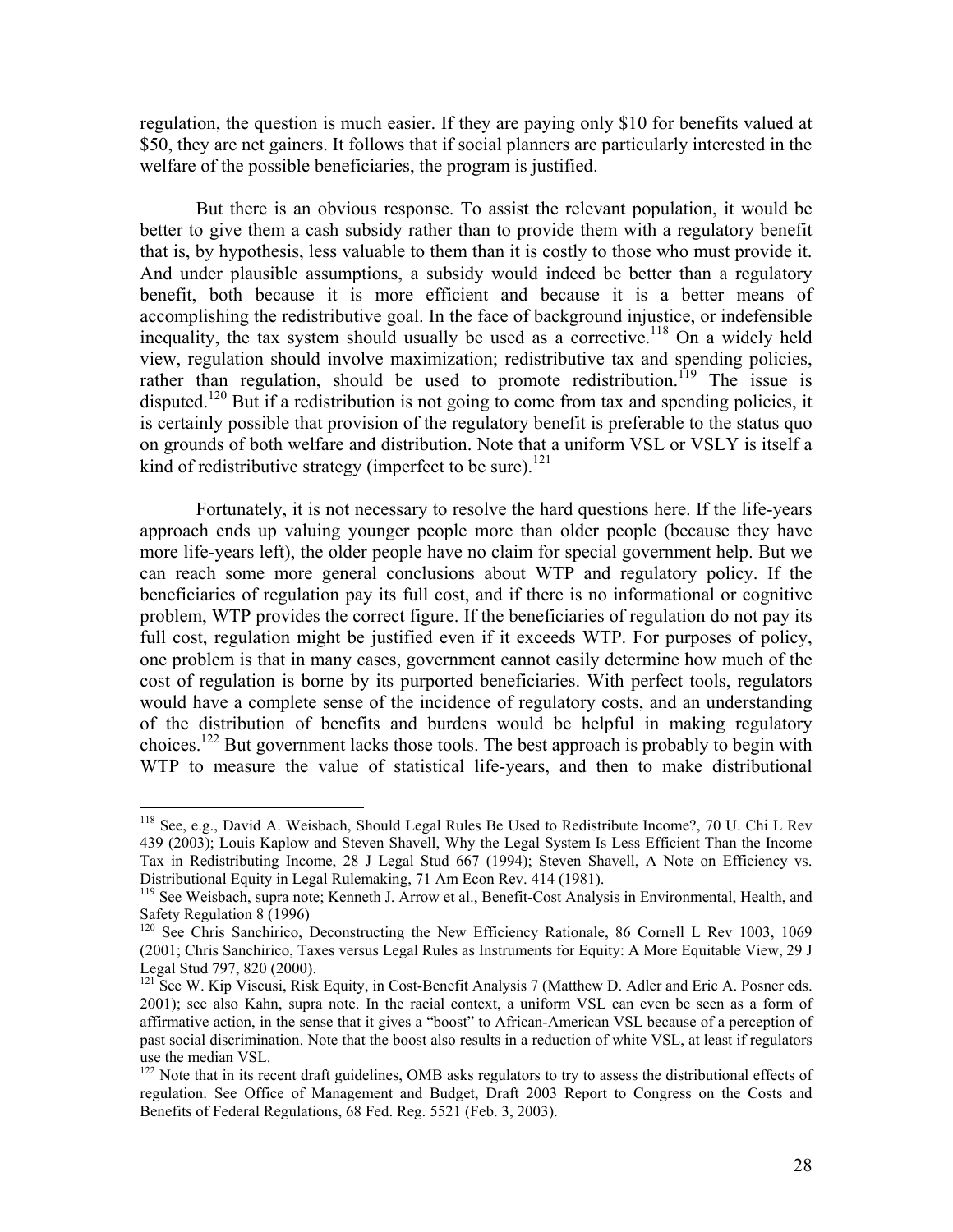regulation, the question is much easier. If they are paying only $10 for benefits valued at $50, they are net gainers. It follows that if social planners are particularly interested in the welfare of the possible beneficiaries, the program is justified.

But there is an obvious response. To assist the relevant population, it would be better to give them a cash subsidy rather than to provide them with a regulatory benefit that is, by hypothesis, less valuable to them than it is costly to those who must provide it. And under plausible assumptions, a subsidy would indeed be better than a regulatory benefit, both because it is more efficient and because it is a better means of accomplishing the redistributive goal. In the face of background injustice, or indefensible inequality, the tax system should usually be used as a corrective.[118] On a widely held view, regulation should involve maximization; redistributive tax and spending policies, rather than regulation, should be used to promote redistribution.[119] The issue is disputed.[120] But if a redistribution is not going to come from tax and spending policies, it is certainly possible that provision of the regulatory benefit is preferable to the status quo on grounds of both welfare and distribution. Note that a uniform VSL or VSLY is itself a kind of redistributive strategy (imperfect to be sure).[121]

Fortunately, it is not necessary to resolve the hard questions here. If the life-years approach ends up valuing younger people more than older people (because they have more life-years left), the older people have no claim for special government help. But we can reach some more general conclusions about WTP and regulatory policy. If the beneficiaries of regulation pay its full cost, and if there is no informational or cognitive problem, WTP provides the correct figure. If the beneficiaries of regulation do not pay its full cost, regulation might be justified even if it exceeds WTP. For purposes of policy, one problem is that in many cases, government cannot easily determine how much of the cost of regulation is borne by its purported beneficiaries. With perfect tools, regulators would have a complete sense of the incidence of regulatory costs, and an understanding of the distribution of benefits and burdens would be helpful in making regulatory choices.[122] But government lacks those tools. The best approach is probably to begin with WTP to measure the value of statistical life-years, and then to make distributional

---

[118] See, e.g., David A. Weisbach, Should Legal Rules Be Used to Redistribute Income?, 70 U. Chi L Rev 439 (2003); Louis Kaplow and Steven Shavell, Why the Legal System Is Less Efficient Than the Income Tax in Redistributing Income, 28 J Legal Stud 667 (1994); Steven Shavell, A Note on Efficiency vs. Distributional Equity in Legal Rulemaking, 71 Am Econ Rev. 414 (1981).

[119] See Weisbach, supra note; Kenneth J. Arrow et al., Benefit-Cost Analysis in Environmental, Health, and Safety Regulation 8 (1996)

[120] See Chris Sanchirico, Deconstructing the New Efficiency Rationale, 86 Cornell L Rev 1003, 1069 (2001; Chris Sanchirico, Taxes versus Legal Rules as Instruments for Equity: A More Equitable View, 29 J Legal Stud 797, 820 (2000).

[121] See W. Kip Viscusi, Risk Equity, in Cost-Benefit Analysis 7 (Matthew D. Adler and Eric A. Posner eds. 2001); see also Kahn, supra note. In the racial context, a uniform VSL can even be seen as a form of affirmative action, in the sense that it gives a "boost" to African-American VSL because of a perception of past social discrimination. Note that the boost also results in a reduction of white VSL, at least if regulators use the median VSL.

[122] Note that in its recent draft guidelines, OMB asks regulators to try to assess the distributional effects of regulation. See Office of Management and Budget, Draft 2003 Report to Congress on the Costs and Benefits of Federal Regulations, 68 Fed. Reg. 5521 (Feb. 3, 2003).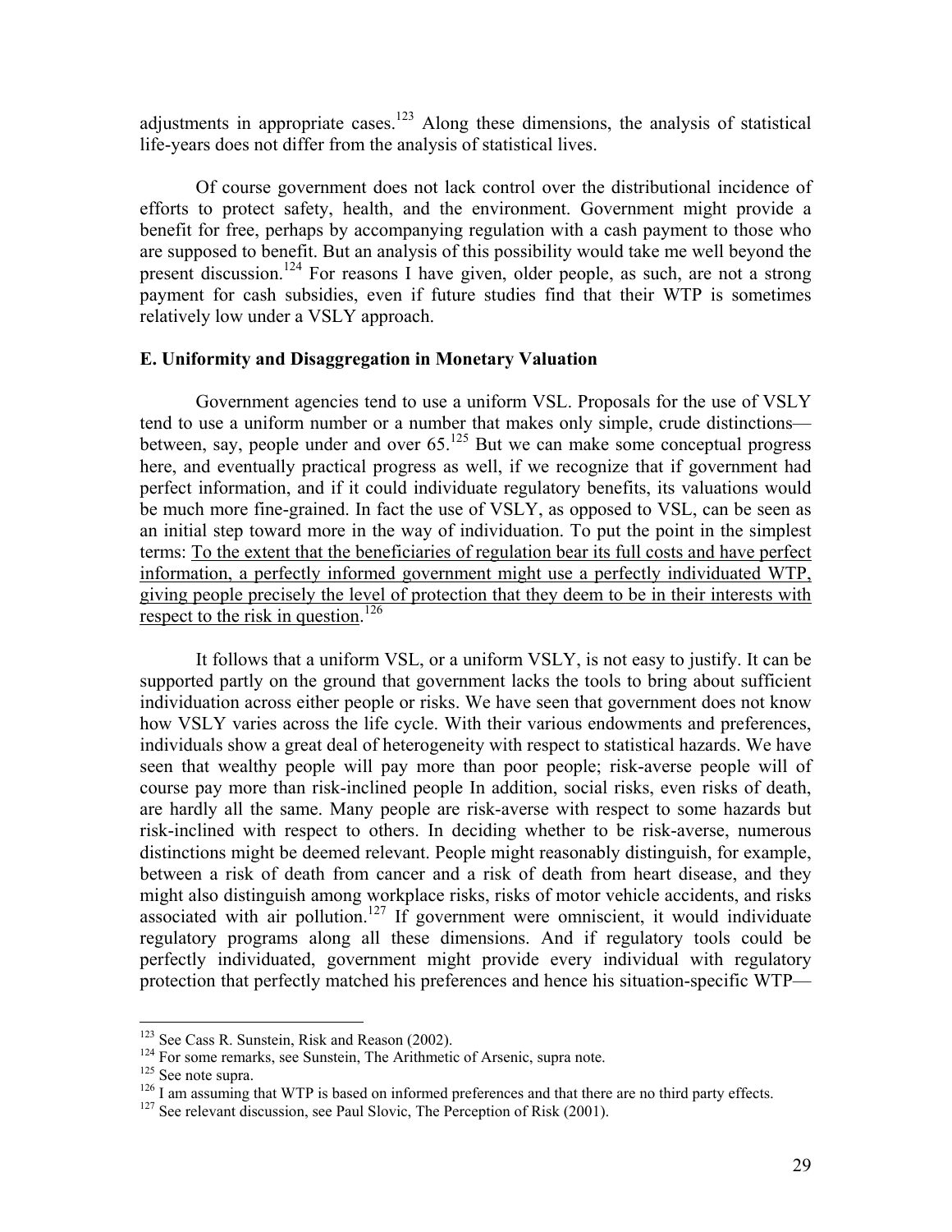adjustments in appropriate cases.[123] Along these dimensions, the analysis of statistical life-years does not differ from the analysis of statistical lives.

Of course government does not lack control over the distributional incidence of efforts to protect safety, health, and the environment. Government might provide a benefit for free, perhaps by accompanying regulation with a cash payment to those who are supposed to benefit. But an analysis of this possibility would take me well beyond the present discussion.[124] For reasons I have given, older people, as such, are not a strong payment for cash subsidies, even if future studies find that their WTP is sometimes relatively low under a VSLY approach.

### E. Uniformity and Disaggregation in Monetary Valuation

Government agencies tend to use a uniform VSL. Proposals for the use of VSLY tend to use a uniform number or a number that makes only simple, crude distinctions—between, say, people under and over 65.[125] But we can make some conceptual progress here, and eventually practical progress as well, if we recognize that if government had perfect information, and if it could individuate regulatory benefits, its valuations would be much more fine-grained. In fact the use of VSLY, as opposed to VSL, can be seen as an initial step toward more in the way of individuation. To put the point in the simplest terms: <u>To the extent that the beneficiaries of regulation bear its full costs and have perfect information, a perfectly informed government might use a perfectly individuated WTP, giving people precisely the level of protection that they deem to be in their interests with respect to the risk in question</u>.[126]

It follows that a uniform VSL, or a uniform VSLY, is not easy to justify. It can be supported partly on the ground that government lacks the tools to bring about sufficient individuation across either people or risks. We have seen that government does not know how VSLY varies across the life cycle. With their various endowments and preferences, individuals show a great deal of heterogeneity with respect to statistical hazards. We have seen that wealthy people will pay more than poor people; risk-averse people will of course pay more than risk-inclined people In addition, social risks, even risks of death, are hardly all the same. Many people are risk-averse with respect to some hazards but risk-inclined with respect to others. In deciding whether to be risk-averse, numerous distinctions might be deemed relevant. People might reasonably distinguish, for example, between a risk of death from cancer and a risk of death from heart disease, and they might also distinguish among workplace risks, risks of motor vehicle accidents, and risks associated with air pollution.[127] If government were omniscient, it would individuate regulatory programs along all these dimensions. And if regulatory tools could be perfectly individuated, government might provide every individual with regulatory protection that perfectly matched his preferences and hence his situation-specific WTP—

---

[123] See Cass R. Sunstein, Risk and Reason (2002).

[124] For some remarks, see Sunstein, The Arithmetic of Arsenic, supra note.

[125] See note supra.

[126] I am assuming that WTP is based on informed preferences and that there are no third party effects.

[127] See relevant discussion, see Paul Slovic, The Perception of Risk (2001).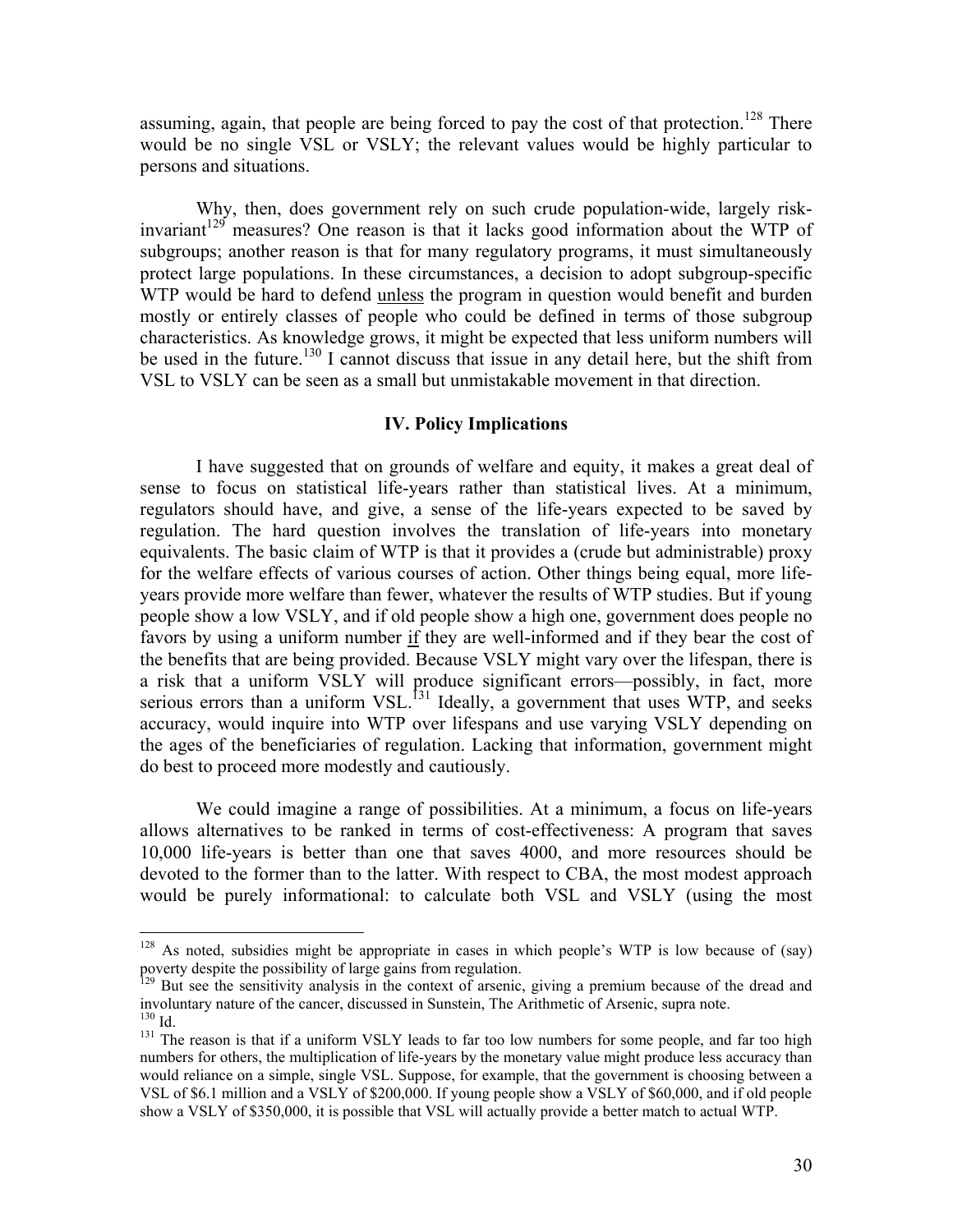assuming, again, that people are being forced to pay the cost of that protection.[128] There would be no single VSL or VSLY; the relevant values would be highly particular to persons and situations.

Why, then, does government rely on such crude population-wide, largely risk-invariant[129] measures? One reason is that it lacks good information about the WTP of subgroups; another reason is that for many regulatory programs, it must simultaneously protect large populations. In these circumstances, a decision to adopt subgroup-specific WTP would be hard to defend <u>unless</u> the program in question would benefit and burden mostly or entirely classes of people who could be defined in terms of those subgroup characteristics. As knowledge grows, it might be expected that less uniform numbers will be used in the future.[130] I cannot discuss that issue in any detail here, but the shift from VSL to VSLY can be seen as a small but unmistakable movement in that direction.

## IV. Policy Implications

I have suggested that on grounds of welfare and equity, it makes a great deal of sense to focus on statistical life-years rather than statistical lives. At a minimum, regulators should have, and give, a sense of the life-years expected to be saved by regulation. The hard question involves the translation of life-years into monetary equivalents. The basic claim of WTP is that it provides a (crude but administrable) proxy for the welfare effects of various courses of action. Other things being equal, more life-years provide more welfare than fewer, whatever the results of WTP studies. But if young people show a low VSLY, and if old people show a high one, government does people no favors by using a uniform number <u>if</u> they are well-informed and if they bear the cost of the benefits that are being provided. Because VSLY might vary over the lifespan, there is a risk that a uniform VSLY will produce significant errors—possibly, in fact, more serious errors than a uniform VSL.[131] Ideally, a government that uses WTP, and seeks accuracy, would inquire into WTP over lifespans and use varying VSLY depending on the ages of the beneficiaries of regulation. Lacking that information, government might do best to proceed more modestly and cautiously.

We could imagine a range of possibilities. At a minimum, a focus on life-years allows alternatives to be ranked in terms of cost-effectiveness: A program that saves 10,000 life-years is better than one that saves 4000, and more resources should be devoted to the former than to the latter. With respect to CBA, the most modest approach would be purely informational: to calculate both VSL and VSLY (using the most

---

[128] As noted, subsidies might be appropriate in cases in which people's WTP is low because of (say) poverty despite the possibility of large gains from regulation.

[129] But see the sensitivity analysis in the context of arsenic, giving a premium because of the dread and involuntary nature of the cancer, discussed in Sunstein, The Arithmetic of Arsenic, supra note.

[130] Id.

[131] The reason is that if a uniform VSLY leads to far too low numbers for some people, and far too high numbers for others, the multiplication of life-years by the monetary value might produce less accuracy than would reliance on a simple, single VSL. Suppose, for example, that the government is choosing between a VSL of $6.1 million and a VSLY of $200,000. If young people show a VSLY of $60,000, and if old people show a VSLY of $350,000, it is possible that VSL will actually provide a better match to actual WTP.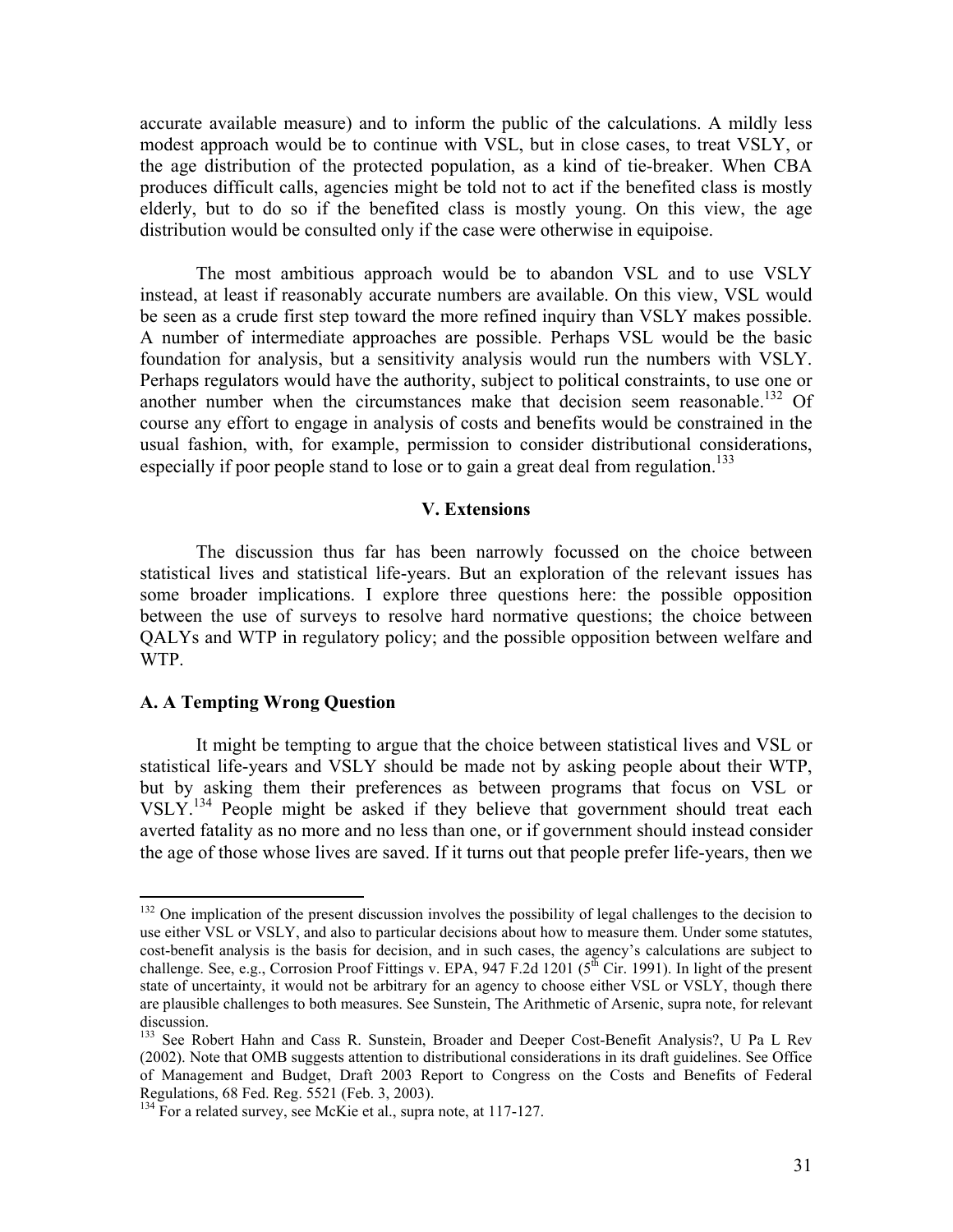accurate available measure) and to inform the public of the calculations. A mildly less modest approach would be to continue with VSL, but in close cases, to treat VSLY, or the age distribution of the protected population, as a kind of tie-breaker. When CBA produces difficult calls, agencies might be told not to act if the benefited class is mostly elderly, but to do so if the benefited class is mostly young. On this view, the age distribution would be consulted only if the case were otherwise in equipoise.

The most ambitious approach would be to abandon VSL and to use VSLY instead, at least if reasonably accurate numbers are available. On this view, VSL would be seen as a crude first step toward the more refined inquiry than VSLY makes possible. A number of intermediate approaches are possible. Perhaps VSL would be the basic foundation for analysis, but a sensitivity analysis would run the numbers with VSLY. Perhaps regulators would have the authority, subject to political constraints, to use one or another number when the circumstances make that decision seem reasonable.[132] Of course any effort to engage in analysis of costs and benefits would be constrained in the usual fashion, with, for example, permission to consider distributional considerations, especially if poor people stand to lose or to gain a great deal from regulation.[133]

## V. Extensions

The discussion thus far has been narrowly focussed on the choice between statistical lives and statistical life-years. But an exploration of the relevant issues has some broader implications. I explore three questions here: the possible opposition between the use of surveys to resolve hard normative questions; the choice between QALYs and WTP in regulatory policy; and the possible opposition between welfare and WTP.

### A. A Tempting Wrong Question

It might be tempting to argue that the choice between statistical lives and VSL or statistical life-years and VSLY should be made not by asking people about their WTP, but by asking them their preferences as between programs that focus on VSL or VSLY.[134] People might be asked if they believe that government should treat each averted fatality as no more and no less than one, or if government should instead consider the age of those whose lives are saved. If it turns out that people prefer life-years, then we

---

[132] One implication of the present discussion involves the possibility of legal challenges to the decision to use either VSL or VSLY, and also to particular decisions about how to measure them. Under some statutes, cost-benefit analysis is the basis for decision, and in such cases, the agency's calculations are subject to challenge. See, e.g., Corrosion Proof Fittings v. EPA, 947 F.2d 1201 (5th Cir. 1991). In light of the present state of uncertainty, it would not be arbitrary for an agency to choose either VSL or VSLY, though there are plausible challenges to both measures. See Sunstein, The Arithmetic of Arsenic, supra note, for relevant discussion.

[133] See Robert Hahn and Cass R. Sunstein, Broader and Deeper Cost-Benefit Analysis?, U Pa L Rev (2002). Note that OMB suggests attention to distributional considerations in its draft guidelines. See Office of Management and Budget, Draft 2003 Report to Congress on the Costs and Benefits of Federal Regulations, 68 Fed. Reg. 5521 (Feb. 3, 2003).

[134] For a related survey, see McKie et al., supra note, at 117-127.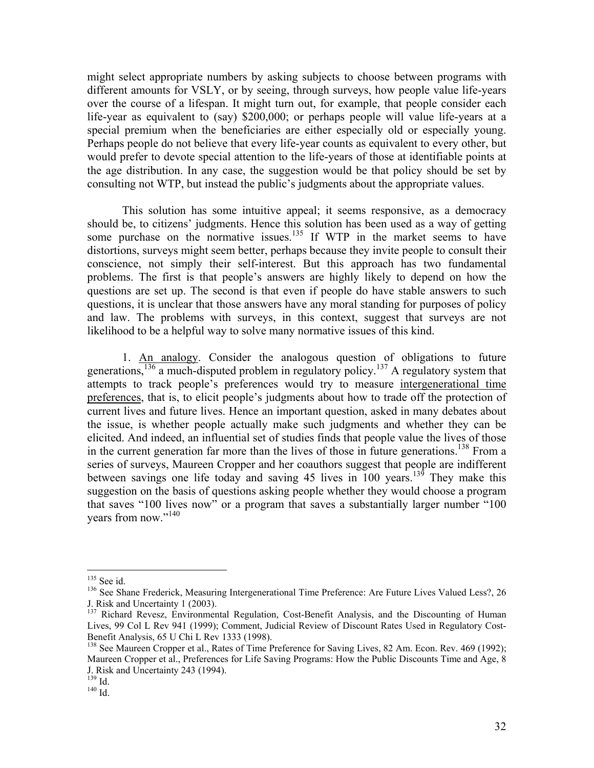might select appropriate numbers by asking subjects to choose between programs with different amounts for VSLY, or by seeing, through surveys, how people value life-years over the course of a lifespan. It might turn out, for example, that people consider each life-year as equivalent to (say) $200,000; or perhaps people will value life-years at a special premium when the beneficiaries are either especially old or especially young. Perhaps people do not believe that every life-year counts as equivalent to every other, but would prefer to devote special attention to the life-years of those at identifiable points at the age distribution. In any case, the suggestion would be that policy should be set by consulting not WTP, but instead the public's judgments about the appropriate values.

This solution has some intuitive appeal; it seems responsive, as a democracy should be, to citizens' judgments. Hence this solution has been used as a way of getting some purchase on the normative issues.[135] If WTP in the market seems to have distortions, surveys might seem better, perhaps because they invite people to consult their conscience, not simply their self-interest. But this approach has two fundamental problems. The first is that people's answers are highly likely to depend on how the questions are set up. The second is that even if people do have stable answers to such questions, it is unclear that those answers have any moral standing for purposes of policy and law. The problems with surveys, in this context, suggest that surveys are not likelihood to be a helpful way to solve many normative issues of this kind.

1. An analogy. Consider the analogous question of obligations to future generations,[136] a much-disputed problem in regulatory policy.[137] A regulatory system that attempts to track people's preferences would try to measure intergenerational time preferences, that is, to elicit people's judgments about how to trade off the protection of current lives and future lives. Hence an important question, asked in many debates about the issue, is whether people actually make such judgments and whether they can be elicited. And indeed, an influential set of studies finds that people value the lives of those in the current generation far more than the lives of those in future generations.[138] From a series of surveys, Maureen Cropper and her coauthors suggest that people are indifferent between savings one life today and saving 45 lives in 100 years.[139] They make this suggestion on the basis of questions asking people whether they would choose a program that saves "100 lives now" or a program that saves a substantially larger number "100 years from now."[140]

---

[135] See id.

[136] See Shane Frederick, Measuring Intergenerational Time Preference: Are Future Lives Valued Less?, 26 J. Risk and Uncertainty 1 (2003).

[137] Richard Revesz, Environmental Regulation, Cost-Benefit Analysis, and the Discounting of Human Lives, 99 Col L Rev 941 (1999); Comment, Judicial Review of Discount Rates Used in Regulatory Cost-Benefit Analysis, 65 U Chi L Rev 1333 (1998).

[138] See Maureen Cropper et al., Rates of Time Preference for Saving Lives, 82 Am. Econ. Rev. 469 (1992); Maureen Cropper et al., Preferences for Life Saving Programs: How the Public Discounts Time and Age, 8 J. Risk and Uncertainty 243 (1994).

[139] Id.

[140] Id.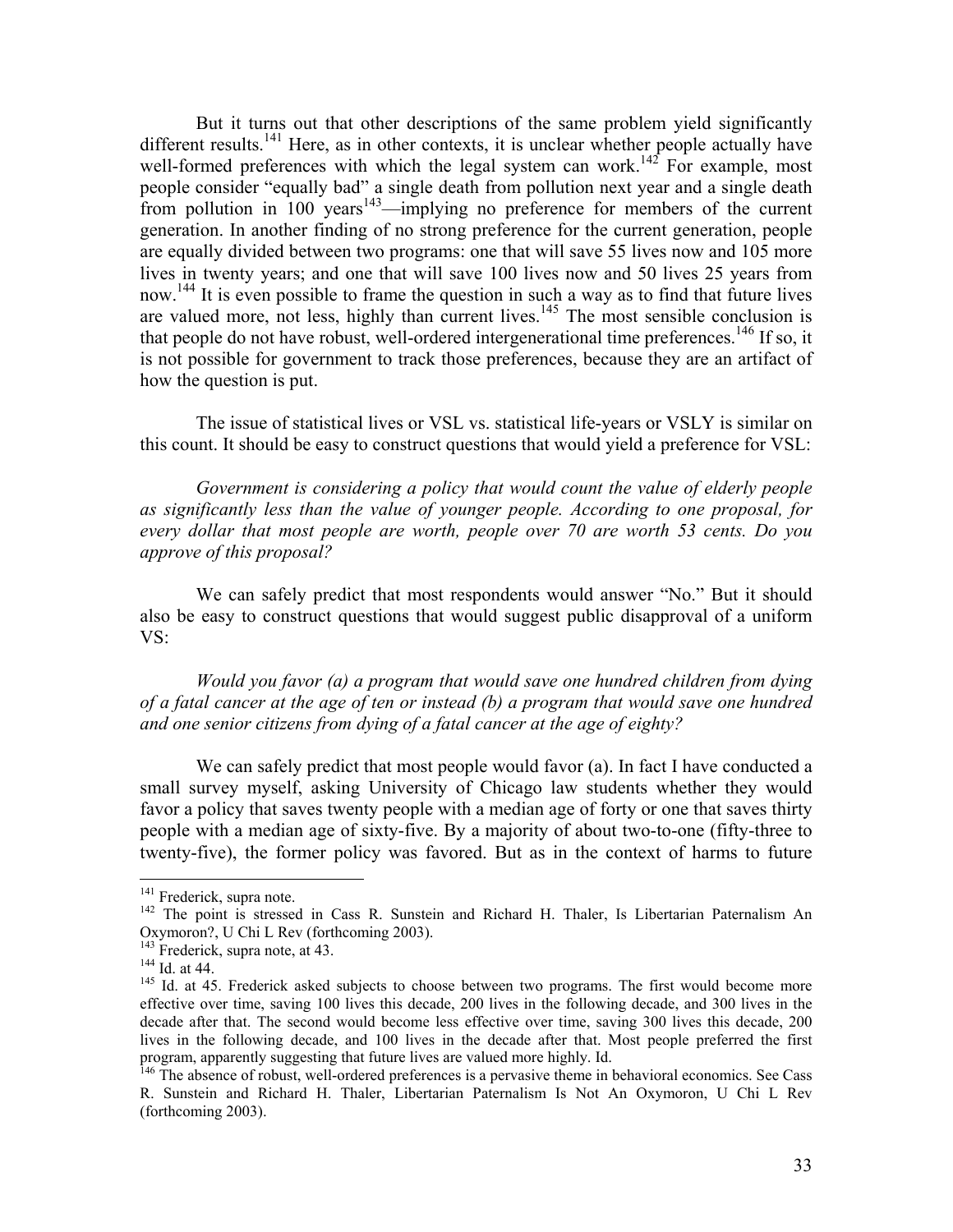But it turns out that other descriptions of the same problem yield significantly different results.[141] Here, as in other contexts, it is unclear whether people actually have well-formed preferences with which the legal system can work.[142] For example, most people consider "equally bad" a single death from pollution next year and a single death from pollution in 100 years[143]—implying no preference for members of the current generation. In another finding of no strong preference for the current generation, people are equally divided between two programs: one that will save 55 lives now and 105 more lives in twenty years; and one that will save 100 lives now and 50 lives 25 years from now.[144] It is even possible to frame the question in such a way as to find that future lives are valued more, not less, highly than current lives.[145] The most sensible conclusion is that people do not have robust, well-ordered intergenerational time preferences.[146] If so, it is not possible for government to track those preferences, because they are an artifact of how the question is put.

The issue of statistical lives or VSL vs. statistical life-years or VSLY is similar on this count. It should be easy to construct questions that would yield a preference for VSL:

*Government is considering a policy that would count the value of elderly people as significantly less than the value of younger people. According to one proposal, for every dollar that most people are worth, people over 70 are worth 53 cents. Do you approve of this proposal?*

We can safely predict that most respondents would answer "No." But it should also be easy to construct questions that would suggest public disapproval of a uniform VS:

*Would you favor (a) a program that would save one hundred children from dying of a fatal cancer at the age of ten or instead (b) a program that would save one hundred and one senior citizens from dying of a fatal cancer at the age of eighty?*

We can safely predict that most people would favor (a). In fact I have conducted a small survey myself, asking University of Chicago law students whether they would favor a policy that saves twenty people with a median age of forty or one that saves thirty people with a median age of sixty-five. By a majority of about two-to-one (fifty-three to twenty-five), the former policy was favored. But as in the context of harms to future

---

[141] Frederick, supra note.

[142] The point is stressed in Cass R. Sunstein and Richard H. Thaler, Is Libertarian Paternalism An Oxymoron?, U Chi L Rev (forthcoming 2003).

[143] Frederick, supra note, at 43.

[144] Id. at 44.

[145] Id. at 45. Frederick asked subjects to choose between two programs. The first would become more effective over time, saving 100 lives this decade, 200 lives in the following decade, and 300 lives in the decade after that. The second would become less effective over time, saving 300 lives this decade, 200 lives in the following decade, and 100 lives in the decade after that. Most people preferred the first program, apparently suggesting that future lives are valued more highly. Id.

[146] The absence of robust, well-ordered preferences is a pervasive theme in behavioral economics. See Cass R. Sunstein and Richard H. Thaler, Libertarian Paternalism Is Not An Oxymoron, U Chi L Rev (forthcoming 2003).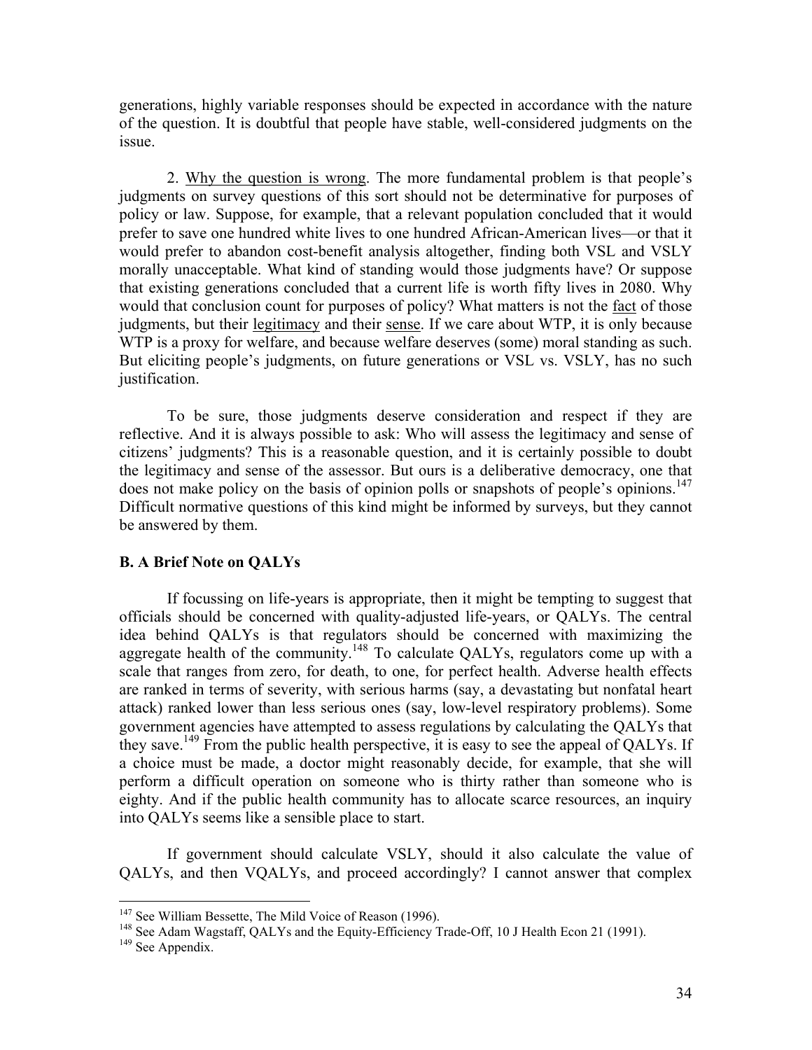generations, highly variable responses should be expected in accordance with the nature of the question. It is doubtful that people have stable, well-considered judgments on the issue.

2. Why the question is wrong. The more fundamental problem is that people's judgments on survey questions of this sort should not be determinative for purposes of policy or law. Suppose, for example, that a relevant population concluded that it would prefer to save one hundred white lives to one hundred African-American lives—or that it would prefer to abandon cost-benefit analysis altogether, finding both VSL and VSLY morally unacceptable. What kind of standing would those judgments have? Or suppose that existing generations concluded that a current life is worth fifty lives in 2080. Why would that conclusion count for purposes of policy? What matters is not the fact of those judgments, but their legitimacy and their sense. If we care about WTP, it is only because WTP is a proxy for welfare, and because welfare deserves (some) moral standing as such. But eliciting people's judgments, on future generations or VSL vs. VSLY, has no such justification.

To be sure, those judgments deserve consideration and respect if they are reflective. And it is always possible to ask: Who will assess the legitimacy and sense of citizens' judgments? This is a reasonable question, and it is certainly possible to doubt the legitimacy and sense of the assessor. But ours is a deliberative democracy, one that does not make policy on the basis of opinion polls or snapshots of people's opinions.[147] Difficult normative questions of this kind might be informed by surveys, but they cannot be answered by them.

### B. A Brief Note on QALYs

If focussing on life-years is appropriate, then it might be tempting to suggest that officials should be concerned with quality-adjusted life-years, or QALYs. The central idea behind QALYs is that regulators should be concerned with maximizing the aggregate health of the community.[148] To calculate QALYs, regulators come up with a scale that ranges from zero, for death, to one, for perfect health. Adverse health effects are ranked in terms of severity, with serious harms (say, a devastating but nonfatal heart attack) ranked lower than less serious ones (say, low-level respiratory problems). Some government agencies have attempted to assess regulations by calculating the QALYs that they save.[149] From the public health perspective, it is easy to see the appeal of QALYs. If a choice must be made, a doctor might reasonably decide, for example, that she will perform a difficult operation on someone who is thirty rather than someone who is eighty. And if the public health community has to allocate scarce resources, an inquiry into QALYs seems like a sensible place to start.

If government should calculate VSLY, should it also calculate the value of QALYs, and then VQALYs, and proceed accordingly? I cannot answer that complex

---

[147] See William Bessette, The Mild Voice of Reason (1996).

[148] See Adam Wagstaff, QALYs and the Equity-Efficiency Trade-Off, 10 J Health Econ 21 (1991).

[149] See Appendix.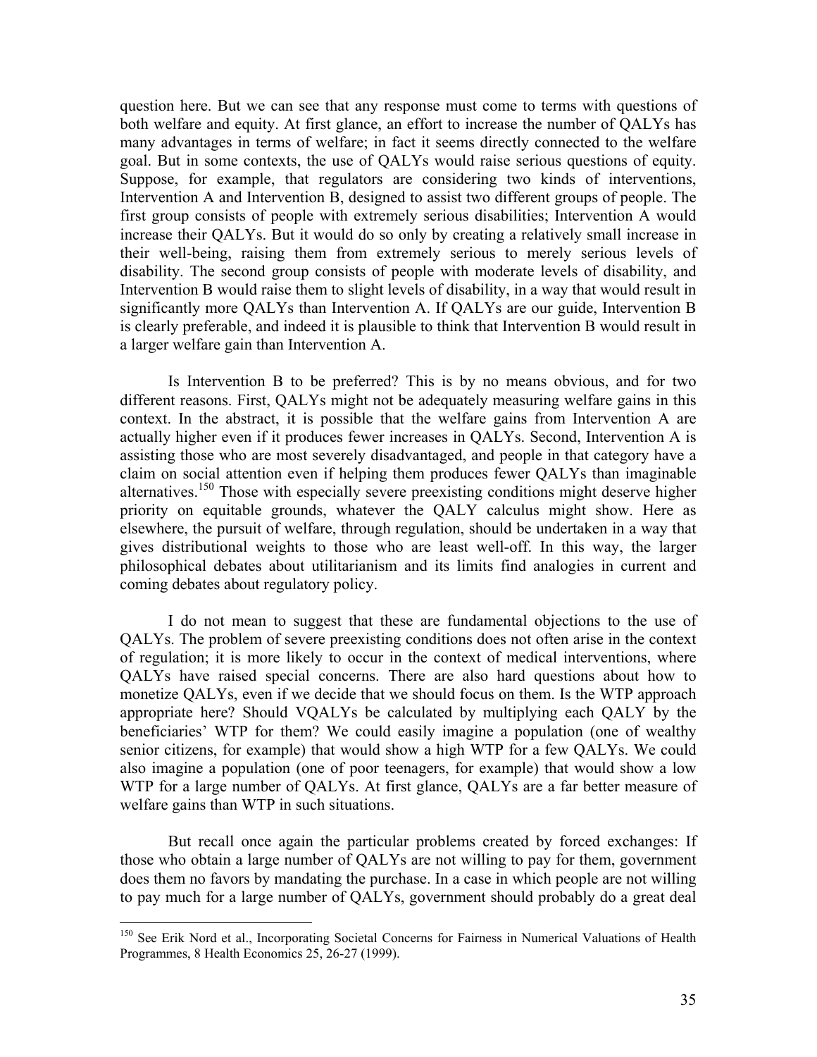question here. But we can see that any response must come to terms with questions of both welfare and equity. At first glance, an effort to increase the number of QALYs has many advantages in terms of welfare; in fact it seems directly connected to the welfare goal. But in some contexts, the use of QALYs would raise serious questions of equity. Suppose, for example, that regulators are considering two kinds of interventions, Intervention A and Intervention B, designed to assist two different groups of people. The first group consists of people with extremely serious disabilities; Intervention A would increase their QALYs. But it would do so only by creating a relatively small increase in their well-being, raising them from extremely serious to merely serious levels of disability. The second group consists of people with moderate levels of disability, and Intervention B would raise them to slight levels of disability, in a way that would result in significantly more QALYs than Intervention A. If QALYs are our guide, Intervention B is clearly preferable, and indeed it is plausible to think that Intervention B would result in a larger welfare gain than Intervention A.

Is Intervention B to be preferred? This is by no means obvious, and for two different reasons. First, QALYs might not be adequately measuring welfare gains in this context. In the abstract, it is possible that the welfare gains from Intervention A are actually higher even if it produces fewer increases in QALYs. Second, Intervention A is assisting those who are most severely disadvantaged, and people in that category have a claim on social attention even if helping them produces fewer QALYs than imaginable alternatives.[150] Those with especially severe preexisting conditions might deserve higher priority on equitable grounds, whatever the QALY calculus might show. Here as elsewhere, the pursuit of welfare, through regulation, should be undertaken in a way that gives distributional weights to those who are least well-off. In this way, the larger philosophical debates about utilitarianism and its limits find analogies in current and coming debates about regulatory policy.

I do not mean to suggest that these are fundamental objections to the use of QALYs. The problem of severe preexisting conditions does not often arise in the context of regulation; it is more likely to occur in the context of medical interventions, where QALYs have raised special concerns. There are also hard questions about how to monetize QALYs, even if we decide that we should focus on them. Is the WTP approach appropriate here? Should VQALYs be calculated by multiplying each QALY by the beneficiaries' WTP for them? We could easily imagine a population (one of wealthy senior citizens, for example) that would show a high WTP for a few QALYs. We could also imagine a population (one of poor teenagers, for example) that would show a low WTP for a large number of QALYs. At first glance, QALYs are a far better measure of welfare gains than WTP in such situations.

But recall once again the particular problems created by forced exchanges: If those who obtain a large number of QALYs are not willing to pay for them, government does them no favors by mandating the purchase. In a case in which people are not willing to pay much for a large number of QALYs, government should probably do a great deal

---

[150] See Erik Nord et al., Incorporating Societal Concerns for Fairness in Numerical Valuations of Health Programmes, 8 Health Economics 25, 26-27 (1999).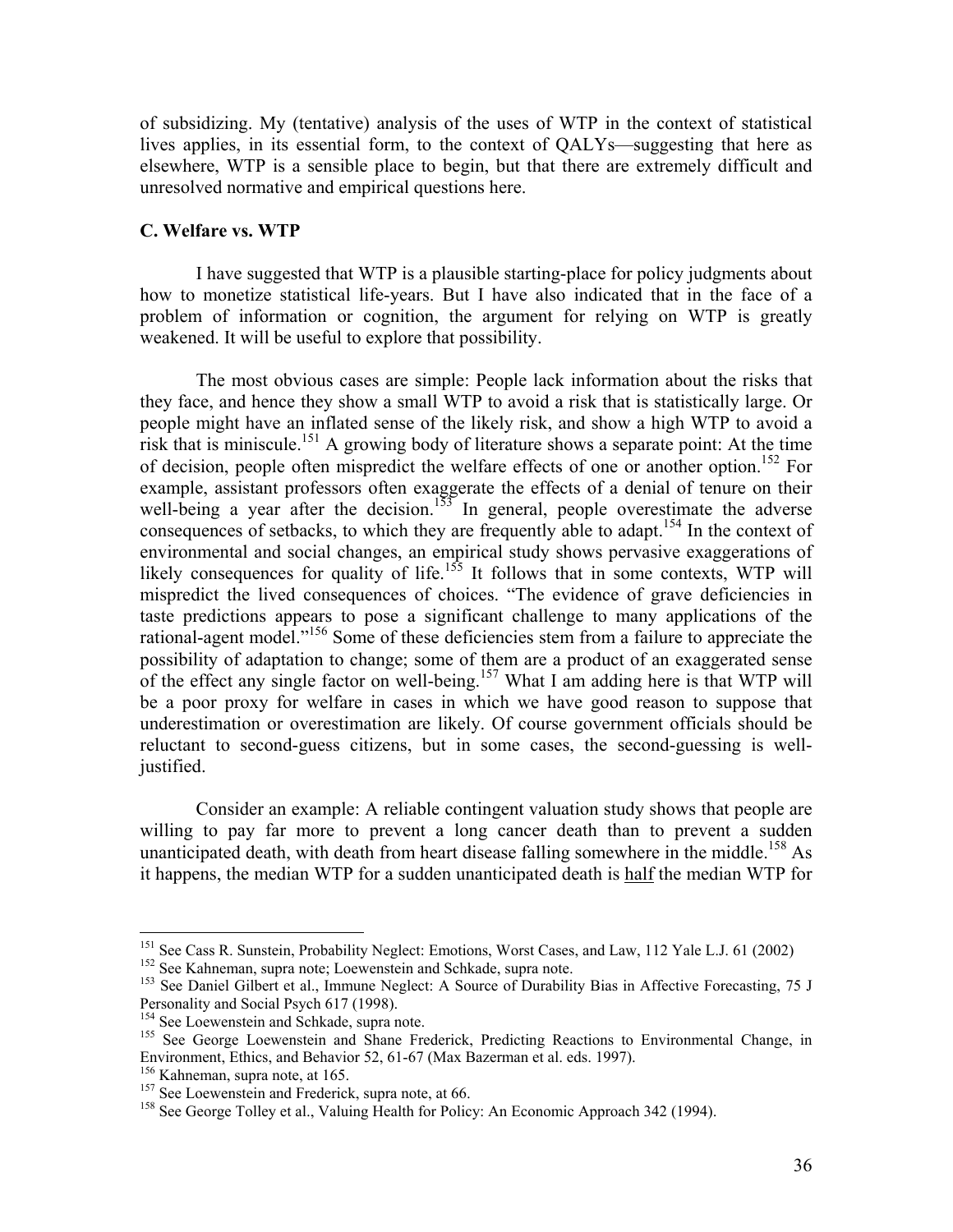of subsidizing. My (tentative) analysis of the uses of WTP in the context of statistical lives applies, in its essential form, to the context of QALYs—suggesting that here as elsewhere, WTP is a sensible place to begin, but that there are extremely difficult and unresolved normative and empirical questions here.

### C. Welfare vs. WTP

I have suggested that WTP is a plausible starting-place for policy judgments about how to monetize statistical life-years. But I have also indicated that in the face of a problem of information or cognition, the argument for relying on WTP is greatly weakened. It will be useful to explore that possibility.

The most obvious cases are simple: People lack information about the risks that they face, and hence they show a small WTP to avoid a risk that is statistically large. Or people might have an inflated sense of the likely risk, and show a high WTP to avoid a risk that is miniscule.[151] A growing body of literature shows a separate point: At the time of decision, people often mispredict the welfare effects of one or another option.[152] For example, assistant professors often exaggerate the effects of a denial of tenure on their well-being a year after the decision.[153] In general, people overestimate the adverse consequences of setbacks, to which they are frequently able to adapt.[154] In the context of environmental and social changes, an empirical study shows pervasive exaggerations of likely consequences for quality of life.[155] It follows that in some contexts, WTP will mispredict the lived consequences of choices. "The evidence of grave deficiencies in taste predictions appears to pose a significant challenge to many applications of the rational-agent model."[156] Some of these deficiencies stem from a failure to appreciate the possibility of adaptation to change; some of them are a product of an exaggerated sense of the effect any single factor on well-being.[157] What I am adding here is that WTP will be a poor proxy for welfare in cases in which we have good reason to suppose that underestimation or overestimation are likely. Of course government officials should be reluctant to second-guess citizens, but in some cases, the second-guessing is well-justified.

Consider an example: A reliable contingent valuation study shows that people are willing to pay far more to prevent a long cancer death than to prevent a sudden unanticipated death, with death from heart disease falling somewhere in the middle.[158] As it happens, the median WTP for a sudden unanticipated death is half the median WTP for

---

[151] See Cass R. Sunstein, Probability Neglect: Emotions, Worst Cases, and Law, 112 Yale L.J. 61 (2002)

[152] See Kahneman, supra note; Loewenstein and Schkade, supra note.

[153] See Daniel Gilbert et al., Immune Neglect: A Source of Durability Bias in Affective Forecasting, 75 J Personality and Social Psych 617 (1998).

[154] See Loewenstein and Schkade, supra note.

[155] See George Loewenstein and Shane Frederick, Predicting Reactions to Environmental Change, in Environment, Ethics, and Behavior 52, 61-67 (Max Bazerman et al. eds. 1997).

[156] Kahneman, supra note, at 165.

[157] See Loewenstein and Frederick, supra note, at 66.

[158] See George Tolley et al., Valuing Health for Policy: An Economic Approach 342 (1994).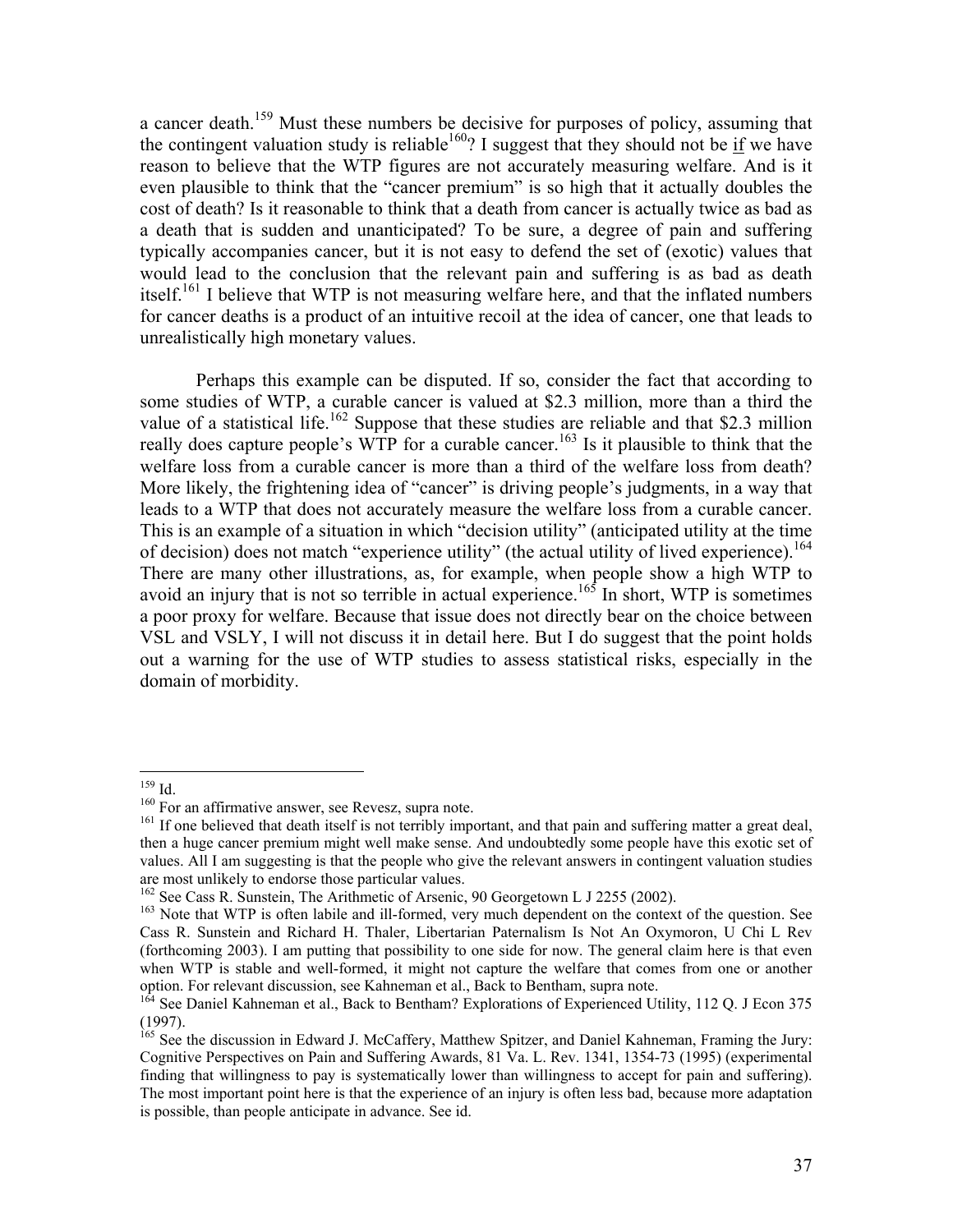a cancer death.[159] Must these numbers be decisive for purposes of policy, assuming that the contingent valuation study is reliable[160]? I suggest that they should not be if we have reason to believe that the WTP figures are not accurately measuring welfare. And is it even plausible to think that the "cancer premium" is so high that it actually doubles the cost of death? Is it reasonable to think that a death from cancer is actually twice as bad as a death that is sudden and unanticipated? To be sure, a degree of pain and suffering typically accompanies cancer, but it is not easy to defend the set of (exotic) values that would lead to the conclusion that the relevant pain and suffering is as bad as death itself.[161] I believe that WTP is not measuring welfare here, and that the inflated numbers for cancer deaths is a product of an intuitive recoil at the idea of cancer, one that leads to unrealistically high monetary values.

Perhaps this example can be disputed. If so, consider the fact that according to some studies of WTP, a curable cancer is valued at $2.3 million, more than a third the value of a statistical life.[162] Suppose that these studies are reliable and that $2.3 million really does capture people's WTP for a curable cancer.[163] Is it plausible to think that the welfare loss from a curable cancer is more than a third of the welfare loss from death? More likely, the frightening idea of "cancer" is driving people's judgments, in a way that leads to a WTP that does not accurately measure the welfare loss from a curable cancer. This is an example of a situation in which "decision utility" (anticipated utility at the time of decision) does not match "experience utility" (the actual utility of lived experience).[164] There are many other illustrations, as, for example, when people show a high WTP to avoid an injury that is not so terrible in actual experience.[165] In short, WTP is sometimes a poor proxy for welfare. Because that issue does not directly bear on the choice between VSL and VSLY, I will not discuss it in detail here. But I do suggest that the point holds out a warning for the use of WTP studies to assess statistical risks, especially in the domain of morbidity.

---

[159] Id.

[160] For an affirmative answer, see Revesz, supra note.

[161] If one believed that death itself is not terribly important, and that pain and suffering matter a great deal, then a huge cancer premium might well make sense. And undoubtedly some people have this exotic set of values. All I am suggesting is that the people who give the relevant answers in contingent valuation studies are most unlikely to endorse those particular values.

[162] See Cass R. Sunstein, The Arithmetic of Arsenic, 90 Georgetown L J 2255 (2002).

[163] Note that WTP is often labile and ill-formed, very much dependent on the context of the question. See Cass R. Sunstein and Richard H. Thaler, Libertarian Paternalism Is Not An Oxymoron, U Chi L Rev (forthcoming 2003). I am putting that possibility to one side for now. The general claim here is that even when WTP is stable and well-formed, it might not capture the welfare that comes from one or another option. For relevant discussion, see Kahneman et al., Back to Bentham, supra note.

[164] See Daniel Kahneman et al., Back to Bentham? Explorations of Experienced Utility, 112 Q. J Econ 375 (1997).

[165] See the discussion in Edward J. McCaffery, Matthew Spitzer, and Daniel Kahneman, Framing the Jury: Cognitive Perspectives on Pain and Suffering Awards, 81 Va. L. Rev. 1341, 1354-73 (1995) (experimental finding that willingness to pay is systematically lower than willingness to accept for pain and suffering). The most important point here is that the experience of an injury is often less bad, because more adaptation is possible, than people anticipate in advance. See id.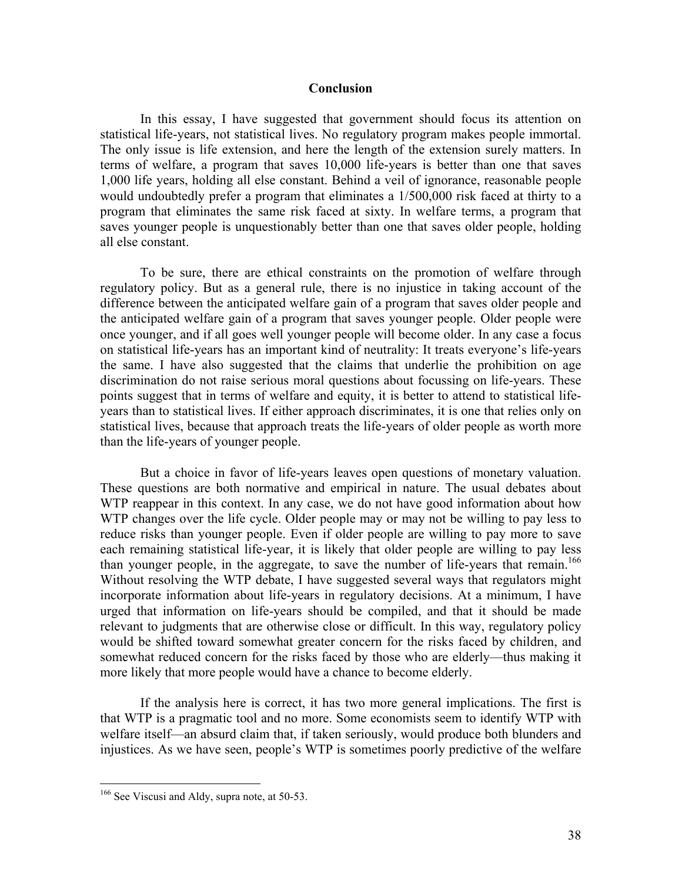## Conclusion

In this essay, I have suggested that government should focus its attention on statistical life-years, not statistical lives. No regulatory program makes people immortal. The only issue is life extension, and here the length of the extension surely matters. In terms of welfare, a program that saves 10,000 life-years is better than one that saves 1,000 life years, holding all else constant. Behind a veil of ignorance, reasonable people would undoubtedly prefer a program that eliminates a 1/500,000 risk faced at thirty to a program that eliminates the same risk faced at sixty. In welfare terms, a program that saves younger people is unquestionably better than one that saves older people, holding all else constant.

To be sure, there are ethical constraints on the promotion of welfare through regulatory policy. But as a general rule, there is no injustice in taking account of the difference between the anticipated welfare gain of a program that saves older people and the anticipated welfare gain of a program that saves younger people. Older people were once younger, and if all goes well younger people will become older. In any case a focus on statistical life-years has an important kind of neutrality: It treats everyone's life-years the same. I have also suggested that the claims that underlie the prohibition on age discrimination do not raise serious moral questions about focussing on life-years. These points suggest that in terms of welfare and equity, it is better to attend to statistical life-years than to statistical lives. If either approach discriminates, it is one that relies only on statistical lives, because that approach treats the life-years of older people as worth more than the life-years of younger people.

But a choice in favor of life-years leaves open questions of monetary valuation. These questions are both normative and empirical in nature. The usual debates about WTP reappear in this context. In any case, we do not have good information about how WTP changes over the life cycle. Older people may or may not be willing to pay less to reduce risks than younger people. Even if older people are willing to pay more to save each remaining statistical life-year, it is likely that older people are willing to pay less than younger people, in the aggregate, to save the number of life-years that remain.[166] Without resolving the WTP debate, I have suggested several ways that regulators might incorporate information about life-years in regulatory decisions. At a minimum, I have urged that information on life-years should be compiled, and that it should be made relevant to judgments that are otherwise close or difficult. In this way, regulatory policy would be shifted toward somewhat greater concern for the risks faced by children, and somewhat reduced concern for the risks faced by those who are elderly—thus making it more likely that more people would have a chance to become elderly.

If the analysis here is correct, it has two more general implications. The first is that WTP is a pragmatic tool and no more. Some economists seem to identify WTP with welfare itself—an absurd claim that, if taken seriously, would produce both blunders and injustices. As we have seen, people's WTP is sometimes poorly predictive of the welfare

---

[166] See Viscusi and Aldy, supra note, at 50-53.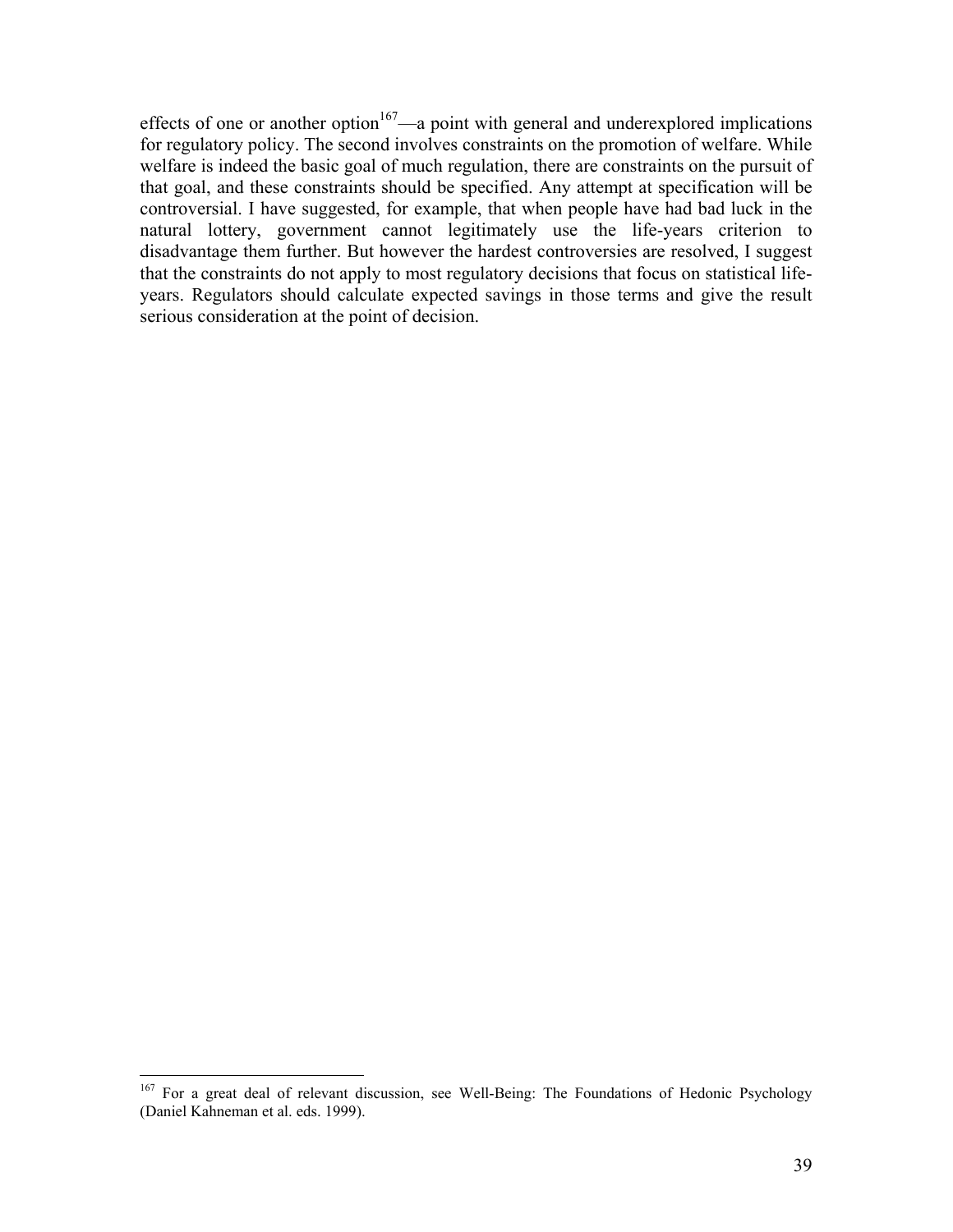effects of one or another option[167]—a point with general and underexplored implications for regulatory policy. The second involves constraints on the promotion of welfare. While welfare is indeed the basic goal of much regulation, there are constraints on the pursuit of that goal, and these constraints should be specified. Any attempt at specification will be controversial. I have suggested, for example, that when people have had bad luck in the natural lottery, government cannot legitimately use the life-years criterion to disadvantage them further. But however the hardest controversies are resolved, I suggest that the constraints do not apply to most regulatory decisions that focus on statistical life-years. Regulators should calculate expected savings in those terms and give the result serious consideration at the point of decision.

---

[167] For a great deal of relevant discussion, see Well-Being: The Foundations of Hedonic Psychology (Daniel Kahneman et al. eds. 1999).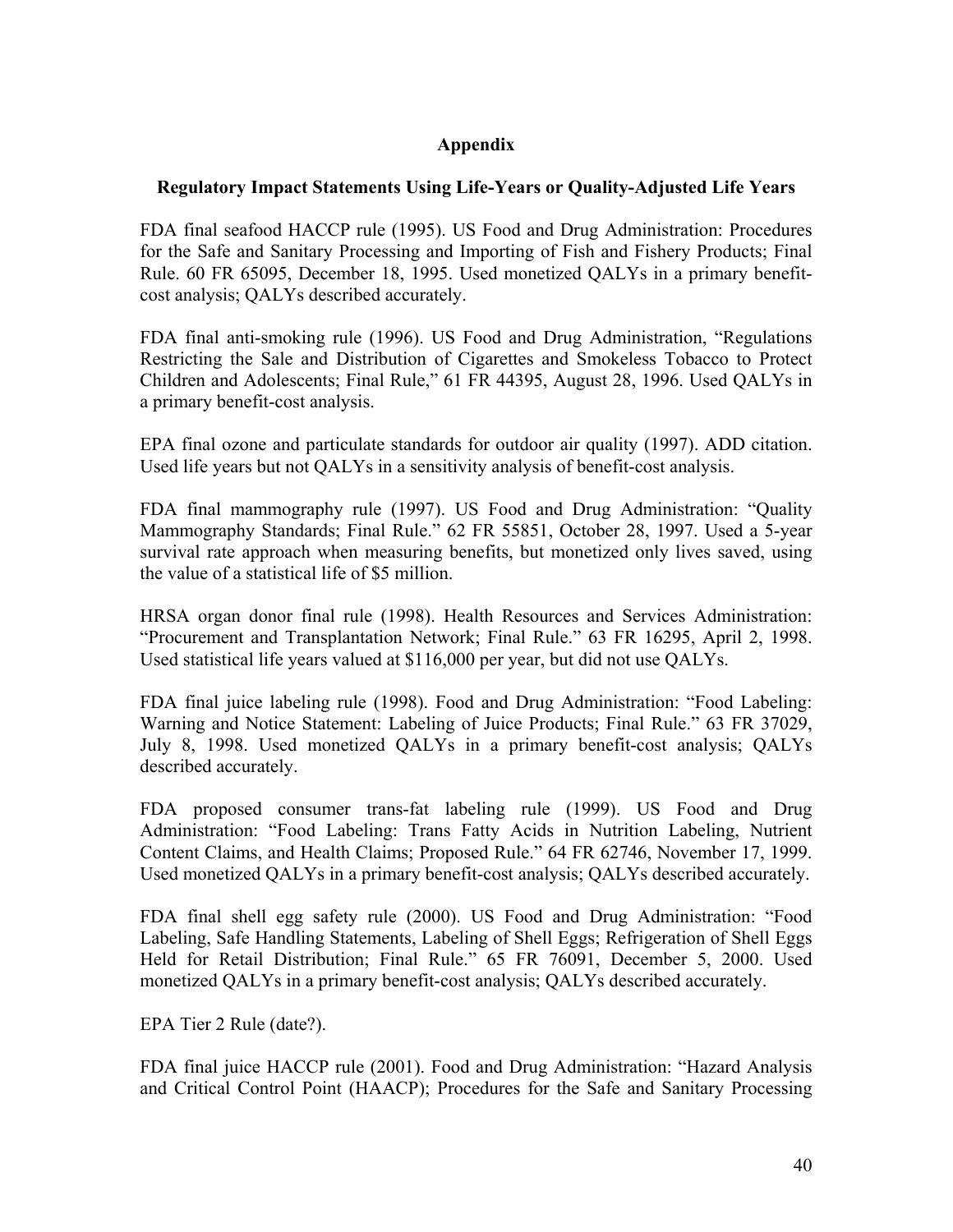## Appendix

### Regulatory Impact Statements Using Life-Years or Quality-Adjusted Life Years

FDA final seafood HACCP rule (1995). US Food and Drug Administration: Procedures for the Safe and Sanitary Processing and Importing of Fish and Fishery Products; Final Rule. 60 FR 65095, December 18, 1995. Used monetized QALYs in a primary benefit-cost analysis; QALYs described accurately.

FDA final anti-smoking rule (1996). US Food and Drug Administration, "Regulations Restricting the Sale and Distribution of Cigarettes and Smokeless Tobacco to Protect Children and Adolescents; Final Rule," 61 FR 44395, August 28, 1996. Used QALYs in a primary benefit-cost analysis.

EPA final ozone and particulate standards for outdoor air quality (1997). ADD citation. Used life years but not QALYs in a sensitivity analysis of benefit-cost analysis.

FDA final mammography rule (1997). US Food and Drug Administration: "Quality Mammography Standards; Final Rule." 62 FR 55851, October 28, 1997. Used a 5-year survival rate approach when measuring benefits, but monetized only lives saved, using the value of a statistical life of $5 million.

HRSA organ donor final rule (1998). Health Resources and Services Administration: "Procurement and Transplantation Network; Final Rule." 63 FR 16295, April 2, 1998. Used statistical life years valued at $116,000 per year, but did not use QALYs.

FDA final juice labeling rule (1998). Food and Drug Administration: "Food Labeling: Warning and Notice Statement: Labeling of Juice Products; Final Rule." 63 FR 37029, July 8, 1998. Used monetized QALYs in a primary benefit-cost analysis; QALYs described accurately.

FDA proposed consumer trans-fat labeling rule (1999). US Food and Drug Administration: "Food Labeling: Trans Fatty Acids in Nutrition Labeling, Nutrient Content Claims, and Health Claims; Proposed Rule." 64 FR 62746, November 17, 1999. Used monetized QALYs in a primary benefit-cost analysis; QALYs described accurately.

FDA final shell egg safety rule (2000). US Food and Drug Administration: "Food Labeling, Safe Handling Statements, Labeling of Shell Eggs; Refrigeration of Shell Eggs Held for Retail Distribution; Final Rule." 65 FR 76091, December 5, 2000. Used monetized QALYs in a primary benefit-cost analysis; QALYs described accurately.

EPA Tier 2 Rule (date?).

FDA final juice HACCP rule (2001). Food and Drug Administration: "Hazard Analysis and Critical Control Point (HAACP); Procedures for the Safe and Sanitary Processing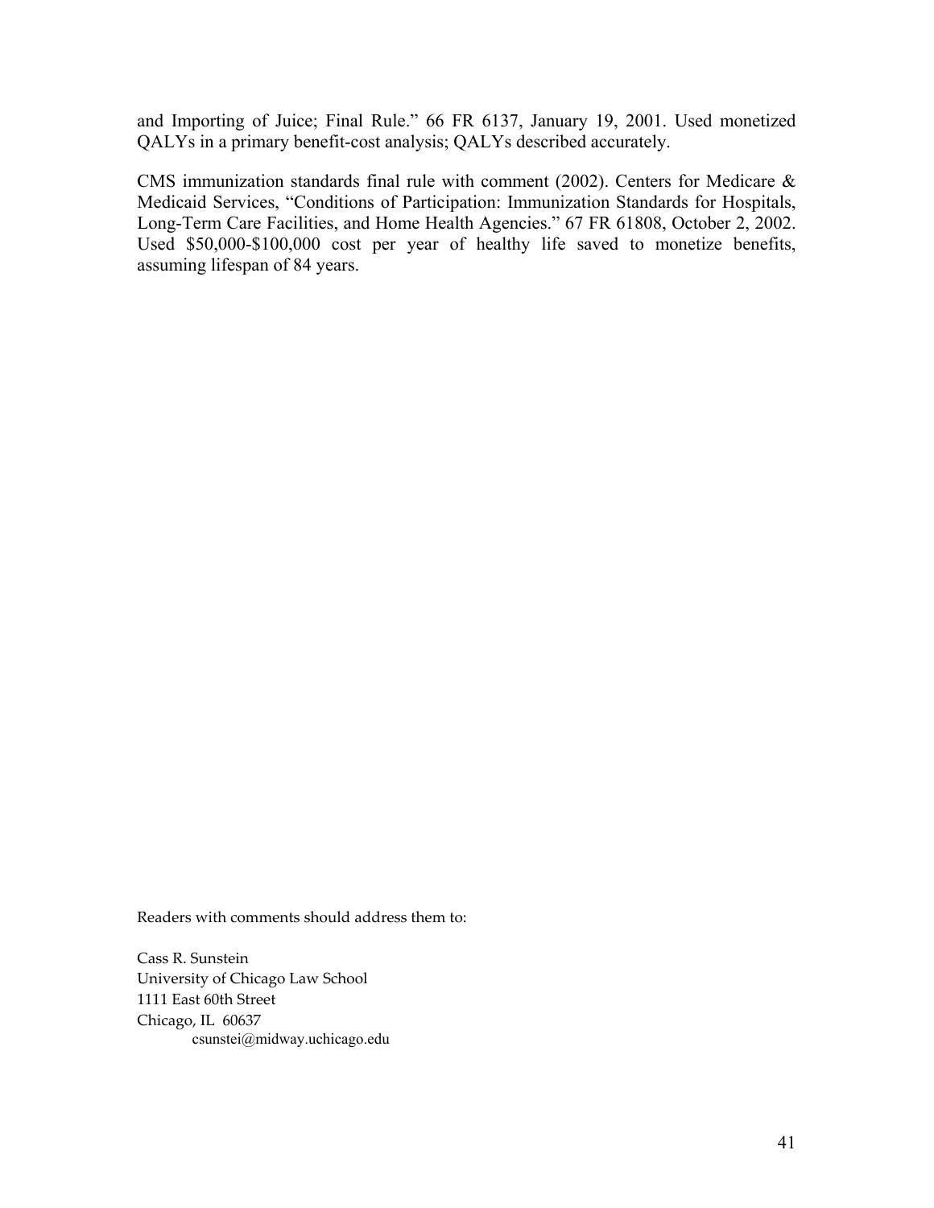and Importing of Juice; Final Rule." 66 FR 6137, January 19, 2001. Used monetized QALYs in a primary benefit-cost analysis; QALYs described accurately.

CMS immunization standards final rule with comment (2002). Centers for Medicare & Medicaid Services, "Conditions of Participation: Immunization Standards for Hospitals, Long-Term Care Facilities, and Home Health Agencies." 67 FR 61808, October 2, 2002. Used $50,000-$100,000 cost per year of healthy life saved to monetize benefits, assuming lifespan of 84 years.

Readers with comments should address them to:

Cass R. Sunstein
University of Chicago Law School
1111 East 60th Street
Chicago, IL 60637
csunstei@midway.uchicago.edu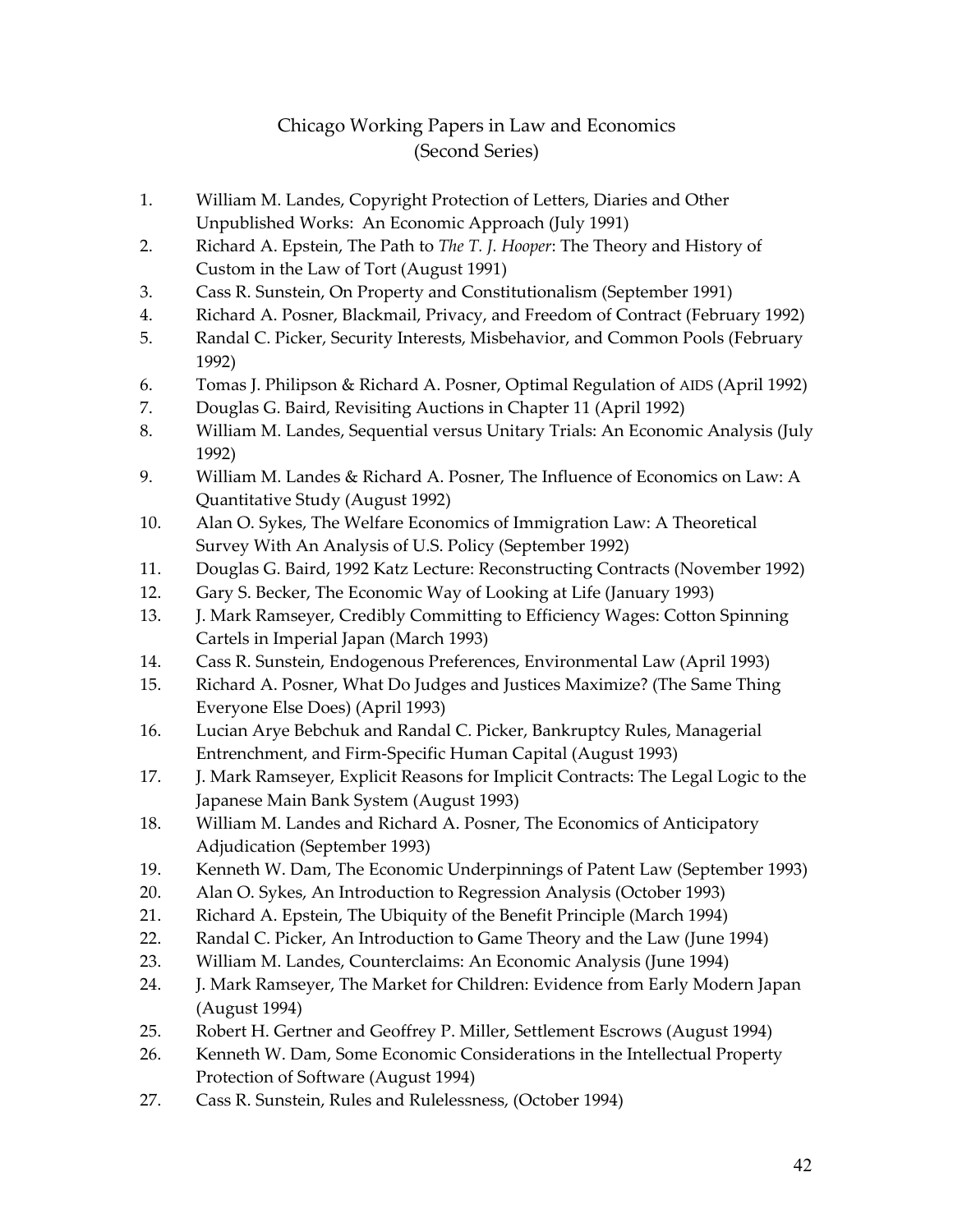# Chicago Working Papers in Law and Economics
## (Second Series)

1. William M. Landes, Copyright Protection of Letters, Diaries and Other Unpublished Works: An Economic Approach (July 1991)
2. Richard A. Epstein, The Path to *The T. J. Hooper*: The Theory and History of Custom in the Law of Tort (August 1991)
3. Cass R. Sunstein, On Property and Constitutionalism (September 1991)
4. Richard A. Posner, Blackmail, Privacy, and Freedom of Contract (February 1992)
5. Randal C. Picker, Security Interests, Misbehavior, and Common Pools (February 1992)
6. Tomas J. Philipson & Richard A. Posner, Optimal Regulation of AIDS (April 1992)
7. Douglas G. Baird, Revisiting Auctions in Chapter 11 (April 1992)
8. William M. Landes, Sequential versus Unitary Trials: An Economic Analysis (July 1992)
9. William M. Landes & Richard A. Posner, The Influence of Economics on Law: A Quantitative Study (August 1992)
10. Alan O. Sykes, The Welfare Economics of Immigration Law: A Theoretical Survey With An Analysis of U.S. Policy (September 1992)
11. Douglas G. Baird, 1992 Katz Lecture: Reconstructing Contracts (November 1992)
12. Gary S. Becker, The Economic Way of Looking at Life (January 1993)
13. J. Mark Ramseyer, Credibly Committing to Efficiency Wages: Cotton Spinning Cartels in Imperial Japan (March 1993)
14. Cass R. Sunstein, Endogenous Preferences, Environmental Law (April 1993)
15. Richard A. Posner, What Do Judges and Justices Maximize? (The Same Thing Everyone Else Does) (April 1993)
16. Lucian Arye Bebchuk and Randal C. Picker, Bankruptcy Rules, Managerial Entrenchment, and Firm-Specific Human Capital (August 1993)
17. J. Mark Ramseyer, Explicit Reasons for Implicit Contracts: The Legal Logic to the Japanese Main Bank System (August 1993)
18. William M. Landes and Richard A. Posner, The Economics of Anticipatory Adjudication (September 1993)
19. Kenneth W. Dam, The Economic Underpinnings of Patent Law (September 1993)
20. Alan O. Sykes, An Introduction to Regression Analysis (October 1993)
21. Richard A. Epstein, The Ubiquity of the Benefit Principle (March 1994)
22. Randal C. Picker, An Introduction to Game Theory and the Law (June 1994)
23. William M. Landes, Counterclaims: An Economic Analysis (June 1994)
24. J. Mark Ramseyer, The Market for Children: Evidence from Early Modern Japan (August 1994)
25. Robert H. Gertner and Geoffrey P. Miller, Settlement Escrows (August 1994)
26. Kenneth W. Dam, Some Economic Considerations in the Intellectual Property Protection of Software (August 1994)
27. Cass R. Sunstein, Rules and Rulelessness, (October 1994)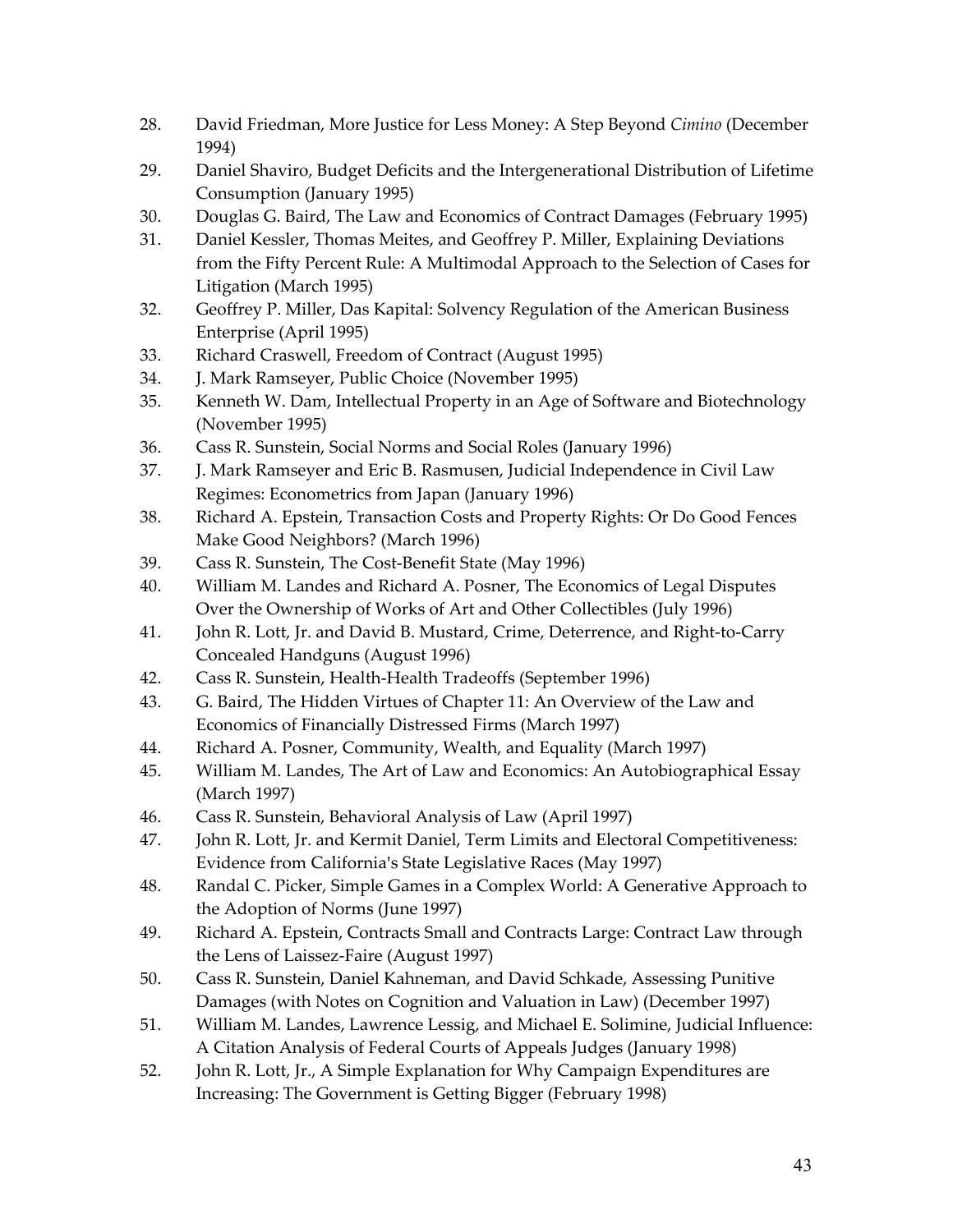28. David Friedman, More Justice for Less Money: A Step Beyond *Cimino* (December 1994)
29. Daniel Shaviro, Budget Deficits and the Intergenerational Distribution of Lifetime Consumption (January 1995)
30. Douglas G. Baird, The Law and Economics of Contract Damages (February 1995)
31. Daniel Kessler, Thomas Meites, and Geoffrey P. Miller, Explaining Deviations from the Fifty Percent Rule: A Multimodal Approach to the Selection of Cases for Litigation (March 1995)
32. Geoffrey P. Miller, Das Kapital: Solvency Regulation of the American Business Enterprise (April 1995)
33. Richard Craswell, Freedom of Contract (August 1995)
34. J. Mark Ramseyer, Public Choice (November 1995)
35. Kenneth W. Dam, Intellectual Property in an Age of Software and Biotechnology (November 1995)
36. Cass R. Sunstein, Social Norms and Social Roles (January 1996)
37. J. Mark Ramseyer and Eric B. Rasmusen, Judicial Independence in Civil Law Regimes: Econometrics from Japan (January 1996)
38. Richard A. Epstein, Transaction Costs and Property Rights: Or Do Good Fences Make Good Neighbors? (March 1996)
39. Cass R. Sunstein, The Cost-Benefit State (May 1996)
40. William M. Landes and Richard A. Posner, The Economics of Legal Disputes Over the Ownership of Works of Art and Other Collectibles (July 1996)
41. John R. Lott, Jr. and David B. Mustard, Crime, Deterrence, and Right-to-Carry Concealed Handguns (August 1996)
42. Cass R. Sunstein, Health-Health Tradeoffs (September 1996)
43. G. Baird, The Hidden Virtues of Chapter 11: An Overview of the Law and Economics of Financially Distressed Firms (March 1997)
44. Richard A. Posner, Community, Wealth, and Equality (March 1997)
45. William M. Landes, The Art of Law and Economics: An Autobiographical Essay (March 1997)
46. Cass R. Sunstein, Behavioral Analysis of Law (April 1997)
47. John R. Lott, Jr. and Kermit Daniel, Term Limits and Electoral Competitiveness: Evidence from California's State Legislative Races (May 1997)
48. Randal C. Picker, Simple Games in a Complex World: A Generative Approach to the Adoption of Norms (June 1997)
49. Richard A. Epstein, Contracts Small and Contracts Large: Contract Law through the Lens of Laissez-Faire (August 1997)
50. Cass R. Sunstein, Daniel Kahneman, and David Schkade, Assessing Punitive Damages (with Notes on Cognition and Valuation in Law) (December 1997)
51. William M. Landes, Lawrence Lessig, and Michael E. Solimine, Judicial Influence: A Citation Analysis of Federal Courts of Appeals Judges (January 1998)
52. John R. Lott, Jr., A Simple Explanation for Why Campaign Expenditures are Increasing: The Government is Getting Bigger (February 1998)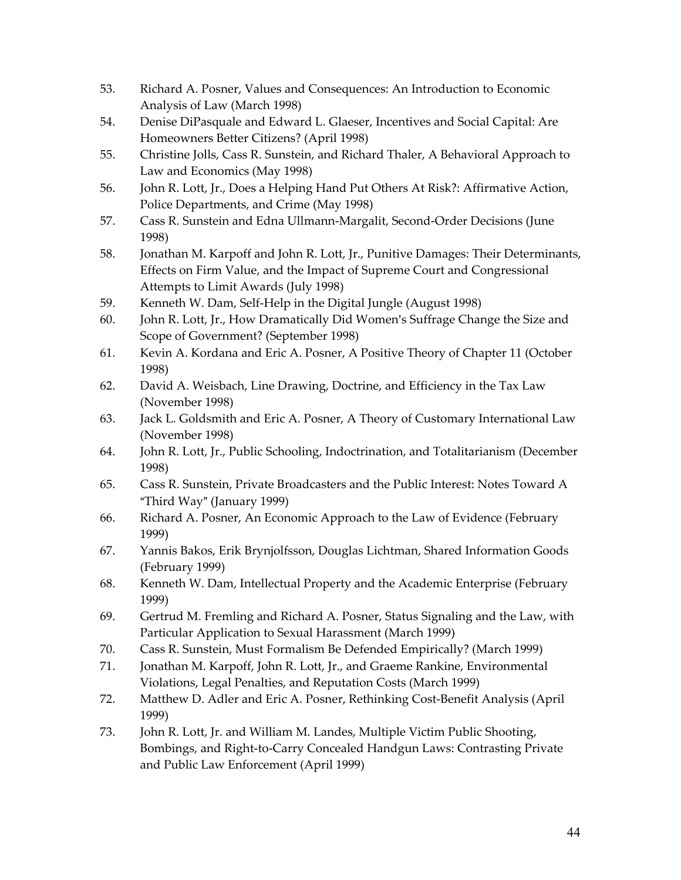53. Richard A. Posner, Values and Consequences: An Introduction to Economic Analysis of Law (March 1998)
54. Denise DiPasquale and Edward L. Glaeser, Incentives and Social Capital: Are Homeowners Better Citizens? (April 1998)
55. Christine Jolls, Cass R. Sunstein, and Richard Thaler, A Behavioral Approach to Law and Economics (May 1998)
56. John R. Lott, Jr., Does a Helping Hand Put Others At Risk?: Affirmative Action, Police Departments, and Crime (May 1998)
57. Cass R. Sunstein and Edna Ullmann-Margalit, Second-Order Decisions (June 1998)
58. Jonathan M. Karpoff and John R. Lott, Jr., Punitive Damages: Their Determinants, Effects on Firm Value, and the Impact of Supreme Court and Congressional Attempts to Limit Awards (July 1998)
59. Kenneth W. Dam, Self-Help in the Digital Jungle (August 1998)
60. John R. Lott, Jr., How Dramatically Did Women's Suffrage Change the Size and Scope of Government? (September 1998)
61. Kevin A. Kordana and Eric A. Posner, A Positive Theory of Chapter 11 (October 1998)
62. David A. Weisbach, Line Drawing, Doctrine, and Efficiency in the Tax Law (November 1998)
63. Jack L. Goldsmith and Eric A. Posner, A Theory of Customary International Law (November 1998)
64. John R. Lott, Jr., Public Schooling, Indoctrination, and Totalitarianism (December 1998)
65. Cass R. Sunstein, Private Broadcasters and the Public Interest: Notes Toward A "Third Way" (January 1999)
66. Richard A. Posner, An Economic Approach to the Law of Evidence (February 1999)
67. Yannis Bakos, Erik Brynjolfsson, Douglas Lichtman, Shared Information Goods (February 1999)
68. Kenneth W. Dam, Intellectual Property and the Academic Enterprise (February 1999)
69. Gertrud M. Fremling and Richard A. Posner, Status Signaling and the Law, with Particular Application to Sexual Harassment (March 1999)
70. Cass R. Sunstein, Must Formalism Be Defended Empirically? (March 1999)
71. Jonathan M. Karpoff, John R. Lott, Jr., and Graeme Rankine, Environmental Violations, Legal Penalties, and Reputation Costs (March 1999)
72. Matthew D. Adler and Eric A. Posner, Rethinking Cost-Benefit Analysis (April 1999)
73. John R. Lott, Jr. and William M. Landes, Multiple Victim Public Shooting, Bombings, and Right-to-Carry Concealed Handgun Laws: Contrasting Private and Public Law Enforcement (April 1999)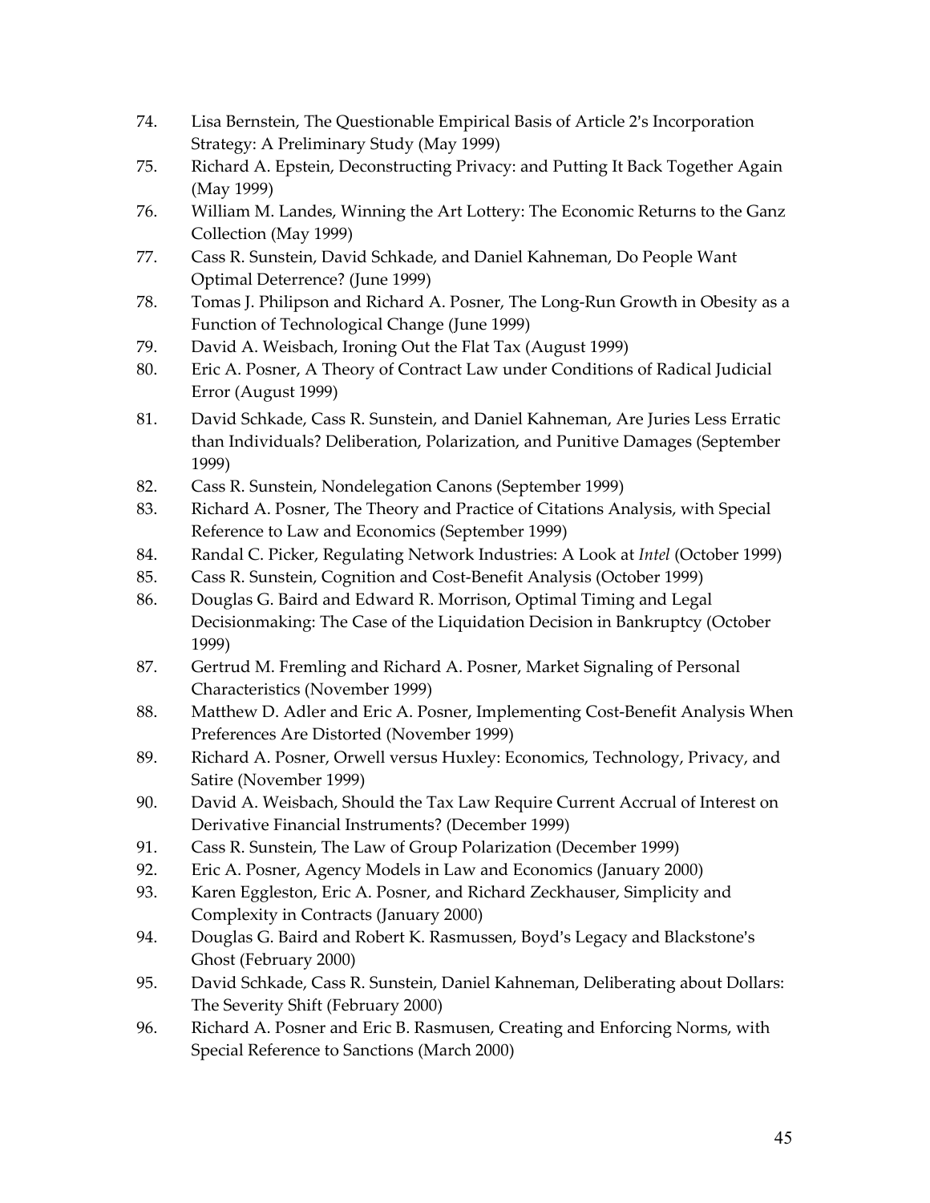74. Lisa Bernstein, The Questionable Empirical Basis of Article 2's Incorporation Strategy: A Preliminary Study (May 1999)
75. Richard A. Epstein, Deconstructing Privacy: and Putting It Back Together Again (May 1999)
76. William M. Landes, Winning the Art Lottery: The Economic Returns to the Ganz Collection (May 1999)
77. Cass R. Sunstein, David Schkade, and Daniel Kahneman, Do People Want Optimal Deterrence? (June 1999)
78. Tomas J. Philipson and Richard A. Posner, The Long-Run Growth in Obesity as a Function of Technological Change (June 1999)
79. David A. Weisbach, Ironing Out the Flat Tax (August 1999)
80. Eric A. Posner, A Theory of Contract Law under Conditions of Radical Judicial Error (August 1999)
81. David Schkade, Cass R. Sunstein, and Daniel Kahneman, Are Juries Less Erratic than Individuals? Deliberation, Polarization, and Punitive Damages (September 1999)
82. Cass R. Sunstein, Nondelegation Canons (September 1999)
83. Richard A. Posner, The Theory and Practice of Citations Analysis, with Special Reference to Law and Economics (September 1999)
84. Randal C. Picker, Regulating Network Industries: A Look at *Intel* (October 1999)
85. Cass R. Sunstein, Cognition and Cost-Benefit Analysis (October 1999)
86. Douglas G. Baird and Edward R. Morrison, Optimal Timing and Legal Decisionmaking: The Case of the Liquidation Decision in Bankruptcy (October 1999)
87. Gertrud M. Fremling and Richard A. Posner, Market Signaling of Personal Characteristics (November 1999)
88. Matthew D. Adler and Eric A. Posner, Implementing Cost-Benefit Analysis When Preferences Are Distorted (November 1999)
89. Richard A. Posner, Orwell versus Huxley: Economics, Technology, Privacy, and Satire (November 1999)
90. David A. Weisbach, Should the Tax Law Require Current Accrual of Interest on Derivative Financial Instruments? (December 1999)
91. Cass R. Sunstein, The Law of Group Polarization (December 1999)
92. Eric A. Posner, Agency Models in Law and Economics (January 2000)
93. Karen Eggleston, Eric A. Posner, and Richard Zeckhauser, Simplicity and Complexity in Contracts (January 2000)
94. Douglas G. Baird and Robert K. Rasmussen, Boyd's Legacy and Blackstone's Ghost (February 2000)
95. David Schkade, Cass R. Sunstein, Daniel Kahneman, Deliberating about Dollars: The Severity Shift (February 2000)
96. Richard A. Posner and Eric B. Rasmusen, Creating and Enforcing Norms, with Special Reference to Sanctions (March 2000)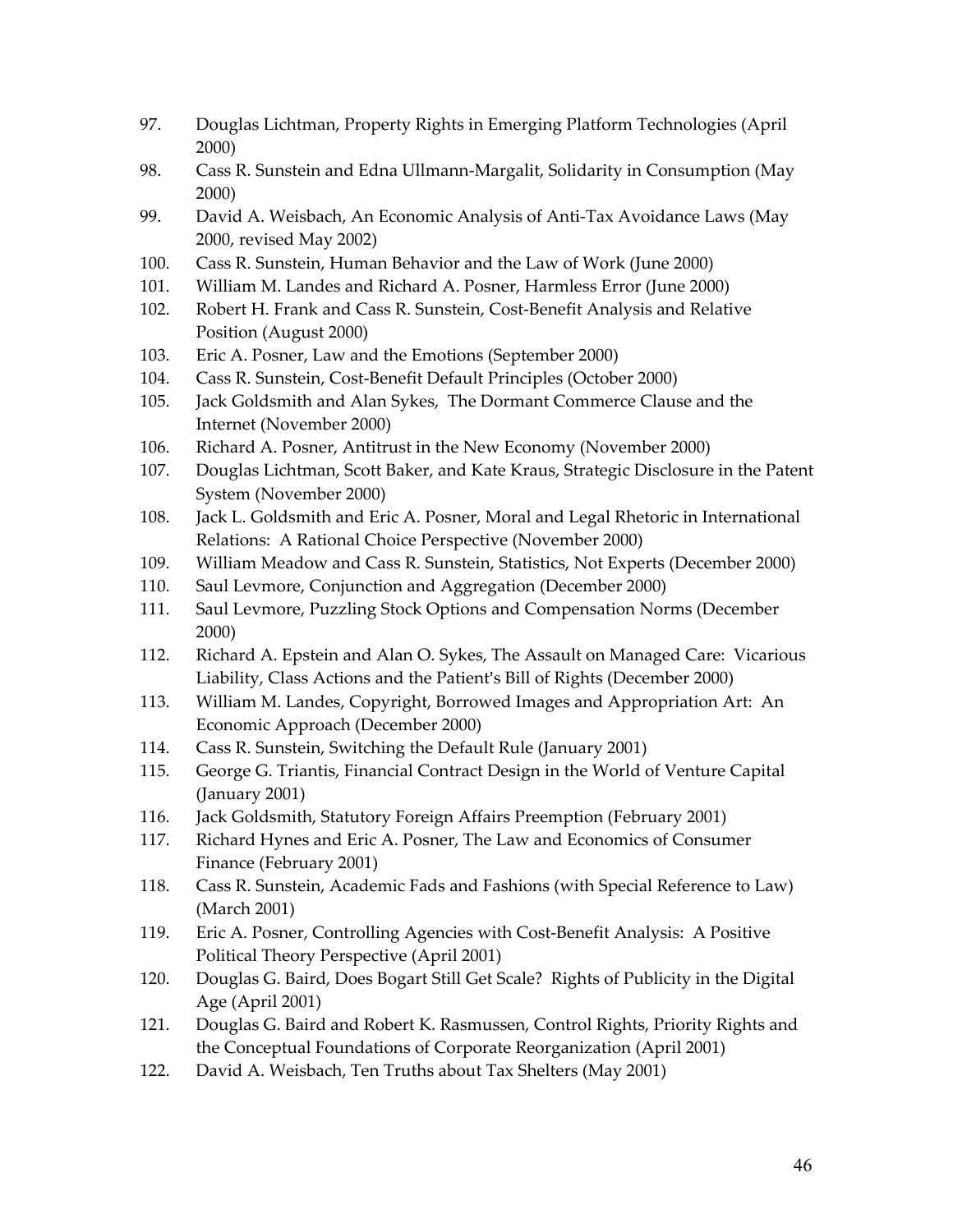97. Douglas Lichtman, Property Rights in Emerging Platform Technologies (April 2000)
98. Cass R. Sunstein and Edna Ullmann-Margalit, Solidarity in Consumption (May 2000)
99. David A. Weisbach, An Economic Analysis of Anti-Tax Avoidance Laws (May 2000, revised May 2002)
100. Cass R. Sunstein, Human Behavior and the Law of Work (June 2000)
101. William M. Landes and Richard A. Posner, Harmless Error (June 2000)
102. Robert H. Frank and Cass R. Sunstein, Cost-Benefit Analysis and Relative Position (August 2000)
103. Eric A. Posner, Law and the Emotions (September 2000)
104. Cass R. Sunstein, Cost-Benefit Default Principles (October 2000)
105. Jack Goldsmith and Alan Sykes, The Dormant Commerce Clause and the Internet (November 2000)
106. Richard A. Posner, Antitrust in the New Economy (November 2000)
107. Douglas Lichtman, Scott Baker, and Kate Kraus, Strategic Disclosure in the Patent System (November 2000)
108. Jack L. Goldsmith and Eric A. Posner, Moral and Legal Rhetoric in International Relations: A Rational Choice Perspective (November 2000)
109. William Meadow and Cass R. Sunstein, Statistics, Not Experts (December 2000)
110. Saul Levmore, Conjunction and Aggregation (December 2000)
111. Saul Levmore, Puzzling Stock Options and Compensation Norms (December 2000)
112. Richard A. Epstein and Alan O. Sykes, The Assault on Managed Care: Vicarious Liability, Class Actions and the Patient's Bill of Rights (December 2000)
113. William M. Landes, Copyright, Borrowed Images and Appropriation Art: An Economic Approach (December 2000)
114. Cass R. Sunstein, Switching the Default Rule (January 2001)
115. George G. Triantis, Financial Contract Design in the World of Venture Capital (January 2001)
116. Jack Goldsmith, Statutory Foreign Affairs Preemption (February 2001)
117. Richard Hynes and Eric A. Posner, The Law and Economics of Consumer Finance (February 2001)
118. Cass R. Sunstein, Academic Fads and Fashions (with Special Reference to Law) (March 2001)
119. Eric A. Posner, Controlling Agencies with Cost-Benefit Analysis: A Positive Political Theory Perspective (April 2001)
120. Douglas G. Baird, Does Bogart Still Get Scale? Rights of Publicity in the Digital Age (April 2001)
121. Douglas G. Baird and Robert K. Rasmussen, Control Rights, Priority Rights and the Conceptual Foundations of Corporate Reorganization (April 2001)
122. David A. Weisbach, Ten Truths about Tax Shelters (May 2001)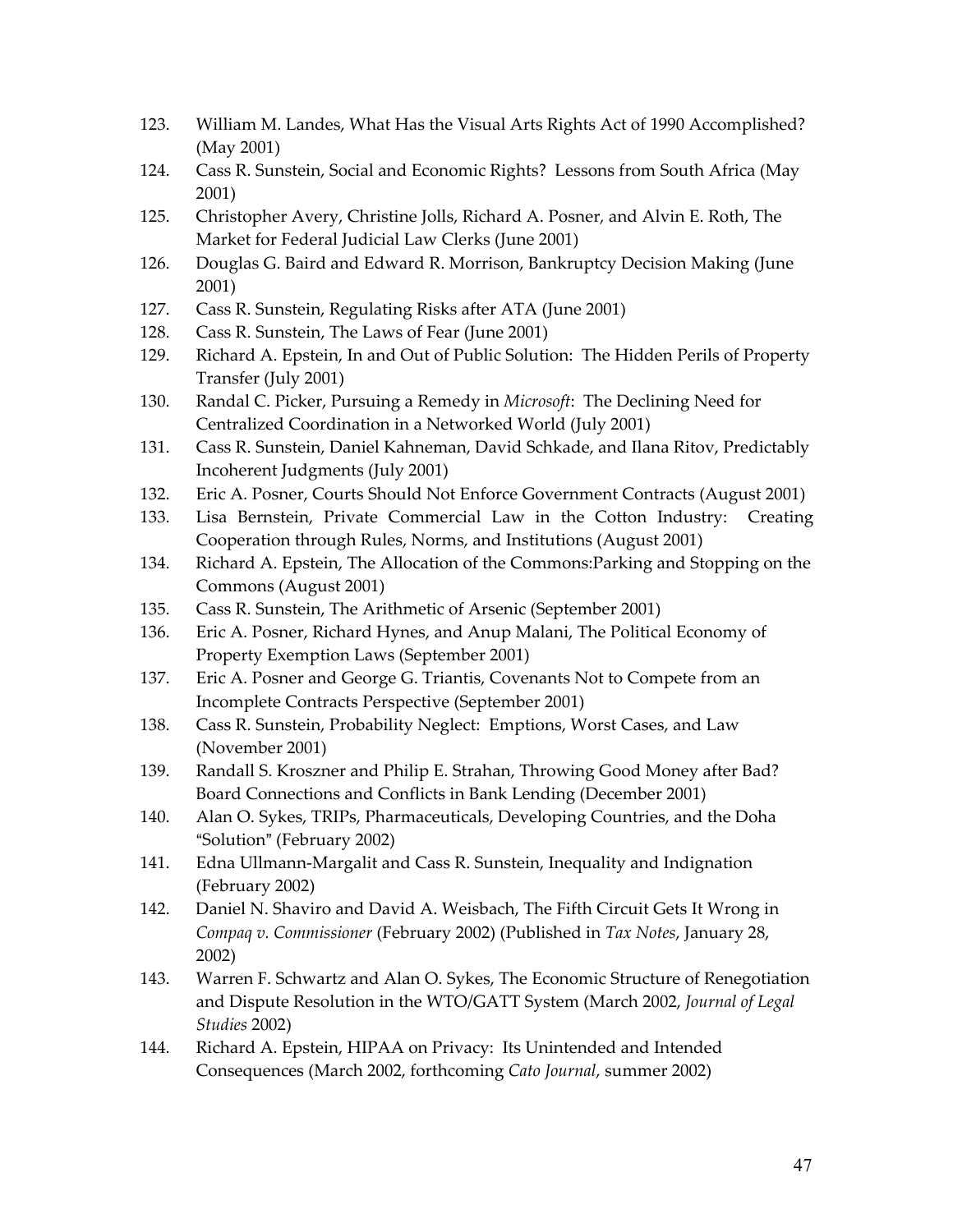123. William M. Landes, What Has the Visual Arts Rights Act of 1990 Accomplished? (May 2001)
124. Cass R. Sunstein, Social and Economic Rights? Lessons from South Africa (May 2001)
125. Christopher Avery, Christine Jolls, Richard A. Posner, and Alvin E. Roth, The Market for Federal Judicial Law Clerks (June 2001)
126. Douglas G. Baird and Edward R. Morrison, Bankruptcy Decision Making (June 2001)
127. Cass R. Sunstein, Regulating Risks after ATA (June 2001)
128. Cass R. Sunstein, The Laws of Fear (June 2001)
129. Richard A. Epstein, In and Out of Public Solution: The Hidden Perils of Property Transfer (July 2001)
130. Randal C. Picker, Pursuing a Remedy in *Microsoft*: The Declining Need for Centralized Coordination in a Networked World (July 2001)
131. Cass R. Sunstein, Daniel Kahneman, David Schkade, and Ilana Ritov, Predictably Incoherent Judgments (July 2001)
132. Eric A. Posner, Courts Should Not Enforce Government Contracts (August 2001)
133. Lisa Bernstein, Private Commercial Law in the Cotton Industry: Creating Cooperation through Rules, Norms, and Institutions (August 2001)
134. Richard A. Epstein, The Allocation of the Commons:Parking and Stopping on the Commons (August 2001)
135. Cass R. Sunstein, The Arithmetic of Arsenic (September 2001)
136. Eric A. Posner, Richard Hynes, and Anup Malani, The Political Economy of Property Exemption Laws (September 2001)
137. Eric A. Posner and George G. Triantis, Covenants Not to Compete from an Incomplete Contracts Perspective (September 2001)
138. Cass R. Sunstein, Probability Neglect: Emptions, Worst Cases, and Law (November 2001)
139. Randall S. Kroszner and Philip E. Strahan, Throwing Good Money after Bad? Board Connections and Conflicts in Bank Lending (December 2001)
140. Alan O. Sykes, TRIPs, Pharmaceuticals, Developing Countries, and the Doha "Solution" (February 2002)
141. Edna Ullmann-Margalit and Cass R. Sunstein, Inequality and Indignation (February 2002)
142. Daniel N. Shaviro and David A. Weisbach, The Fifth Circuit Gets It Wrong in *Compaq v. Commissioner* (February 2002) (Published in *Tax Notes*, January 28, 2002)
143. Warren F. Schwartz and Alan O. Sykes, The Economic Structure of Renegotiation and Dispute Resolution in the WTO/GATT System (March 2002, *Journal of Legal Studies* 2002)
144. Richard A. Epstein, HIPAA on Privacy: Its Unintended and Intended Consequences (March 2002, forthcoming *Cato Journal*, summer 2002)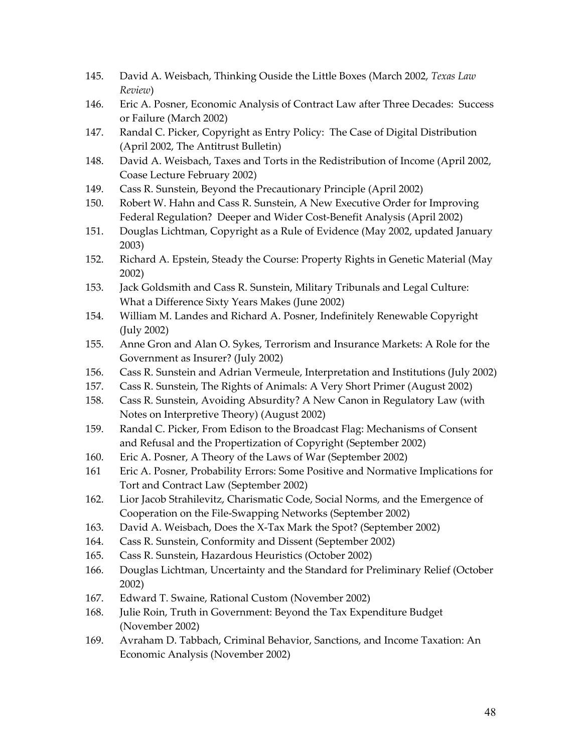145. David A. Weisbach, Thinking Ouside the Little Boxes (March 2002, *Texas Law Review*)
146. Eric A. Posner, Economic Analysis of Contract Law after Three Decades: Success or Failure (March 2002)
147. Randal C. Picker, Copyright as Entry Policy: The Case of Digital Distribution (April 2002, The Antitrust Bulletin)
148. David A. Weisbach, Taxes and Torts in the Redistribution of Income (April 2002, Coase Lecture February 2002)
149. Cass R. Sunstein, Beyond the Precautionary Principle (April 2002)
150. Robert W. Hahn and Cass R. Sunstein, A New Executive Order for Improving Federal Regulation? Deeper and Wider Cost-Benefit Analysis (April 2002)
151. Douglas Lichtman, Copyright as a Rule of Evidence (May 2002, updated January 2003)
152. Richard A. Epstein, Steady the Course: Property Rights in Genetic Material (May 2002)
153. Jack Goldsmith and Cass R. Sunstein, Military Tribunals and Legal Culture: What a Difference Sixty Years Makes (June 2002)
154. William M. Landes and Richard A. Posner, Indefinitely Renewable Copyright (July 2002)
155. Anne Gron and Alan O. Sykes, Terrorism and Insurance Markets: A Role for the Government as Insurer? (July 2002)
156. Cass R. Sunstein and Adrian Vermeule, Interpretation and Institutions (July 2002)
157. Cass R. Sunstein, The Rights of Animals: A Very Short Primer (August 2002)
158. Cass R. Sunstein, Avoiding Absurdity? A New Canon in Regulatory Law (with Notes on Interpretive Theory) (August 2002)
159. Randal C. Picker, From Edison to the Broadcast Flag: Mechanisms of Consent and Refusal and the Propertization of Copyright (September 2002)
160. Eric A. Posner, A Theory of the Laws of War (September 2002)
161 Eric A. Posner, Probability Errors: Some Positive and Normative Implications for Tort and Contract Law (September 2002)
162. Lior Jacob Strahilevitz, Charismatic Code, Social Norms, and the Emergence of Cooperation on the File-Swapping Networks (September 2002)
163. David A. Weisbach, Does the X-Tax Mark the Spot? (September 2002)
164. Cass R. Sunstein, Conformity and Dissent (September 2002)
165. Cass R. Sunstein, Hazardous Heuristics (October 2002)
166. Douglas Lichtman, Uncertainty and the Standard for Preliminary Relief (October 2002)
167. Edward T. Swaine, Rational Custom (November 2002)
168. Julie Roin, Truth in Government: Beyond the Tax Expenditure Budget (November 2002)
169. Avraham D. Tabbach, Criminal Behavior, Sanctions, and Income Taxation: An Economic Analysis (November 2002)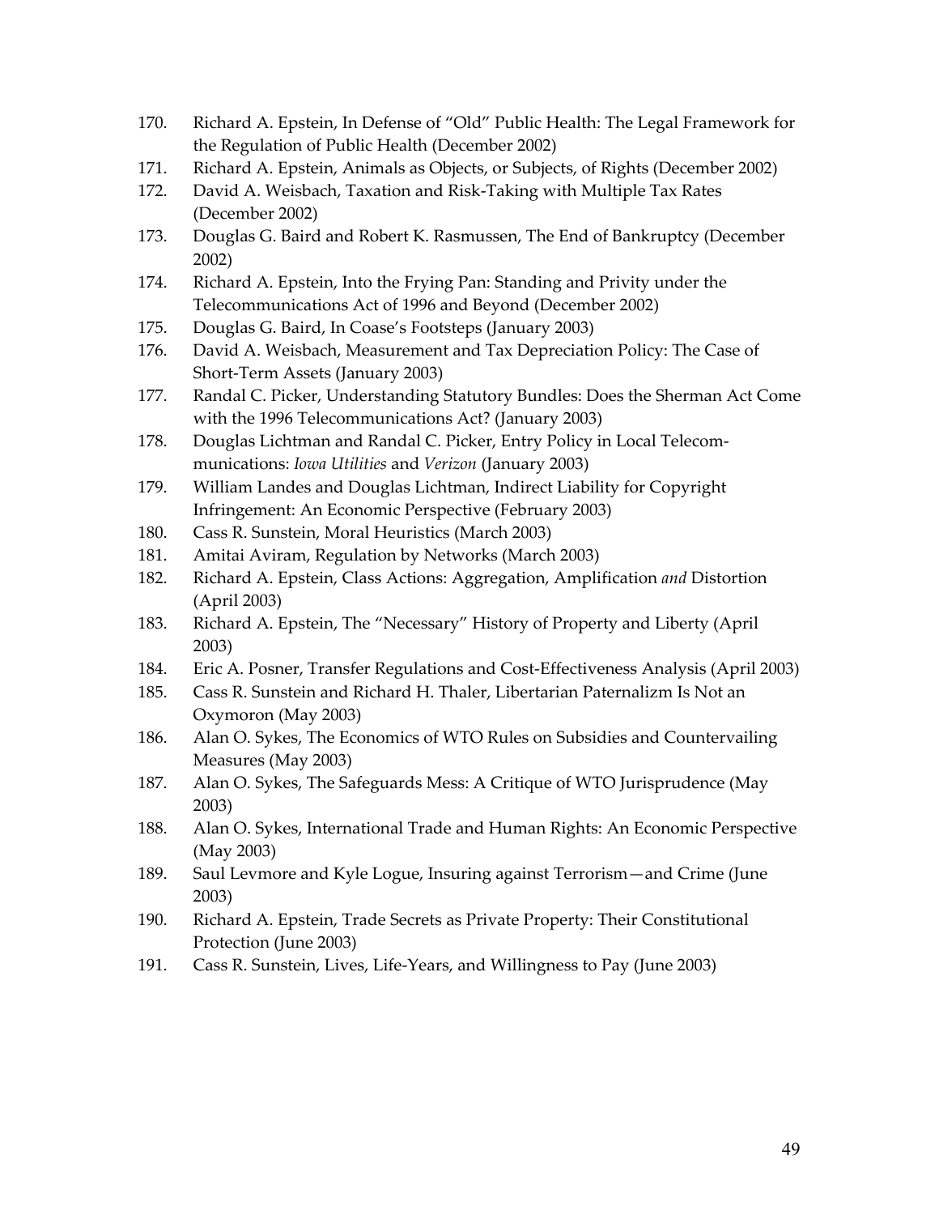170. Richard A. Epstein, In Defense of "Old" Public Health: The Legal Framework for the Regulation of Public Health (December 2002)
171. Richard A. Epstein, Animals as Objects, or Subjects, of Rights (December 2002)
172. David A. Weisbach, Taxation and Risk-Taking with Multiple Tax Rates (December 2002)
173. Douglas G. Baird and Robert K. Rasmussen, The End of Bankruptcy (December 2002)
174. Richard A. Epstein, Into the Frying Pan: Standing and Privity under the Telecommunications Act of 1996 and Beyond (December 2002)
175. Douglas G. Baird, In Coase's Footsteps (January 2003)
176. David A. Weisbach, Measurement and Tax Depreciation Policy: The Case of Short-Term Assets (January 2003)
177. Randal C. Picker, Understanding Statutory Bundles: Does the Sherman Act Come with the 1996 Telecommunications Act? (January 2003)
178. Douglas Lichtman and Randal C. Picker, Entry Policy in Local Telecommunications: *Iowa Utilities* and *Verizon* (January 2003)
179. William Landes and Douglas Lichtman, Indirect Liability for Copyright Infringement: An Economic Perspective (February 2003)
180. Cass R. Sunstein, Moral Heuristics (March 2003)
181. Amitai Aviram, Regulation by Networks (March 2003)
182. Richard A. Epstein, Class Actions: Aggregation, Amplification *and* Distortion (April 2003)
183. Richard A. Epstein, The "Necessary" History of Property and Liberty (April 2003)
184. Eric A. Posner, Transfer Regulations and Cost-Effectiveness Analysis (April 2003)
185. Cass R. Sunstein and Richard H. Thaler, Libertarian Paternalizm Is Not an Oxymoron (May 2003)
186. Alan O. Sykes, The Economics of WTO Rules on Subsidies and Countervailing Measures (May 2003)
187. Alan O. Sykes, The Safeguards Mess: A Critique of WTO Jurisprudence (May 2003)
188. Alan O. Sykes, International Trade and Human Rights: An Economic Perspective (May 2003)
189. Saul Levmore and Kyle Logue, Insuring against Terrorism—and Crime (June 2003)
190. Richard A. Epstein, Trade Secrets as Private Property: Their Constitutional Protection (June 2003)
191. Cass R. Sunstein, Lives, Life-Years, and Willingness to Pay (June 2003)